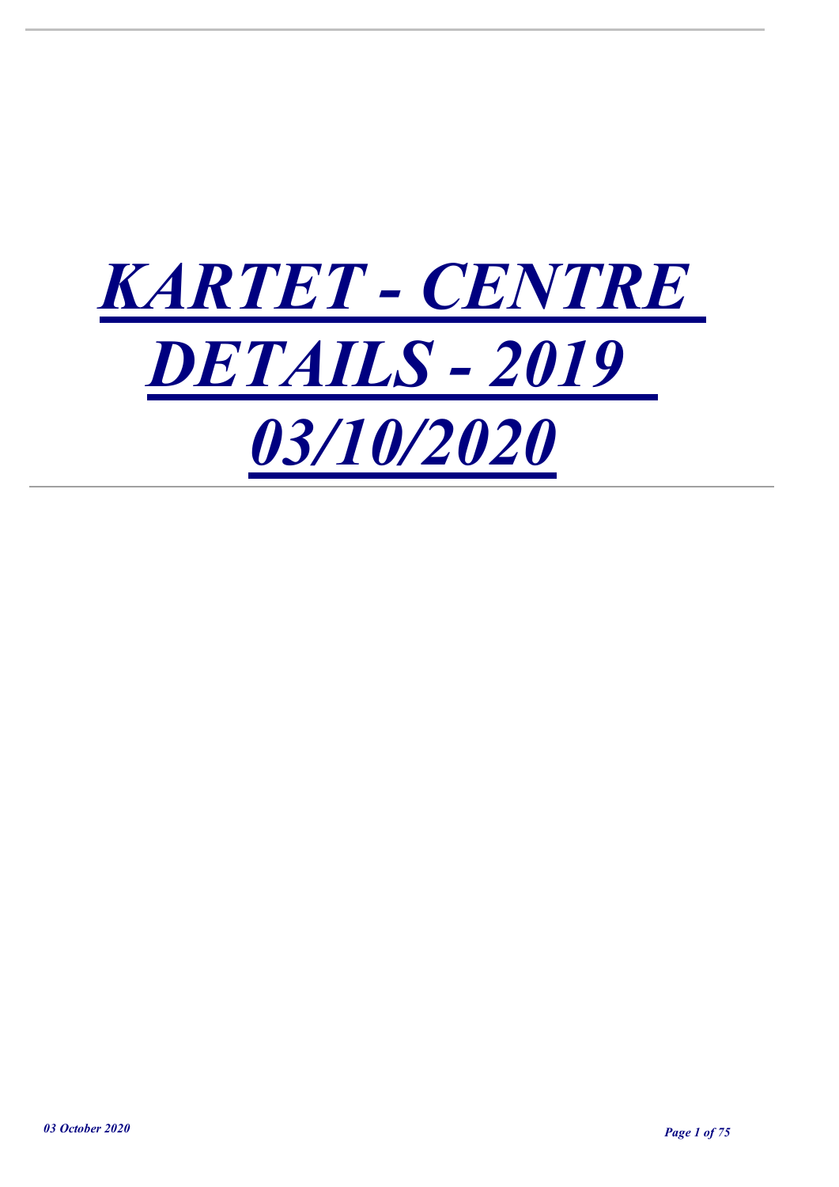# ***KARTET - CENTRE DETAILS - 2019 03/10/2020***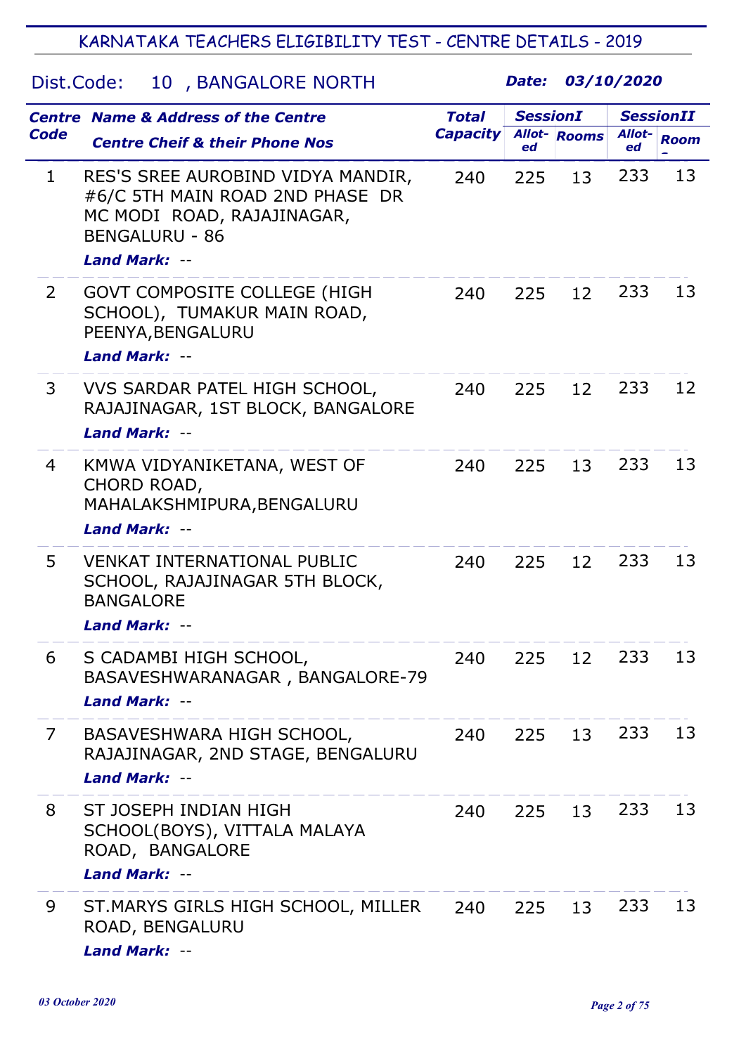## KARNATAKA TEACHERS ELIGIBILITY TEST - CENTRE DETAILS - 2019

Dist.Code: 10 , BANGALORE NORTH **Date: 03/10/2020**

| Centre Code | Name & Address of the Centre / Centre Cheif & their Phone Nos | Total Capacity | SessionI | | SessionII | |
|---|---|---|---|---|---|---|
| | | | Allot-ed | Rooms | Allot-ed | Room- |
| 1 | RES'S SREE AUROBIND VIDYA MANDIR, #6/C 5TH MAIN ROAD 2ND PHASE DR MC MODI ROAD, RAJAJINAGAR, BENGALURU - 86<br>***Land Mark:*** -- | 240 | 225 | 13 | 233 | 13 |
| 2 | GOVT COMPOSITE COLLEGE (HIGH SCHOOL), TUMAKUR MAIN ROAD, PEENYA,BENGALURU<br>***Land Mark:*** -- | 240 | 225 | 12 | 233 | 13 |
| 3 | VVS SARDAR PATEL HIGH SCHOOL, RAJAJINAGAR, 1ST BLOCK, BANGALORE<br>***Land Mark:*** -- | 240 | 225 | 12 | 233 | 12 |
| 4 | KMWA VIDYANIKETANA, WEST OF CHORD ROAD, MAHALAKSHMIPURA,BENGALURU<br>***Land Mark:*** -- | 240 | 225 | 13 | 233 | 13 |
| 5 | VENKAT INTERNATIONAL PUBLIC SCHOOL, RAJAJINAGAR 5TH BLOCK, BANGALORE<br>***Land Mark:*** -- | 240 | 225 | 12 | 233 | 13 |
| 6 | S CADAMBI HIGH SCHOOL, BASAVESHWARANAGAR , BANGALORE-79<br>***Land Mark:*** -- | 240 | 225 | 12 | 233 | 13 |
| 7 | BASAVESHWARA HIGH SCHOOL, RAJAJINAGAR, 2ND STAGE, BENGALURU<br>***Land Mark:*** -- | 240 | 225 | 13 | 233 | 13 |
| 8 | ST JOSEPH INDIAN HIGH SCHOOL(BOYS), VITTALA MALAYA ROAD, BANGALORE<br>***Land Mark:*** -- | 240 | 225 | 13 | 233 | 13 |
| 9 | ST.MARYS GIRLS HIGH SCHOOL, MILLER ROAD, BENGALURU<br>***Land Mark:*** -- | 240 | 225 | 13 | 233 | 13 |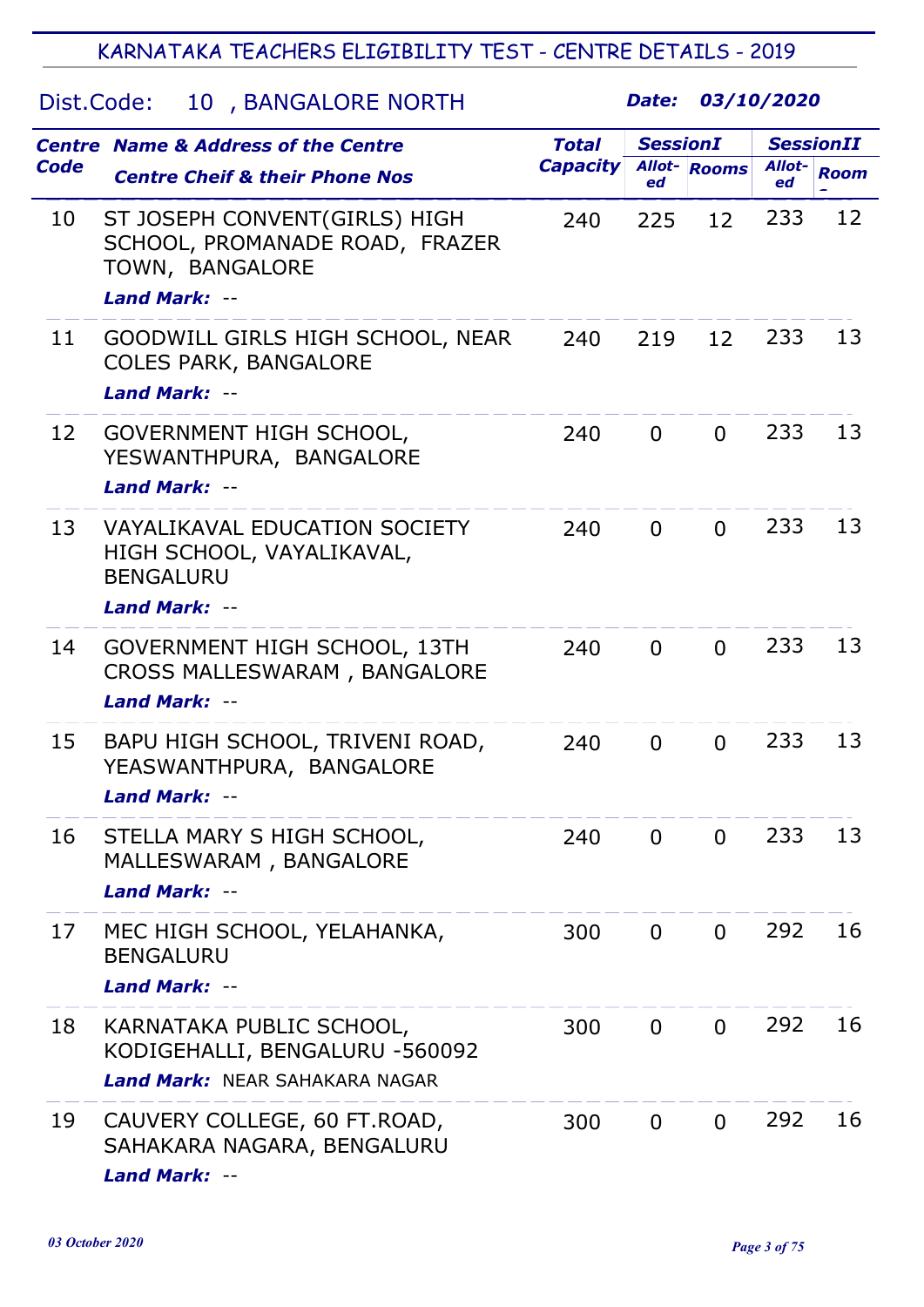KARNATAKA TEACHERS ELIGIBILITY TEST - CENTRE DETAILS - 2019

Dist.Code: 10 , BANGALORE NORTH **Date: 03/10/2020**

| Centre Code | Name & Address of the Centre / Centre Cheif & their Phone Nos | Total Capacity | SessionI | | SessionII | |
|---|---|---|---|---|---|---|
| | | | Allot-ed | Rooms | Allot-ed | Room |
| 10 | ST JOSEPH CONVENT(GIRLS) HIGH SCHOOL, PROMANADE ROAD, FRAZER TOWN, BANGALORE<br>**Land Mark:** -- | 240 | 225 | 12 | 233 | 12 |
| 11 | GOODWILL GIRLS HIGH SCHOOL, NEAR COLES PARK, BANGALORE<br>**Land Mark:** -- | 240 | 219 | 12 | 233 | 13 |
| 12 | GOVERNMENT HIGH SCHOOL, YESWANTHPURA, BANGALORE<br>**Land Mark:** -- | 240 | 0 | 0 | 233 | 13 |
| 13 | VAYALIKAVAL EDUCATION SOCIETY HIGH SCHOOL, VAYALIKAVAL, BENGALURU<br>**Land Mark:** -- | 240 | 0 | 0 | 233 | 13 |
| 14 | GOVERNMENT HIGH SCHOOL, 13TH CROSS MALLESWARAM , BANGALORE<br>**Land Mark:** -- | 240 | 0 | 0 | 233 | 13 |
| 15 | BAPU HIGH SCHOOL, TRIVENI ROAD, YEASWANTHPURA, BANGALORE<br>**Land Mark:** -- | 240 | 0 | 0 | 233 | 13 |
| 16 | STELLA MARY S HIGH SCHOOL, MALLESWARAM , BANGALORE<br>**Land Mark:** -- | 240 | 0 | 0 | 233 | 13 |
| 17 | MEC HIGH SCHOOL, YELAHANKA, BENGALURU<br>**Land Mark:** -- | 300 | 0 | 0 | 292 | 16 |
| 18 | KARNATAKA PUBLIC SCHOOL, KODIGEHALLI, BENGALURU -560092<br>**Land Mark:** NEAR SAHAKARA NAGAR | 300 | 0 | 0 | 292 | 16 |
| 19 | CAUVERY COLLEGE, 60 FT.ROAD, SAHAKARA NAGARA, BENGALURU<br>**Land Mark:** -- | 300 | 0 | 0 | 292 | 16 |

*03 October 2020*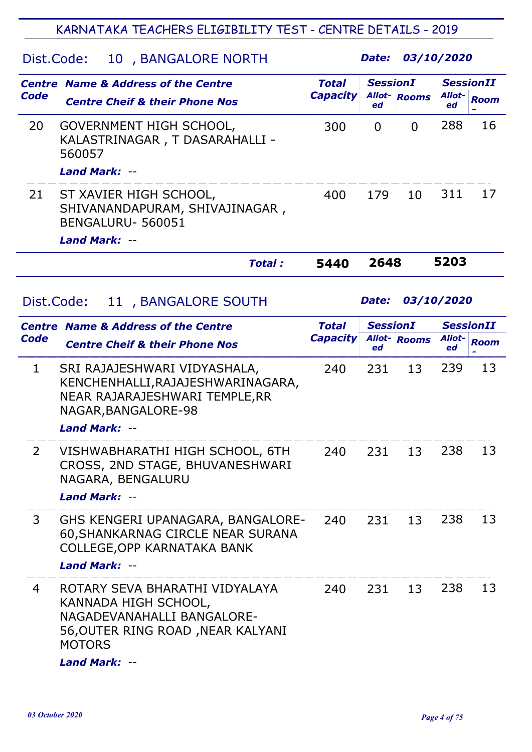## KARNATAKA TEACHERS ELIGIBILITY TEST - CENTRE DETAILS - 2019

### Dist.Code: 10 , BANGALORE NORTH

***Date: 03/10/2020***

| Centre Code | Name & Address of the Centre / Centre Cheif & their Phone Nos | Total Capacity | SessionI | | SessionII | |
|---|---|---|---|---|---|---|
| | | | Allot-ed | Rooms | Allot-ed | Room |
| 20 | GOVERNMENT HIGH SCHOOL, KALASTRINAGAR , T DASARAHALLI - 560057<br>***Land Mark:*** -- | 300 | 0 | 0 | 288 | 16 |
| 21 | ST XAVIER HIGH SCHOOL, SHIVANANDAPURAM, SHIVAJINAGAR , BENGALURU- 560051<br>***Land Mark:*** -- | 400 | 179 | 10 | 311 | 17 |
| | ***Total :*** | **5440** | **2648** | | **5203** | |

### Dist.Code: 11 , BANGALORE SOUTH

***Date: 03/10/2020***

| Centre Code | Name & Address of the Centre / Centre Cheif & their Phone Nos | Total Capacity | SessionI | | SessionII | |
|---|---|---|---|---|---|---|
| | | | Allot-ed | Rooms | Allot-ed | Room |
| 1 | SRI RAJAJESHWARI VIDYASHALA, KENCHENHALLI,RAJAJESHWARINAGARA, NEAR RAJARAJESHWARI TEMPLE,RR NAGAR,BANGALORE-98<br>***Land Mark:*** -- | 240 | 231 | 13 | 239 | 13 |
| 2 | VISHWABHARATHI HIGH SCHOOL, 6TH CROSS, 2ND STAGE, BHUVANESHWARI NAGARA, BENGALURU<br>***Land Mark:*** -- | 240 | 231 | 13 | 238 | 13 |
| 3 | GHS KENGERI UPANAGARA, BANGALORE-60,SHANKARNAG CIRCLE NEAR SURANA COLLEGE,OPP KARNATAKA BANK<br>***Land Mark:*** -- | 240 | 231 | 13 | 238 | 13 |
| 4 | ROTARY SEVA BHARATHI VIDYALAYA KANNADA HIGH SCHOOL, NAGADEVANAHALLI BANGALORE-56,OUTER RING ROAD ,NEAR KALYANI MOTORS<br>***Land Mark:*** -- | 240 | 231 | 13 | 238 | 13 |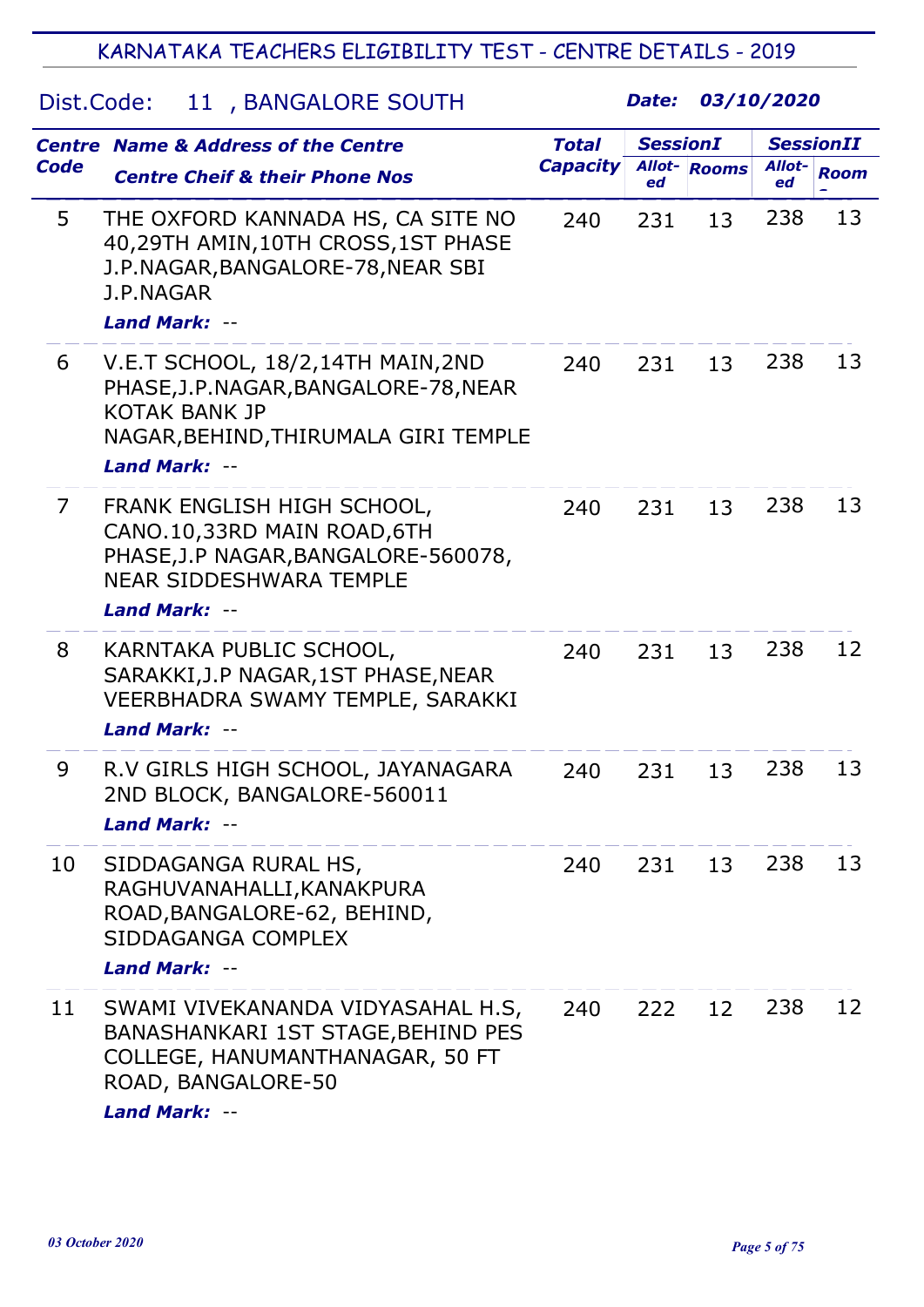# KARNATAKA TEACHERS ELIGIBILITY TEST - CENTRE DETAILS - 2019

**Dist.Code: 11 , BANGALORE SOUTH** **Date: 03/10/2020**

| Centre Code | Name & Address of the Centre / Centre Cheif & their Phone Nos | Total Capacity | SessionI | | SessionII | |
|---|---|---|---|---|---|---|
| | | | Allot-ed | Rooms | Allot-ed | Room |
| 5 | THE OXFORD KANNADA HS, CA SITE NO 40,29TH AMIN,10TH CROSS,1ST PHASE J.P.NAGAR,BANGALORE-78,NEAR SBI J.P.NAGAR<br>**Land Mark:** -- | 240 | 231 | 13 | 238 | 13 |
| 6 | V.E.T SCHOOL, 18/2,14TH MAIN,2ND PHASE,J.P.NAGAR,BANGALORE-78,NEAR KOTAK BANK JP NAGAR,BEHIND,THIRUMALA GIRI TEMPLE<br>**Land Mark:** -- | 240 | 231 | 13 | 238 | 13 |
| 7 | FRANK ENGLISH HIGH SCHOOL, CANO.10,33RD MAIN ROAD,6TH PHASE,J.P NAGAR,BANGALORE-560078, NEAR SIDDESHWARA TEMPLE<br>**Land Mark:** -- | 240 | 231 | 13 | 238 | 13 |
| 8 | KARNTAKA PUBLIC SCHOOL, SARAKKI,J.P NAGAR,1ST PHASE,NEAR VEERBHADRA SWAMY TEMPLE, SARAKKI<br>**Land Mark:** -- | 240 | 231 | 13 | 238 | 12 |
| 9 | R.V GIRLS HIGH SCHOOL, JAYANAGARA 2ND BLOCK, BANGALORE-560011<br>**Land Mark:** -- | 240 | 231 | 13 | 238 | 13 |
| 10 | SIDDAGANGA RURAL HS, RAGHUVANAHALLI,KANAKPURA ROAD,BANGALORE-62, BEHIND, SIDDAGANGA COMPLEX<br>**Land Mark:** -- | 240 | 231 | 13 | 238 | 13 |
| 11 | SWAMI VIVEKANANDA VIDYASAHAL H.S, BANASHANKARI 1ST STAGE,BEHIND PES COLLEGE, HANUMANTHANAGAR, 50 FT ROAD, BANGALORE-50<br>**Land Mark:** -- | 240 | 222 | 12 | 238 | 12 |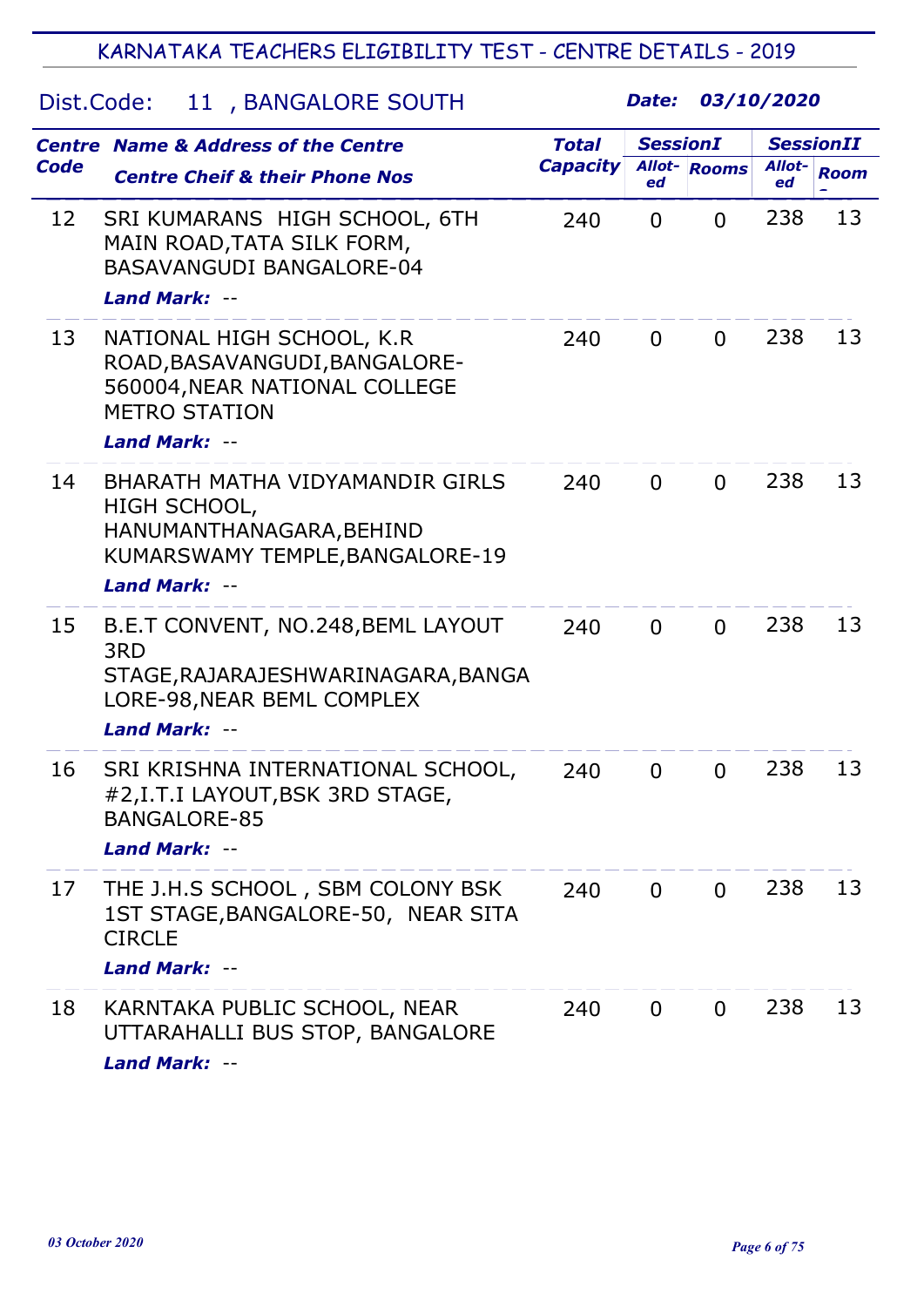## KARNATAKA TEACHERS ELIGIBILITY TEST - CENTRE DETAILS - 2019

**Dist.Code: 11 , BANGALORE SOUTH** **Date: 03/10/2020**

| Centre Code | Name & Address of the Centre / Centre Cheif & their Phone Nos | Total Capacity | SessionI | | SessionII | |
|---|---|---|---|---|---|---|
| | | | Allot-ed | Rooms | Allot-ed | Rooms |
| 12 | SRI KUMARANS HIGH SCHOOL, 6TH MAIN ROAD,TATA SILK FORM, BASAVANGUDI BANGALORE-04 *Land Mark:* -- | 240 | 0 | 0 | 238 | 13 |
| 13 | NATIONAL HIGH SCHOOL, K.R ROAD,BASAVANGUDI,BANGALORE-560004,NEAR NATIONAL COLLEGE METRO STATION *Land Mark:* -- | 240 | 0 | 0 | 238 | 13 |
| 14 | BHARATH MATHA VIDYAMANDIR GIRLS HIGH SCHOOL, HANUMANTHANAGARA,BEHIND KUMARSWAMY TEMPLE,BANGALORE-19 *Land Mark:* -- | 240 | 0 | 0 | 238 | 13 |
| 15 | B.E.T CONVENT, NO.248,BEML LAYOUT 3RD STAGE,RAJARAJESHWARINAGARA,BANGALORE-98,NEAR BEML COMPLEX *Land Mark:* -- | 240 | 0 | 0 | 238 | 13 |
| 16 | SRI KRISHNA INTERNATIONAL SCHOOL, #2,I.T.I LAYOUT,BSK 3RD STAGE, BANGALORE-85 *Land Mark:* -- | 240 | 0 | 0 | 238 | 13 |
| 17 | THE J.H.S SCHOOL , SBM COLONY BSK 1ST STAGE,BANGALORE-50, NEAR SITA CIRCLE *Land Mark:* -- | 240 | 0 | 0 | 238 | 13 |
| 18 | KARNTAKA PUBLIC SCHOOL, NEAR UTTARAHALLI BUS STOP, BANGALORE *Land Mark:* -- | 240 | 0 | 0 | 238 | 13 |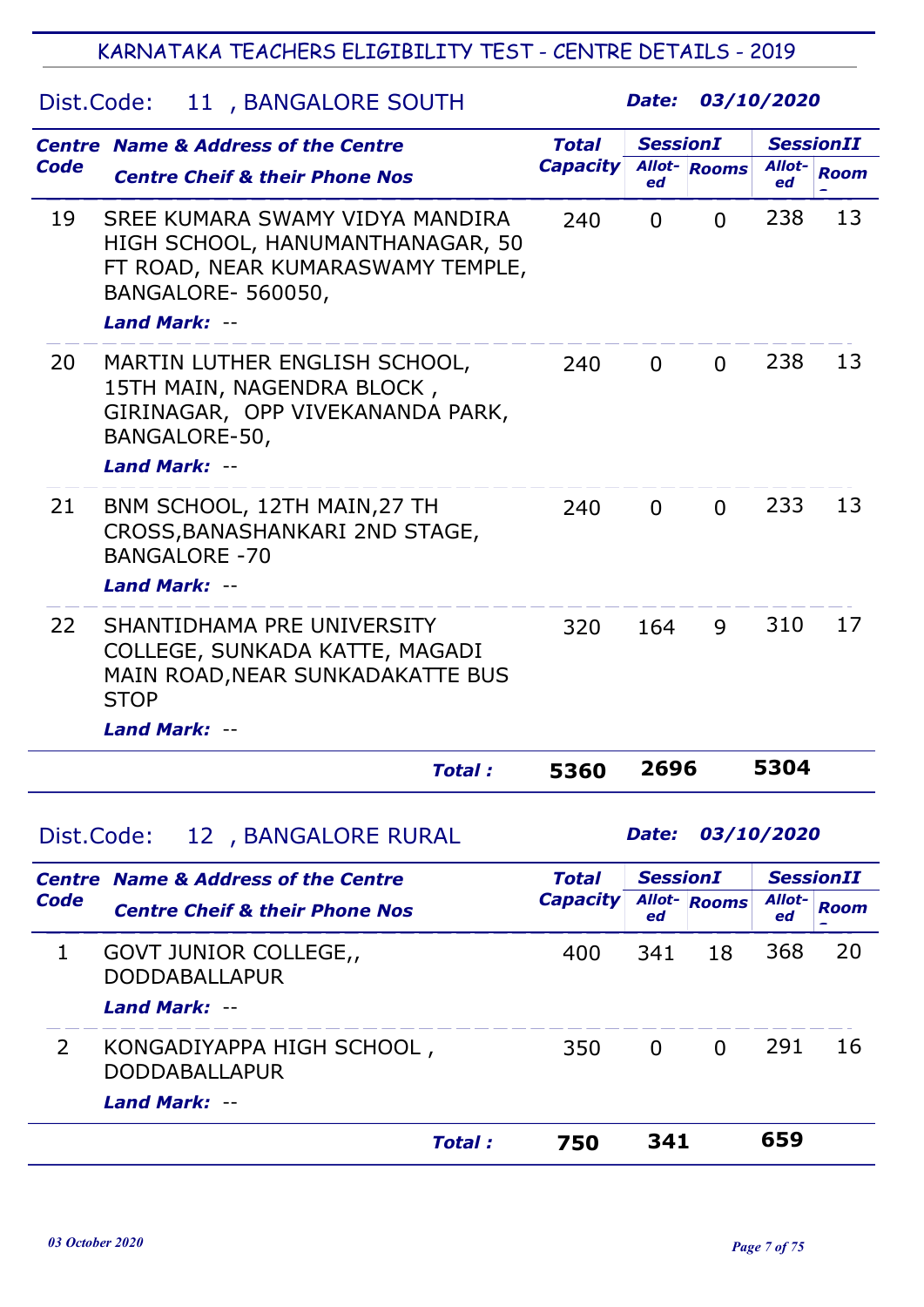KARNATAKA TEACHERS ELIGIBILITY TEST - CENTRE DETAILS - 2019

## Dist.Code: 11 , BANGALORE SOUTH

***Date: 03/10/2020***

| Centre Code | Name & Address of the Centre / Centre Cheif & their Phone Nos | Total Capacity | SessionI | | SessionII | |
|---|---|---|---|---|---|---|
| | | | Allot-ed | Rooms | Allot-ed | Rooms |
| 19 | SREE KUMARA SWAMY VIDYA MANDIRA HIGH SCHOOL, HANUMANTHANAGAR, 50 FT ROAD, NEAR KUMARASWAMY TEMPLE, BANGALORE- 560050, ***Land Mark:*** -- | 240 | 0 | 0 | 238 | 13 |
| 20 | MARTIN LUTHER ENGLISH SCHOOL, 15TH MAIN, NAGENDRA BLOCK , GIRINAGAR, OPP VIVEKANANDA PARK, BANGALORE-50, ***Land Mark:*** -- | 240 | 0 | 0 | 238 | 13 |
| 21 | BNM SCHOOL, 12TH MAIN,27 TH CROSS,BANASHANKARI 2ND STAGE, BANGALORE -70 ***Land Mark:*** -- | 240 | 0 | 0 | 233 | 13 |
| 22 | SHANTIDHAMA PRE UNIVERSITY COLLEGE, SUNKADA KATTE, MAGADI MAIN ROAD,NEAR SUNKADAKATTE BUS STOP ***Land Mark:*** -- | 320 | 164 | 9 | 310 | 17 |
| | ***Total :*** | **5360** | **2696** | | **5304** | |

## Dist.Code: 12 , BANGALORE RURAL

***Date: 03/10/2020***

| Centre Code | Name & Address of the Centre / Centre Cheif & their Phone Nos | Total Capacity | SessionI | | SessionII | |
|---|---|---|---|---|---|---|
| | | | Allot-ed | Rooms | Allot-ed | Rooms |
| 1 | GOVT JUNIOR COLLEGE,, DODDABALLAPUR ***Land Mark:*** -- | 400 | 341 | 18 | 368 | 20 |
| 2 | KONGADIYAPPA HIGH SCHOOL , DODDABALLAPUR ***Land Mark:*** -- | 350 | 0 | 0 | 291 | 16 |
| | ***Total :*** | **750** | **341** | | **659** | |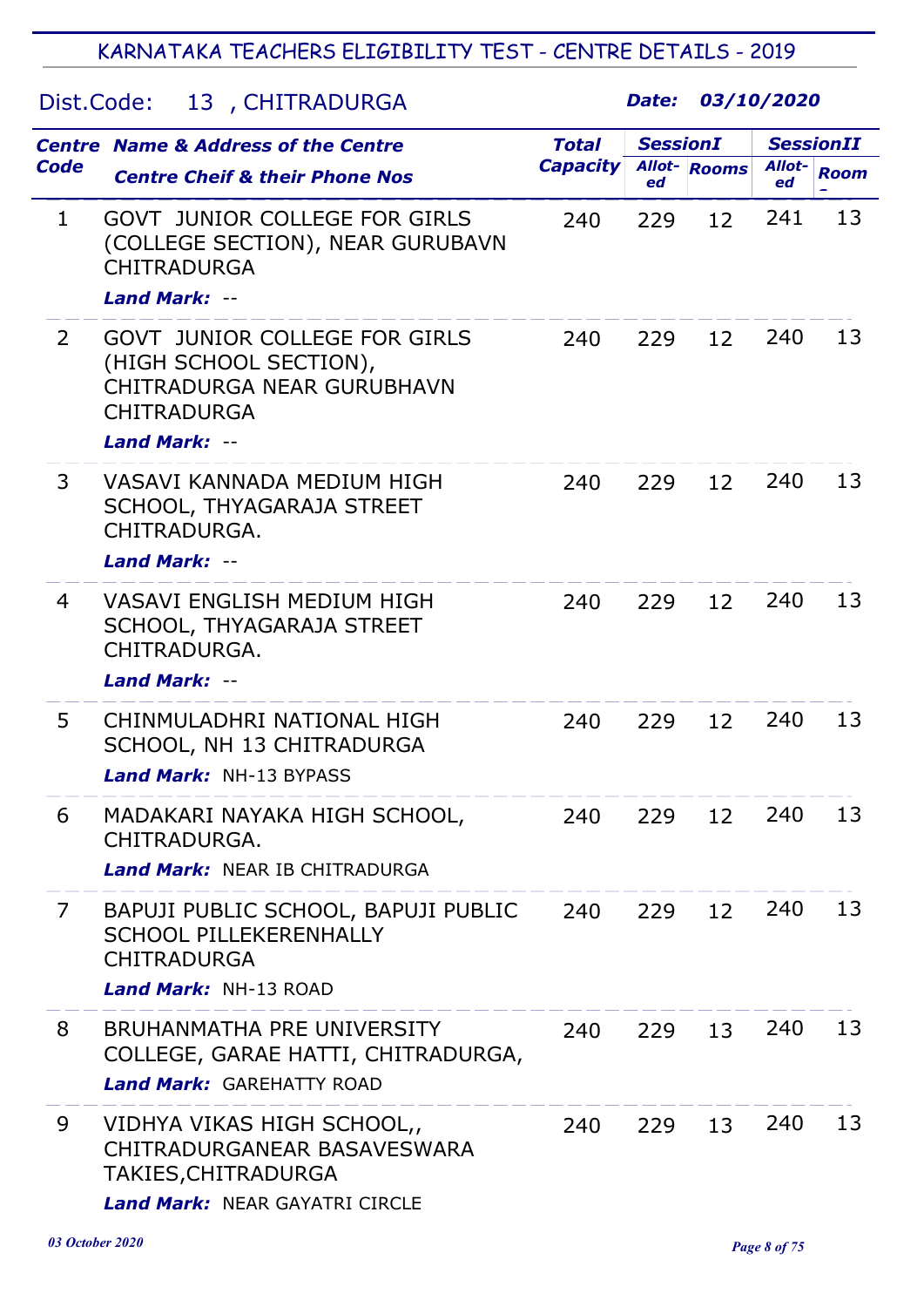## KARNATAKA TEACHERS ELIGIBILITY TEST - CENTRE DETAILS - 2019

Dist.Code: 13 , CHITRADURGA  **Date: 03/10/2020**

| Centre Code | Name & Address of the Centre / Centre Cheif & their Phone Nos | Total Capacity | SessionI | | SessionII | |
|---|---|---|---|---|---|---|
| | | | Allot-ed | Rooms | Allot-ed | Rooms |
| 1 | GOVT JUNIOR COLLEGE FOR GIRLS (COLLEGE SECTION), NEAR GURUBAVN CHITRADURGA<br>**Land Mark:** -- | 240 | 229 | 12 | 241 | 13 |
| 2 | GOVT JUNIOR COLLEGE FOR GIRLS (HIGH SCHOOL SECTION), CHITRADURGA NEAR GURUBHAVN CHITRADURGA<br>**Land Mark:** -- | 240 | 229 | 12 | 240 | 13 |
| 3 | VASAVI KANNADA MEDIUM HIGH SCHOOL, THYAGARAJA STREET CHITRADURGA.<br>**Land Mark:** -- | 240 | 229 | 12 | 240 | 13 |
| 4 | VASAVI ENGLISH MEDIUM HIGH SCHOOL, THYAGARAJA STREET CHITRADURGA.<br>**Land Mark:** -- | 240 | 229 | 12 | 240 | 13 |
| 5 | CHINMULADHRI NATIONAL HIGH SCHOOL, NH 13 CHITRADURGA<br>**Land Mark:** NH-13 BYPASS | 240 | 229 | 12 | 240 | 13 |
| 6 | MADAKARI NAYAKA HIGH SCHOOL, CHITRADURGA.<br>**Land Mark:** NEAR IB CHITRADURGA | 240 | 229 | 12 | 240 | 13 |
| 7 | BAPUJI PUBLIC SCHOOL, BAPUJI PUBLIC SCHOOL PILLEKERENHALLY CHITRADURGA<br>**Land Mark:** NH-13 ROAD | 240 | 229 | 12 | 240 | 13 |
| 8 | BRUHANMATHA PRE UNIVERSITY COLLEGE, GARAE HATTI, CHITRADURGA,<br>**Land Mark:** GAREHATTY ROAD | 240 | 229 | 13 | 240 | 13 |
| 9 | VIDHYA VIKAS HIGH SCHOOL,, CHITRADURGANEAR BASAVESWARA TAKIES,CHITRADURGA<br>**Land Mark:** NEAR GAYATRI CIRCLE | 240 | 229 | 13 | 240 | 13 |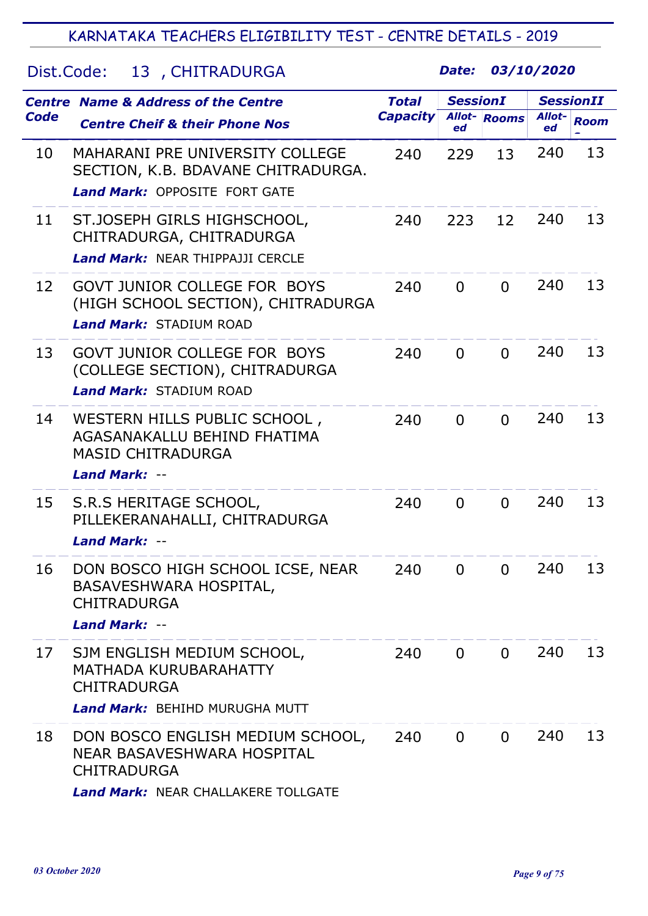# KARNATAKA TEACHERS ELIGIBILITY TEST - CENTRE DETAILS - 2019

Dist.Code: 13 , CHITRADURGA **Date: 03/10/2020**

| Centre Code | Name & Address of the Centre / Centre Cheif & their Phone Nos | Total Capacity | SessionI | | SessionII | |
|---|---|---|---|---|---|---|
| | | | Allot-ed | Rooms | Allot-ed | Room |
| 10 | MAHARANI PRE UNIVERSITY COLLEGE SECTION, K.B. BDAVANE CHITRADURGA. **Land Mark:** OPPOSITE FORT GATE | 240 | 229 | 13 | 240 | 13 |
| 11 | ST.JOSEPH GIRLS HIGHSCHOOL, CHITRADURGA, CHITRADURGA **Land Mark:** NEAR THIPPAJJI CERCLE | 240 | 223 | 12 | 240 | 13 |
| 12 | GOVT JUNIOR COLLEGE FOR BOYS (HIGH SCHOOL SECTION), CHITRADURGA **Land Mark:** STADIUM ROAD | 240 | 0 | 0 | 240 | 13 |
| 13 | GOVT JUNIOR COLLEGE FOR BOYS (COLLEGE SECTION), CHITRADURGA **Land Mark:** STADIUM ROAD | 240 | 0 | 0 | 240 | 13 |
| 14 | WESTERN HILLS PUBLIC SCHOOL , AGASANAKALLU BEHIND FHATIMA MASID CHITRADURGA **Land Mark:** -- | 240 | 0 | 0 | 240 | 13 |
| 15 | S.R.S HERITAGE SCHOOL, PILLEKERANAHALLI, CHITRADURGA **Land Mark:** -- | 240 | 0 | 0 | 240 | 13 |
| 16 | DON BOSCO HIGH SCHOOL ICSE, NEAR BASAVESHWARA HOSPITAL, CHITRADURGA **Land Mark:** -- | 240 | 0 | 0 | 240 | 13 |
| 17 | SJM ENGLISH MEDIUM SCHOOL, MATHADA KURUBARAHATTY CHITRADURGA **Land Mark:** BEHIHD MURUGHA MUTT | 240 | 0 | 0 | 240 | 13 |
| 18 | DON BOSCO ENGLISH MEDIUM SCHOOL, NEAR BASAVESHWARA HOSPITAL CHITRADURGA **Land Mark:** NEAR CHALLAKERE TOLLGATE | 240 | 0 | 0 | 240 | 13 |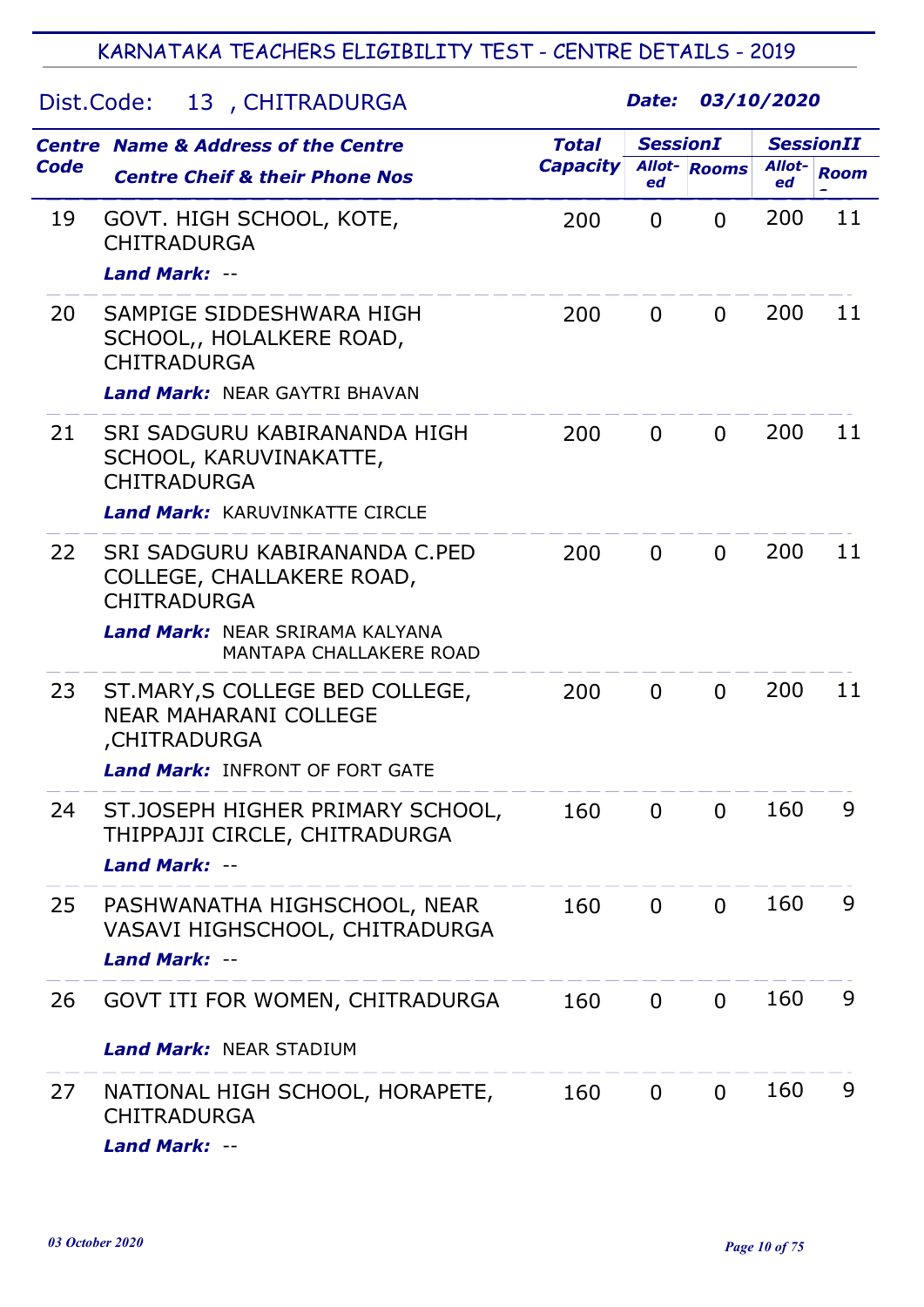## KARNATAKA TEACHERS ELIGIBILITY TEST - CENTRE DETAILS - 2019

Dist.Code: 13 , CHITRADURGA

***Date: 03/10/2020***

| Centre Code | Name & Address of the Centre / Centre Cheif & their Phone Nos | Total Capacity | SessionI | | SessionII | |
|---|---|---|---|---|---|---|
| | | | Allot-ed | Rooms | Allot-ed | Rooms |
| 19 | GOVT. HIGH SCHOOL, KOTE, CHITRADURGA<br>***Land Mark:*** -- | 200 | 0 | 0 | 200 | 11 |
| 20 | SAMPIGE SIDDESHWARA HIGH SCHOOL,, HOLALKERE ROAD, CHITRADURGA<br>***Land Mark:*** NEAR GAYTRI BHAVAN | 200 | 0 | 0 | 200 | 11 |
| 21 | SRI SADGURU KABIRANANDA HIGH SCHOOL, KARUVINAKATTE, CHITRADURGA<br>***Land Mark:*** KARUVINKATTE CIRCLE | 200 | 0 | 0 | 200 | 11 |
| 22 | SRI SADGURU KABIRANANDA C.PED COLLEGE, CHALLAKERE ROAD, CHITRADURGA<br>***Land Mark:*** NEAR SRIRAMA KALYANA MANTAPA CHALLAKERE ROAD | 200 | 0 | 0 | 200 | 11 |
| 23 | ST.MARY,S COLLEGE BED COLLEGE, NEAR MAHARANI COLLEGE ,CHITRADURGA<br>***Land Mark:*** INFRONT OF FORT GATE | 200 | 0 | 0 | 200 | 11 |
| 24 | ST.JOSEPH HIGHER PRIMARY SCHOOL, THIPPAJJI CIRCLE, CHITRADURGA<br>***Land Mark:*** -- | 160 | 0 | 0 | 160 | 9 |
| 25 | PASHWANATHA HIGHSCHOOL, NEAR VASAVI HIGHSCHOOL, CHITRADURGA<br>***Land Mark:*** -- | 160 | 0 | 0 | 160 | 9 |
| 26 | GOVT ITI FOR WOMEN, CHITRADURGA<br>***Land Mark:*** NEAR STADIUM | 160 | 0 | 0 | 160 | 9 |
| 27 | NATIONAL HIGH SCHOOL, HORAPETE, CHITRADURGA<br>***Land Mark:*** -- | 160 | 0 | 0 | 160 | 9 |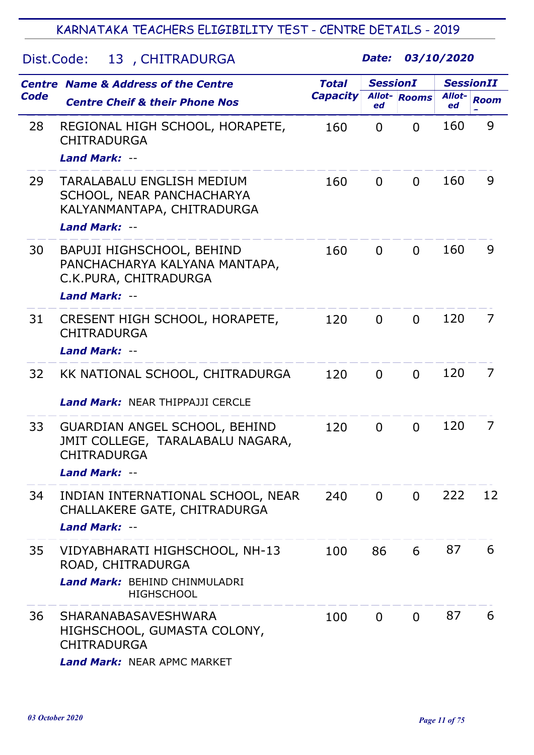## KARNATAKA TEACHERS ELIGIBILITY TEST - CENTRE DETAILS - 2019

Dist.Code: 13 , CHITRADURGA **Date: 03/10/2020**

| Centre Code | Name & Address of the Centre / Centre Cheif & their Phone Nos | Total Capacity | SessionI | | SessionII | |
|---|---|---|---|---|---|---|
| | | | Allot-ed | Rooms | Allot-ed | Rooms |
| 28 | REGIONAL HIGH SCHOOL, HORAPETE, CHITRADURGA<br>**Land Mark:** -- | 160 | 0 | 0 | 160 | 9 |
| 29 | TARALABALU ENGLISH MEDIUM SCHOOL, NEAR PANCHACHARYA KALYANMANTAPA, CHITRADURGA<br>**Land Mark:** -- | 160 | 0 | 0 | 160 | 9 |
| 30 | BAPUJI HIGHSCHOOL, BEHIND PANCHACHARYA KALYANA MANTAPA, C.K.PURA, CHITRADURGA<br>**Land Mark:** -- | 160 | 0 | 0 | 160 | 9 |
| 31 | CRESENT HIGH SCHOOL, HORAPETE, CHITRADURGA<br>**Land Mark:** -- | 120 | 0 | 0 | 120 | 7 |
| 32 | KK NATIONAL SCHOOL, CHITRADURGA<br>**Land Mark:** NEAR THIPPAJJI CERCLE | 120 | 0 | 0 | 120 | 7 |
| 33 | GUARDIAN ANGEL SCHOOL, BEHIND JMIT COLLEGE, TARALABALU NAGARA, CHITRADURGA<br>**Land Mark:** -- | 120 | 0 | 0 | 120 | 7 |
| 34 | INDIAN INTERNATIONAL SCHOOL, NEAR CHALLAKERE GATE, CHITRADURGA<br>**Land Mark:** -- | 240 | 0 | 0 | 222 | 12 |
| 35 | VIDYABHARATI HIGHSCHOOL, NH-13 ROAD, CHITRADURGA<br>**Land Mark:** BEHIND CHINMULADRI HIGHSCHOOL | 100 | 86 | 6 | 87 | 6 |
| 36 | SHARANABASAVESHWARA HIGHSCHOOL, GUMASTA COLONY, CHITRADURGA<br>**Land Mark:** NEAR APMC MARKET | 100 | 0 | 0 | 87 | 6 |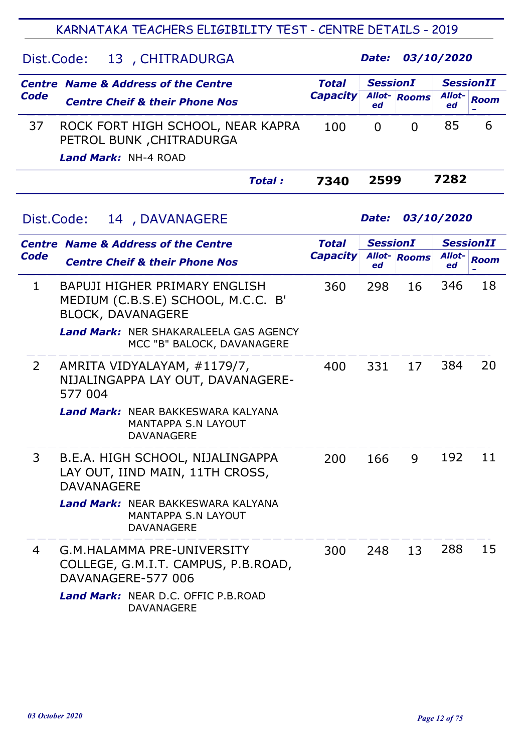## KARNATAKA TEACHERS ELIGIBILITY TEST - CENTRE DETAILS - 2019

### Dist.Code: 13 , CHITRADURGA

***Date: 03/10/2020***

| Centre Code | Name & Address of the Centre / Centre Cheif & their Phone Nos | Total Capacity | SessionI | | SessionII | |
|---|---|---|---|---|---|---|
| | | | Allot-ed | Rooms | Allot-ed | Room |
| 37 | ROCK FORT HIGH SCHOOL, NEAR KAPRA PETROL BUNK ,CHITRADURGA<br>***Land Mark:*** NH-4 ROAD | 100 | 0 | 0 | 85 | 6 |
| | ***Total :*** | **7340** | **2599** | | **7282** | |

### Dist.Code: 14 , DAVANAGERE

***Date: 03/10/2020***

| Centre Code | Name & Address of the Centre / Centre Cheif & their Phone Nos | Total Capacity | SessionI | | SessionII | |
|---|---|---|---|---|---|---|
| | | | Allot-ed | Rooms | Allot-ed | Room |
| 1 | BAPUJI HIGHER PRIMARY ENGLISH MEDIUM (C.B.S.E) SCHOOL, M.C.C. B' BLOCK, DAVANAGERE<br>***Land Mark:*** NER SHAKARALEELA GAS AGENCY MCC "B" BALOCK, DAVANAGERE | 360 | 298 | 16 | 346 | 18 |
| 2 | AMRITA VIDYALAYAM, #1179/7, NIJALINGAPPA LAY OUT, DAVANAGERE-577 004<br>***Land Mark:*** NEAR BAKKESWARA KALYANA MANTAPPA S.N LAYOUT DAVANAGERE | 400 | 331 | 17 | 384 | 20 |
| 3 | B.E.A. HIGH SCHOOL, NIJALINGAPPA LAY OUT, IIND MAIN, 11TH CROSS, DAVANAGERE<br>***Land Mark:*** NEAR BAKKESWARA KALYANA MANTAPPA S.N LAYOUT DAVANAGERE | 200 | 166 | 9 | 192 | 11 |
| 4 | G.M.HALAMMA PRE-UNIVERSITY COLLEGE, G.M.I.T. CAMPUS, P.B.ROAD, DAVANAGERE-577 006<br>***Land Mark:*** NEAR D.C. OFFIC P.B.ROAD DAVANAGERE | 300 | 248 | 13 | 288 | 15 |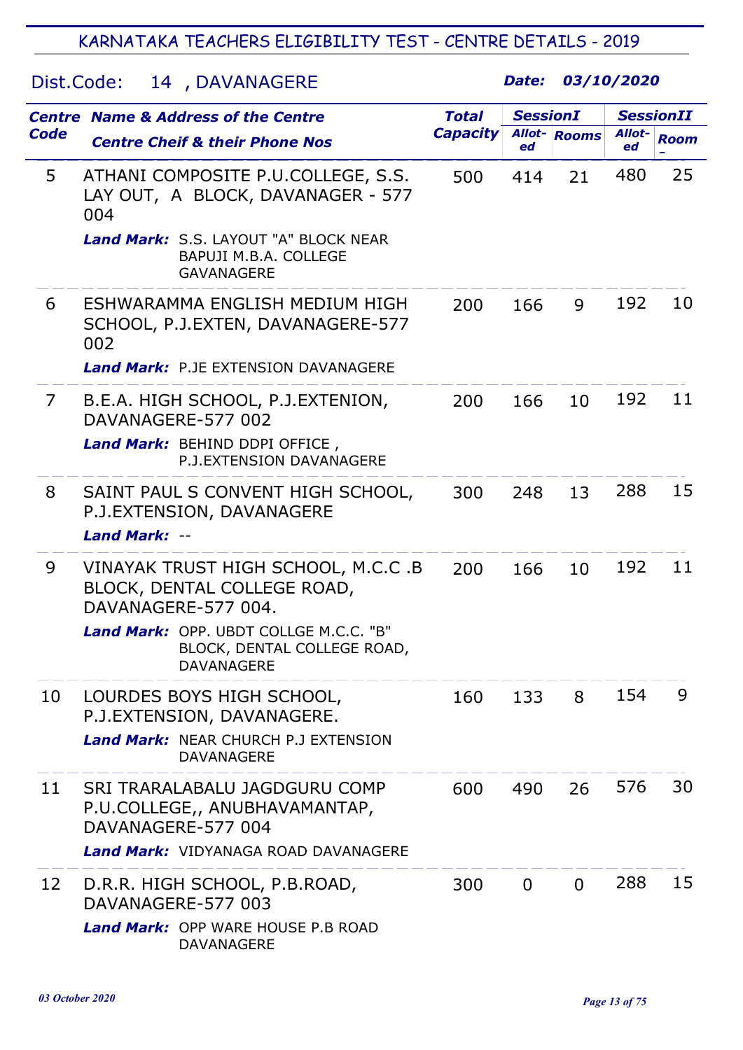# KARNATAKA TEACHERS ELIGIBILITY TEST - CENTRE DETAILS - 2019

## Dist.Code: 14 , DAVANAGERE

***Date: 03/10/2020***

| Centre Code | Name & Address of the Centre / Centre Cheif & their Phone Nos | Total Capacity | SessionI | | SessionII | |
|---|---|---|---|---|---|---|
| | | | Allot-ed | Rooms | Allot-ed | Room |
| 5 | ATHANI COMPOSITE P.U.COLLEGE, S.S. LAY OUT, A BLOCK, DAVANAGER - 577 004<br>***Land Mark:*** S.S. LAYOUT "A" BLOCK NEAR BAPUJI M.B.A. COLLEGE GAVANAGERE | 500 | 414 | 21 | 480 | 25 |
| 6 | ESHWARAMMA ENGLISH MEDIUM HIGH SCHOOL, P.J.EXTEN, DAVANAGERE-577 002<br>***Land Mark:*** P.JE EXTENSION DAVANAGERE | 200 | 166 | 9 | 192 | 10 |
| 7 | B.E.A. HIGH SCHOOL, P.J.EXTENION, DAVANAGERE-577 002<br>***Land Mark:*** BEHIND DDPI OFFICE , P.J.EXTENSION DAVANAGERE | 200 | 166 | 10 | 192 | 11 |
| 8 | SAINT PAUL S CONVENT HIGH SCHOOL, P.J.EXTENSION, DAVANAGERE<br>***Land Mark:*** -- | 300 | 248 | 13 | 288 | 15 |
| 9 | VINAYAK TRUST HIGH SCHOOL, M.C.C .B BLOCK, DENTAL COLLEGE ROAD, DAVANAGERE-577 004.<br>***Land Mark:*** OPP. UBDT COLLGE M.C.C. "B" BLOCK, DENTAL COLLEGE ROAD, DAVANAGERE | 200 | 166 | 10 | 192 | 11 |
| 10 | LOURDES BOYS HIGH SCHOOL, P.J.EXTENSION, DAVANAGERE.<br>***Land Mark:*** NEAR CHURCH P.J EXTENSION DAVANAGERE | 160 | 133 | 8 | 154 | 9 |
| 11 | SRI TRARALABALU JAGDGURU COMP P.U.COLLEGE,, ANUBHAVAMANTAP, DAVANAGERE-577 004<br>***Land Mark:*** VIDYANAGA ROAD DAVANAGERE | 600 | 490 | 26 | 576 | 30 |
| 12 | D.R.R. HIGH SCHOOL, P.B.ROAD, DAVANAGERE-577 003<br>***Land Mark:*** OPP WARE HOUSE P.B ROAD DAVANAGERE | 300 | 0 | 0 | 288 | 15 |

*03 October 2020*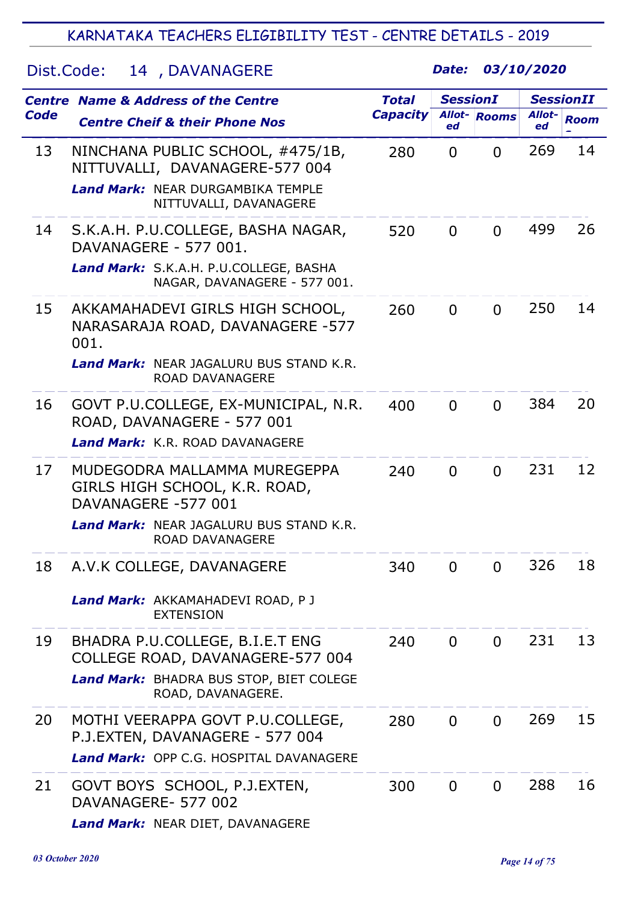## KARNATAKA TEACHERS ELIGIBILITY TEST - CENTRE DETAILS - 2019

**Dist.Code: 14 , DAVANAGERE** **Date: 03/10/2020**

| Centre Code | Name & Address of the Centre / Centre Cheif & their Phone Nos | Total Capacity | SessionI | | SessionII | |
|---|---|---|---|---|---|---|
| | | | Allot-ed | Rooms | Allot-ed | Room |
| 13 | NINCHANA PUBLIC SCHOOL, #475/1B, NITTUVALLI, DAVANAGERE-577 004<br>**Land Mark:** NEAR DURGAMBIKA TEMPLE NITTUVALLI, DAVANAGERE | 280 | 0 | 0 | 269 | 14 |
| 14 | S.K.A.H. P.U.COLLEGE, BASHA NAGAR, DAVANAGERE - 577 001.<br>**Land Mark:** S.K.A.H. P.U.COLLEGE, BASHA NAGAR, DAVANAGERE - 577 001. | 520 | 0 | 0 | 499 | 26 |
| 15 | AKKAMAHADEVI GIRLS HIGH SCHOOL, NARASARAJA ROAD, DAVANAGERE -577 001.<br>**Land Mark:** NEAR JAGALURU BUS STAND K.R. ROAD DAVANAGERE | 260 | 0 | 0 | 250 | 14 |
| 16 | GOVT P.U.COLLEGE, EX-MUNICIPAL, N.R. ROAD, DAVANAGERE - 577 001<br>**Land Mark:** K.R. ROAD DAVANAGERE | 400 | 0 | 0 | 384 | 20 |
| 17 | MUDEGODRA MALLAMMA MUREGEPPA GIRLS HIGH SCHOOL, K.R. ROAD, DAVANAGERE -577 001<br>**Land Mark:** NEAR JAGALURU BUS STAND K.R. ROAD DAVANAGERE | 240 | 0 | 0 | 231 | 12 |
| 18 | A.V.K COLLEGE, DAVANAGERE<br>**Land Mark:** AKKAMAHADEVI ROAD, P J EXTENSION | 340 | 0 | 0 | 326 | 18 |
| 19 | BHADRA P.U.COLLEGE, B.I.E.T ENG COLLEGE ROAD, DAVANAGERE-577 004<br>**Land Mark:** BHADRA BUS STOP, BIET COLEGE ROAD, DAVANAGERE. | 240 | 0 | 0 | 231 | 13 |
| 20 | MOTHI VEERAPPA GOVT P.U.COLLEGE, P.J.EXTEN, DAVANAGERE - 577 004<br>**Land Mark:** OPP C.G. HOSPITAL DAVANAGERE | 280 | 0 | 0 | 269 | 15 |
| 21 | GOVT BOYS SCHOOL, P.J.EXTEN, DAVANAGERE- 577 002<br>**Land Mark:** NEAR DIET, DAVANAGERE | 300 | 0 | 0 | 288 | 16 |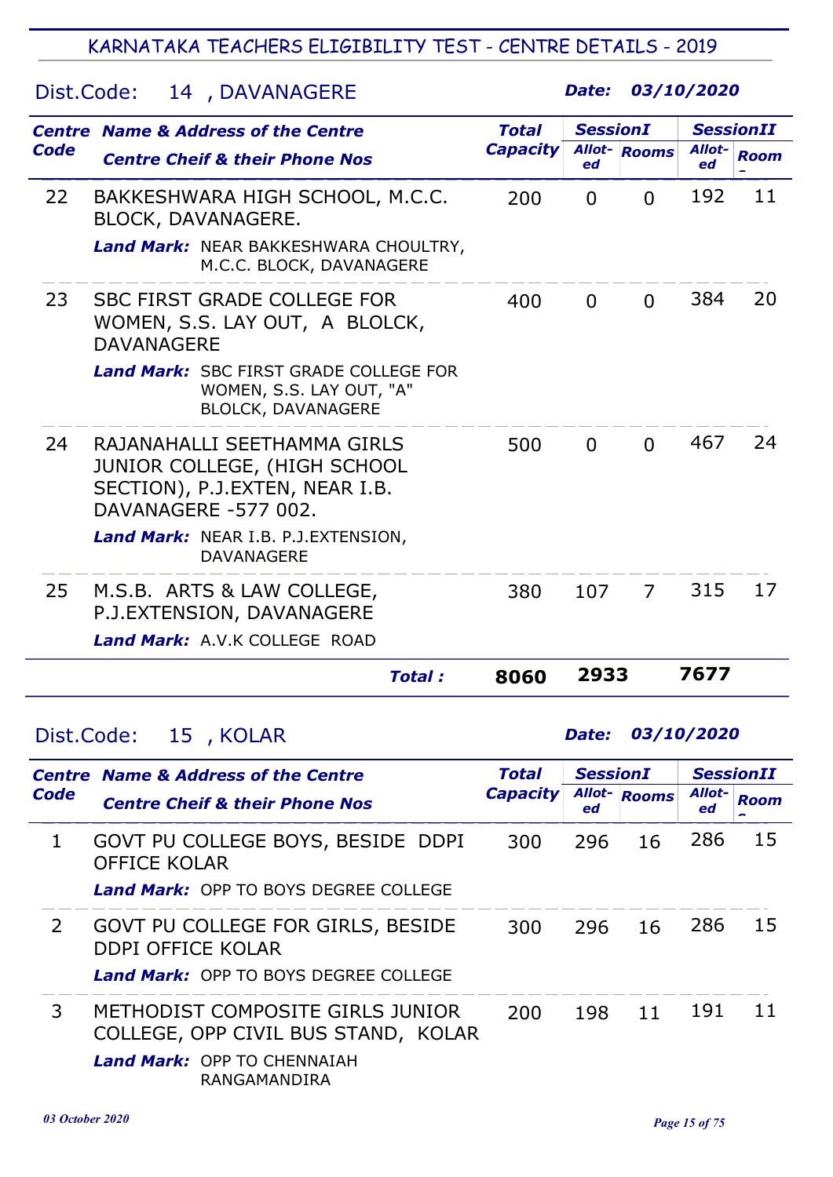## KARNATAKA TEACHERS ELIGIBILITY TEST - CENTRE DETAILS - 2019

### Dist.Code: 14 , DAVANAGERE

***Date: 03/10/2020***

| Centre Code | Name & Address of the Centre / Centre Cheif & their Phone Nos | Total Capacity | SessionI | | SessionII | |
|---|---|---|---|---|---|---|
| | | | Allot-ed | Rooms | Allot-ed | Rooms |
| 22 | BAKKESHWARA HIGH SCHOOL, M.C.C. BLOCK, DAVANAGERE. ***Land Mark:*** NEAR BAKKESHWARA CHOULTRY, M.C.C. BLOCK, DAVANAGERE | 200 | 0 | 0 | 192 | 11 |
| 23 | SBC FIRST GRADE COLLEGE FOR WOMEN, S.S. LAY OUT, A BLOLCK, DAVANAGERE ***Land Mark:*** SBC FIRST GRADE COLLEGE FOR WOMEN, S.S. LAY OUT, "A" BLOLCK, DAVANAGERE | 400 | 0 | 0 | 384 | 20 |
| 24 | RAJANAHALLI SEETHAMMA GIRLS JUNIOR COLLEGE, (HIGH SCHOOL SECTION), P.J.EXTEN, NEAR I.B. DAVANAGERE -577 002. ***Land Mark:*** NEAR I.B. P.J.EXTENSION, DAVANAGERE | 500 | 0 | 0 | 467 | 24 |
| 25 | M.S.B. ARTS & LAW COLLEGE, P.J.EXTENSION, DAVANAGERE ***Land Mark:*** A.V.K COLLEGE ROAD | 380 | 107 | 7 | 315 | 17 |
| | ***Total :*** | **8060** | **2933** | | **7677** | |

### Dist.Code: 15 , KOLAR

***Date: 03/10/2020***

| Centre Code | Name & Address of the Centre / Centre Cheif & their Phone Nos | Total Capacity | SessionI | | SessionII | |
|---|---|---|---|---|---|---|
| | | | Allot-ed | Rooms | Allot-ed | Rooms |
| 1 | GOVT PU COLLEGE BOYS, BESIDE DDPI OFFICE KOLAR ***Land Mark:*** OPP TO BOYS DEGREE COLLEGE | 300 | 296 | 16 | 286 | 15 |
| 2 | GOVT PU COLLEGE FOR GIRLS, BESIDE DDPI OFFICE KOLAR ***Land Mark:*** OPP TO BOYS DEGREE COLLEGE | 300 | 296 | 16 | 286 | 15 |
| 3 | METHODIST COMPOSITE GIRLS JUNIOR COLLEGE, OPP CIVIL BUS STAND, KOLAR ***Land Mark:*** OPP TO CHENNAIAH RANGAMANDIRA | 200 | 198 | 11 | 191 | 11 |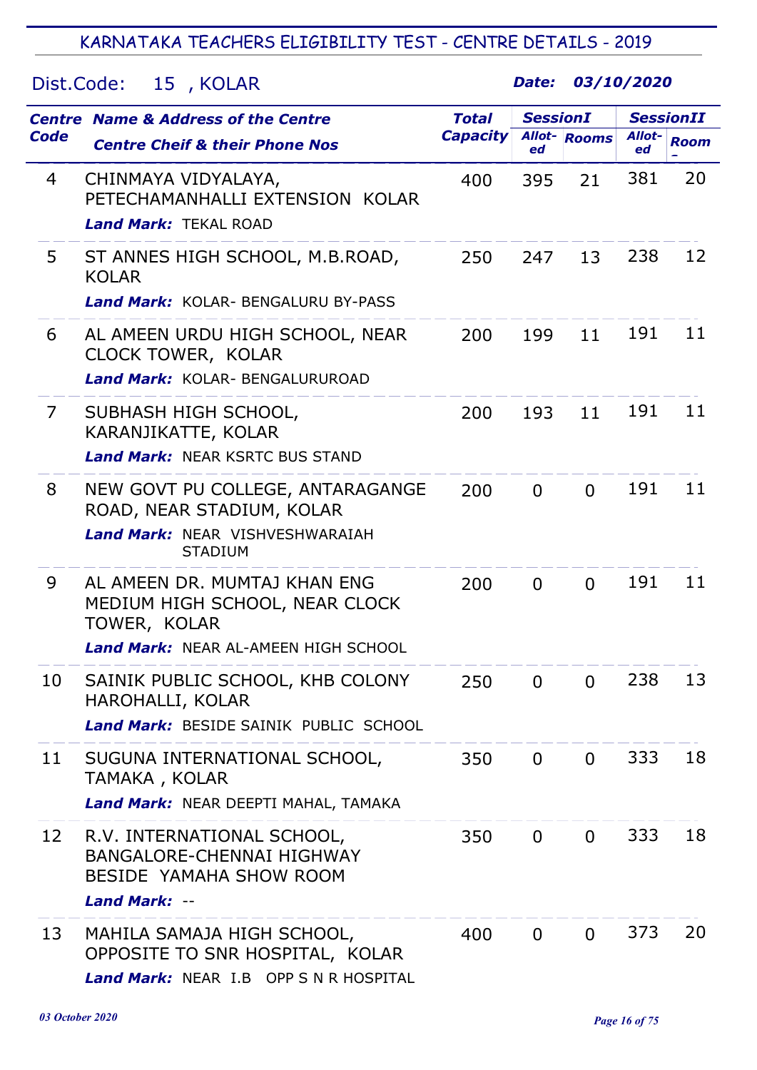## KARNATAKA TEACHERS ELIGIBILITY TEST - CENTRE DETAILS - 2019

Dist.Code: 15 , KOLAR

***Date: 03/10/2020***

| Centre Code | Name & Address of the Centre / Centre Cheif & their Phone Nos | Total Capacity | SessionI | | SessionII | |
|---|---|---|---|---|---|---|
| | | | Allot-ed | Rooms | Allot-ed | Room |
| 4 | CHINMAYA VIDYALAYA, PETECHAMANHALLI EXTENSION KOLAR<br>***Land Mark:*** TEKAL ROAD | 400 | 395 | 21 | 381 | 20 |
| 5 | ST ANNES HIGH SCHOOL, M.B.ROAD, KOLAR<br>***Land Mark:*** KOLAR- BENGALURU BY-PASS | 250 | 247 | 13 | 238 | 12 |
| 6 | AL AMEEN URDU HIGH SCHOOL, NEAR CLOCK TOWER, KOLAR<br>***Land Mark:*** KOLAR- BENGALURUROAD | 200 | 199 | 11 | 191 | 11 |
| 7 | SUBHASH HIGH SCHOOL, KARANJIKATTE, KOLAR<br>***Land Mark:*** NEAR KSRTC BUS STAND | 200 | 193 | 11 | 191 | 11 |
| 8 | NEW GOVT PU COLLEGE, ANTARAGANGE ROAD, NEAR STADIUM, KOLAR<br>***Land Mark:*** NEAR VISHVESHWARAIAH STADIUM | 200 | 0 | 0 | 191 | 11 |
| 9 | AL AMEEN DR. MUMTAJ KHAN ENG MEDIUM HIGH SCHOOL, NEAR CLOCK TOWER, KOLAR<br>***Land Mark:*** NEAR AL-AMEEN HIGH SCHOOL | 200 | 0 | 0 | 191 | 11 |
| 10 | SAINIK PUBLIC SCHOOL, KHB COLONY HAROHALLI, KOLAR<br>***Land Mark:*** BESIDE SAINIK PUBLIC SCHOOL | 250 | 0 | 0 | 238 | 13 |
| 11 | SUGUNA INTERNATIONAL SCHOOL, TAMAKA , KOLAR<br>***Land Mark:*** NEAR DEEPTI MAHAL, TAMAKA | 350 | 0 | 0 | 333 | 18 |
| 12 | R.V. INTERNATIONAL SCHOOL, BANGALORE-CHENNAI HIGHWAY BESIDE YAMAHA SHOW ROOM<br>***Land Mark:*** -- | 350 | 0 | 0 | 333 | 18 |
| 13 | MAHILA SAMAJA HIGH SCHOOL, OPPOSITE TO SNR HOSPITAL, KOLAR<br>***Land Mark:*** NEAR I.B OPP S N R HOSPITAL | 400 | 0 | 0 | 373 | 20 |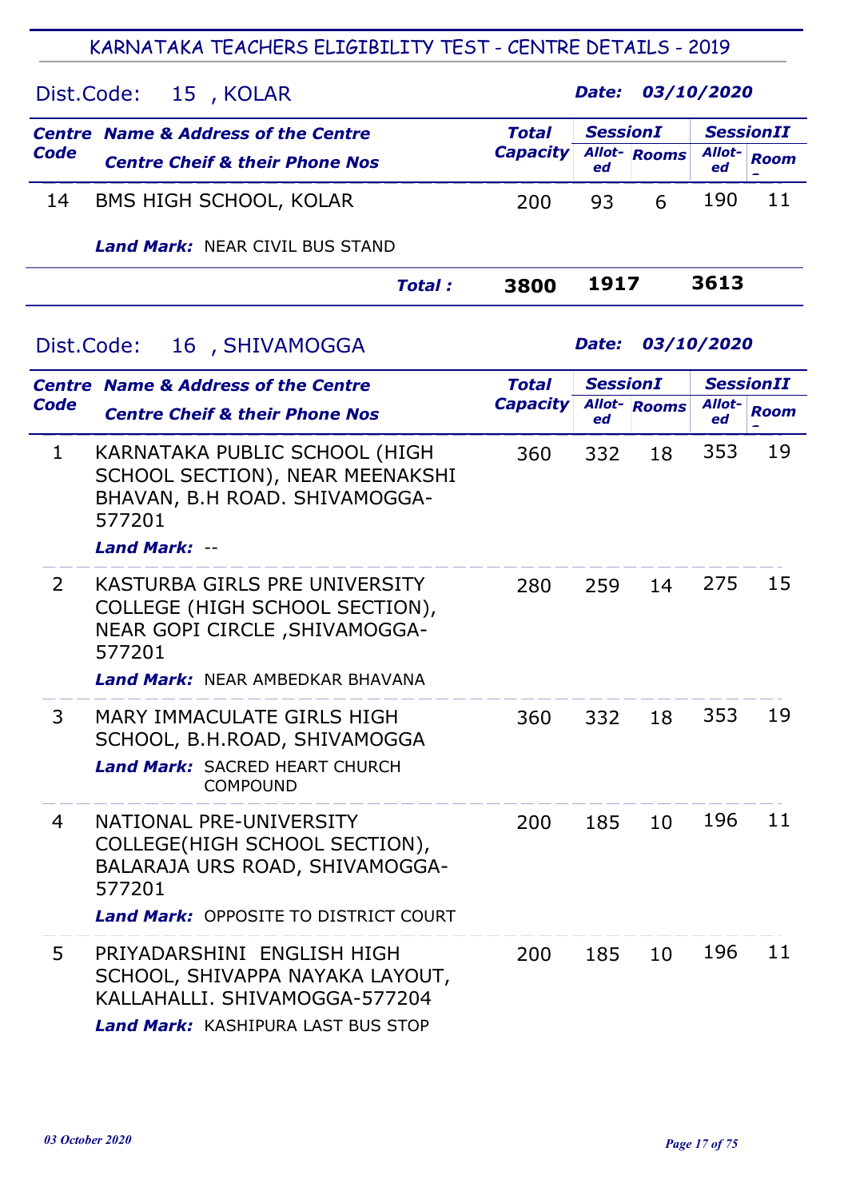## KARNATAKA TEACHERS ELIGIBILITY TEST - CENTRE DETAILS - 2019

### Dist.Code: 15 , KOLAR

***Date: 03/10/2020***

| Centre Code | Name & Address of the Centre / Centre Cheif & their Phone Nos | Total Capacity | SessionI | | SessionII | |
|---|---|---|---|---|---|---|
| | | | Allot-ed | Rooms | Allot-ed | Rooms |
| 14 | BMS HIGH SCHOOL, KOLAR<br>***Land Mark:*** NEAR CIVIL BUS STAND | 200 | 93 | 6 | 190 | 11 |
| | ***Total :*** | **3800** | **1917** | | **3613** | |

### Dist.Code: 16 , SHIVAMOGGA

***Date: 03/10/2020***

| Centre Code | Name & Address of the Centre / Centre Cheif & their Phone Nos | Total Capacity | SessionI | | SessionII | |
|---|---|---|---|---|---|---|
| | | | Allot-ed | Rooms | Allot-ed | Rooms |
| 1 | KARNATAKA PUBLIC SCHOOL (HIGH SCHOOL SECTION), NEAR MEENAKSHI BHAVAN, B.H ROAD. SHIVAMOGGA-577201<br>***Land Mark:*** -- | 360 | 332 | 18 | 353 | 19 |
| 2 | KASTURBA GIRLS PRE UNIVERSITY COLLEGE (HIGH SCHOOL SECTION), NEAR GOPI CIRCLE ,SHIVAMOGGA-577201<br>***Land Mark:*** NEAR AMBEDKAR BHAVANA | 280 | 259 | 14 | 275 | 15 |
| 3 | MARY IMMACULATE GIRLS HIGH SCHOOL, B.H.ROAD, SHIVAMOGGA<br>***Land Mark:*** SACRED HEART CHURCH COMPOUND | 360 | 332 | 18 | 353 | 19 |
| 4 | NATIONAL PRE-UNIVERSITY COLLEGE(HIGH SCHOOL SECTION), BALARAJA URS ROAD, SHIVAMOGGA-577201<br>***Land Mark:*** OPPOSITE TO DISTRICT COURT | 200 | 185 | 10 | 196 | 11 |
| 5 | PRIYADARSHINI ENGLISH HIGH SCHOOL, SHIVAPPA NAYAKA LAYOUT, KALLAHALLI. SHIVAMOGGA-577204<br>***Land Mark:*** KASHIPURA LAST BUS STOP | 200 | 185 | 10 | 196 | 11 |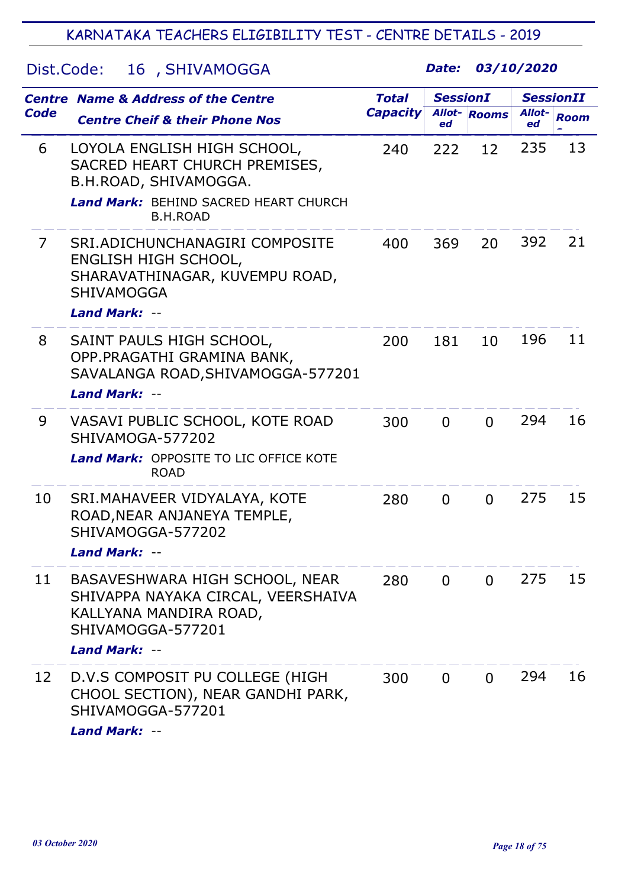## KARNATAKA TEACHERS ELIGIBILITY TEST - CENTRE DETAILS - 2019

Dist.Code: 16 , SHIVAMOGGA

***Date: 03/10/2020***

| Centre Code | Name & Address of the Centre / Centre Cheif & their Phone Nos | Total Capacity | SessionI | | SessionII | |
|---|---|---|---|---|---|---|
| | | | Allot-ed | Rooms | Allot-ed | Room |
| 6 | LOYOLA ENGLISH HIGH SCHOOL, SACRED HEART CHURCH PREMISES, B.H.ROAD, SHIVAMOGGA.<br>***Land Mark:*** BEHIND SACRED HEART CHURCH B.H.ROAD | 240 | 222 | 12 | 235 | 13 |
| 7 | SRI.ADICHUNCHANAGIRI COMPOSITE ENGLISH HIGH SCHOOL, SHARAVATHINAGAR, KUVEMPU ROAD, SHIVAMOGGA<br>***Land Mark:*** -- | 400 | 369 | 20 | 392 | 21 |
| 8 | SAINT PAULS HIGH SCHOOL, OPP.PRAGATHI GRAMINA BANK, SAVALANGA ROAD,SHIVAMOGGA-577201<br>***Land Mark:*** -- | 200 | 181 | 10 | 196 | 11 |
| 9 | VASAVI PUBLIC SCHOOL, KOTE ROAD SHIVAMOGA-577202<br>***Land Mark:*** OPPOSITE TO LIC OFFICE KOTE ROAD | 300 | 0 | 0 | 294 | 16 |
| 10 | SRI.MAHAVEER VIDYALAYA, KOTE ROAD,NEAR ANJANEYA TEMPLE, SHIVAMOGGA-577202<br>***Land Mark:*** -- | 280 | 0 | 0 | 275 | 15 |
| 11 | BASAVESHWARA HIGH SCHOOL, NEAR SHIVAPPA NAYAKA CIRCAL, VEERSHAIVA KALLYANA MANDIRA ROAD, SHIVAMOGGA-577201<br>***Land Mark:*** -- | 280 | 0 | 0 | 275 | 15 |
| 12 | D.V.S COMPOSIT PU COLLEGE (HIGH CHOOL SECTION), NEAR GANDHI PARK, SHIVAMOGGA-577201<br>***Land Mark:*** -- | 300 | 0 | 0 | 294 | 16 |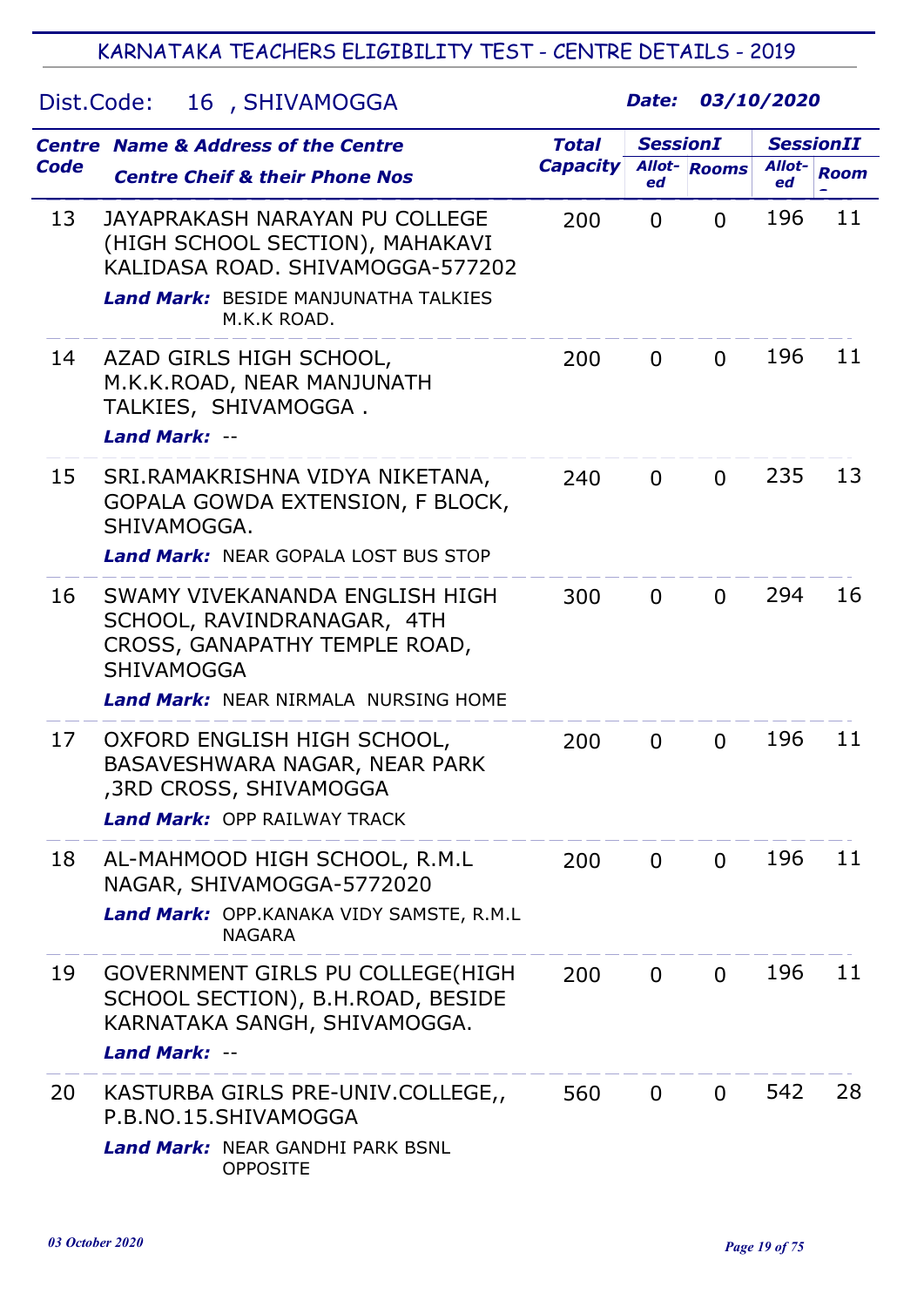## KARNATAKA TEACHERS ELIGIBILITY TEST - CENTRE DETAILS - 2019

Dist.Code: 16 , SHIVAMOGGA **Date: 03/10/2020**

| Centre Code | Name & Address of the Centre / Centre Cheif & their Phone Nos | Total Capacity | SessionI | | SessionII | |
|---|---|---|---|---|---|---|
| | | | Allot-ed | Rooms | Allot-ed | Room |
| 13 | JAYAPRAKASH NARAYAN PU COLLEGE (HIGH SCHOOL SECTION), MAHAKAVI KALIDASA ROAD. SHIVAMOGGA-577202<br>**Land Mark:** BESIDE MANJUNATHA TALKIES M.K.K ROAD. | 200 | 0 | 0 | 196 | 11 |
| 14 | AZAD GIRLS HIGH SCHOOL, M.K.K.ROAD, NEAR MANJUNATH TALKIES, SHIVAMOGGA .<br>**Land Mark:** -- | 200 | 0 | 0 | 196 | 11 |
| 15 | SRI.RAMAKRISHNA VIDYA NIKETANA, GOPALA GOWDA EXTENSION, F BLOCK, SHIVAMOGGA.<br>**Land Mark:** NEAR GOPALA LOST BUS STOP | 240 | 0 | 0 | 235 | 13 |
| 16 | SWAMY VIVEKANANDA ENGLISH HIGH SCHOOL, RAVINDRANAGAR, 4TH CROSS, GANAPATHY TEMPLE ROAD, SHIVAMOGGA<br>**Land Mark:** NEAR NIRMALA NURSING HOME | 300 | 0 | 0 | 294 | 16 |
| 17 | OXFORD ENGLISH HIGH SCHOOL, BASAVESHWARA NAGAR, NEAR PARK ,3RD CROSS, SHIVAMOGGA<br>**Land Mark:** OPP RAILWAY TRACK | 200 | 0 | 0 | 196 | 11 |
| 18 | AL-MAHMOOD HIGH SCHOOL, R.M.L NAGAR, SHIVAMOGGA-5772020<br>**Land Mark:** OPP.KANAKA VIDY SAMSTE, R.M.L NAGARA | 200 | 0 | 0 | 196 | 11 |
| 19 | GOVERNMENT GIRLS PU COLLEGE(HIGH SCHOOL SECTION), B.H.ROAD, BESIDE KARNATAKA SANGH, SHIVAMOGGA.<br>**Land Mark:** -- | 200 | 0 | 0 | 196 | 11 |
| 20 | KASTURBA GIRLS PRE-UNIV.COLLEGE,, P.B.NO.15.SHIVAMOGGA<br>**Land Mark:** NEAR GANDHI PARK BSNL OPPOSITE | 560 | 0 | 0 | 542 | 28 |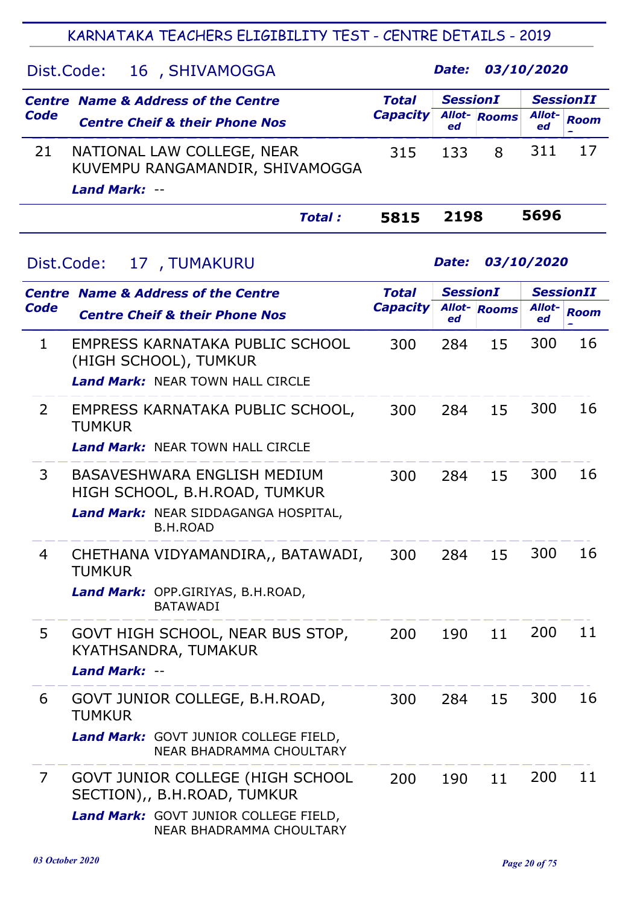## KARNATAKA TEACHERS ELIGIBILITY TEST - CENTRE DETAILS - 2019

### Dist.Code: 16 , SHIVAMOGGA

***Date: 03/10/2020***

| Centre Code | Name & Address of the Centre / Centre Cheif & their Phone Nos | Total Capacity | SessionI | | SessionII | |
|---|---|---|---|---|---|---|
| | | | Allot-ed | Rooms | Allot-ed | Room |
| 21 | NATIONAL LAW COLLEGE, NEAR KUVEMPU RANGAMANDIR, SHIVAMOGGA<br>**Land Mark:** -- | 315 | 133 | 8 | 311 | 17 |
| | **Total :** | **5815** | **2198** | | **5696** | |

### Dist.Code: 17 , TUMAKURU

***Date: 03/10/2020***

| Centre Code | Name & Address of the Centre / Centre Cheif & their Phone Nos | Total Capacity | SessionI | | SessionII | |
|---|---|---|---|---|---|---|
| | | | Allot-ed | Rooms | Allot-ed | Room |
| 1 | EMPRESS KARNATAKA PUBLIC SCHOOL (HIGH SCHOOL), TUMKUR<br>**Land Mark:** NEAR TOWN HALL CIRCLE | 300 | 284 | 15 | 300 | 16 |
| 2 | EMPRESS KARNATAKA PUBLIC SCHOOL, TUMKUR<br>**Land Mark:** NEAR TOWN HALL CIRCLE | 300 | 284 | 15 | 300 | 16 |
| 3 | BASAVESHWARA ENGLISH MEDIUM HIGH SCHOOL, B.H.ROAD, TUMKUR<br>**Land Mark:** NEAR SIDDAGANGA HOSPITAL, B.H.ROAD | 300 | 284 | 15 | 300 | 16 |
| 4 | CHETHANA VIDYAMANDIRA,, BATAWADI, TUMKUR<br>**Land Mark:** OPP.GIRIYAS, B.H.ROAD, BATAWADI | 300 | 284 | 15 | 300 | 16 |
| 5 | GOVT HIGH SCHOOL, NEAR BUS STOP, KYATHSANDRA, TUMAKUR<br>**Land Mark:** -- | 200 | 190 | 11 | 200 | 11 |
| 6 | GOVT JUNIOR COLLEGE, B.H.ROAD, TUMKUR<br>**Land Mark:** GOVT JUNIOR COLLEGE FIELD, NEAR BHADRAMMA CHOULTARY | 300 | 284 | 15 | 300 | 16 |
| 7 | GOVT JUNIOR COLLEGE (HIGH SCHOOL SECTION),, B.H.ROAD, TUMKUR<br>**Land Mark:** GOVT JUNIOR COLLEGE FIELD, NEAR BHADRAMMA CHOULTARY | 200 | 190 | 11 | 200 | 11 |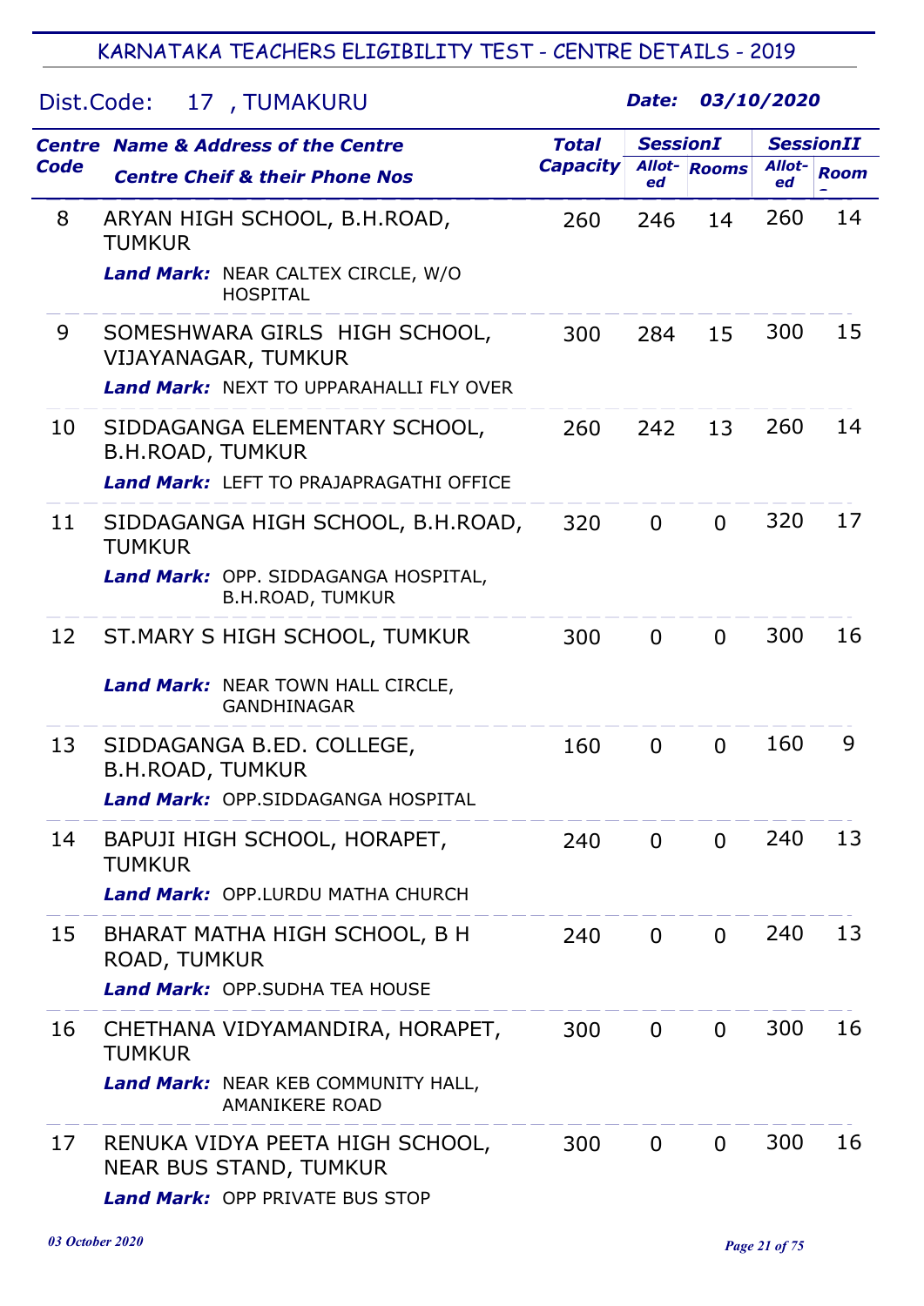# KARNATAKA TEACHERS ELIGIBILITY TEST - CENTRE DETAILS - 2019

Dist.Code: 17 , TUMAKURU

**Date: 03/10/2020**

| Centre Code | Name & Address of the Centre / Centre Cheif & their Phone Nos | Total Capacity | SessionI | | SessionII | |
|---|---|---|---|---|---|---|
| | | | Allot-ed | Rooms | Allot-ed | Room |
| 8 | ARYAN HIGH SCHOOL, B.H.ROAD, TUMKUR<br>**Land Mark:** NEAR CALTEX CIRCLE, W/O HOSPITAL | 260 | 246 | 14 | 260 | 14 |
| 9 | SOMESHWARA GIRLS HIGH SCHOOL, VIJAYANAGAR, TUMKUR<br>**Land Mark:** NEXT TO UPPARAHALLI FLY OVER | 300 | 284 | 15 | 300 | 15 |
| 10 | SIDDAGANGA ELEMENTARY SCHOOL, B.H.ROAD, TUMKUR<br>**Land Mark:** LEFT TO PRAJAPRAGATHI OFFICE | 260 | 242 | 13 | 260 | 14 |
| 11 | SIDDAGANGA HIGH SCHOOL, B.H.ROAD, TUMKUR<br>**Land Mark:** OPP. SIDDAGANGA HOSPITAL, B.H.ROAD, TUMKUR | 320 | 0 | 0 | 320 | 17 |
| 12 | ST.MARY S HIGH SCHOOL, TUMKUR<br>**Land Mark:** NEAR TOWN HALL CIRCLE, GANDHINAGAR | 300 | 0 | 0 | 300 | 16 |
| 13 | SIDDAGANGA B.ED. COLLEGE, B.H.ROAD, TUMKUR<br>**Land Mark:** OPP.SIDDAGANGA HOSPITAL | 160 | 0 | 0 | 160 | 9 |
| 14 | BAPUJI HIGH SCHOOL, HORAPET, TUMKUR<br>**Land Mark:** OPP.LURDU MATHA CHURCH | 240 | 0 | 0 | 240 | 13 |
| 15 | BHARAT MATHA HIGH SCHOOL, B H ROAD, TUMKUR<br>**Land Mark:** OPP.SUDHA TEA HOUSE | 240 | 0 | 0 | 240 | 13 |
| 16 | CHETHANA VIDYAMANDIRA, HORAPET, TUMKUR<br>**Land Mark:** NEAR KEB COMMUNITY HALL, AMANIKERE ROAD | 300 | 0 | 0 | 300 | 16 |
| 17 | RENUKA VIDYA PEETA HIGH SCHOOL, NEAR BUS STAND, TUMKUR<br>**Land Mark:** OPP PRIVATE BUS STOP | 300 | 0 | 0 | 300 | 16 |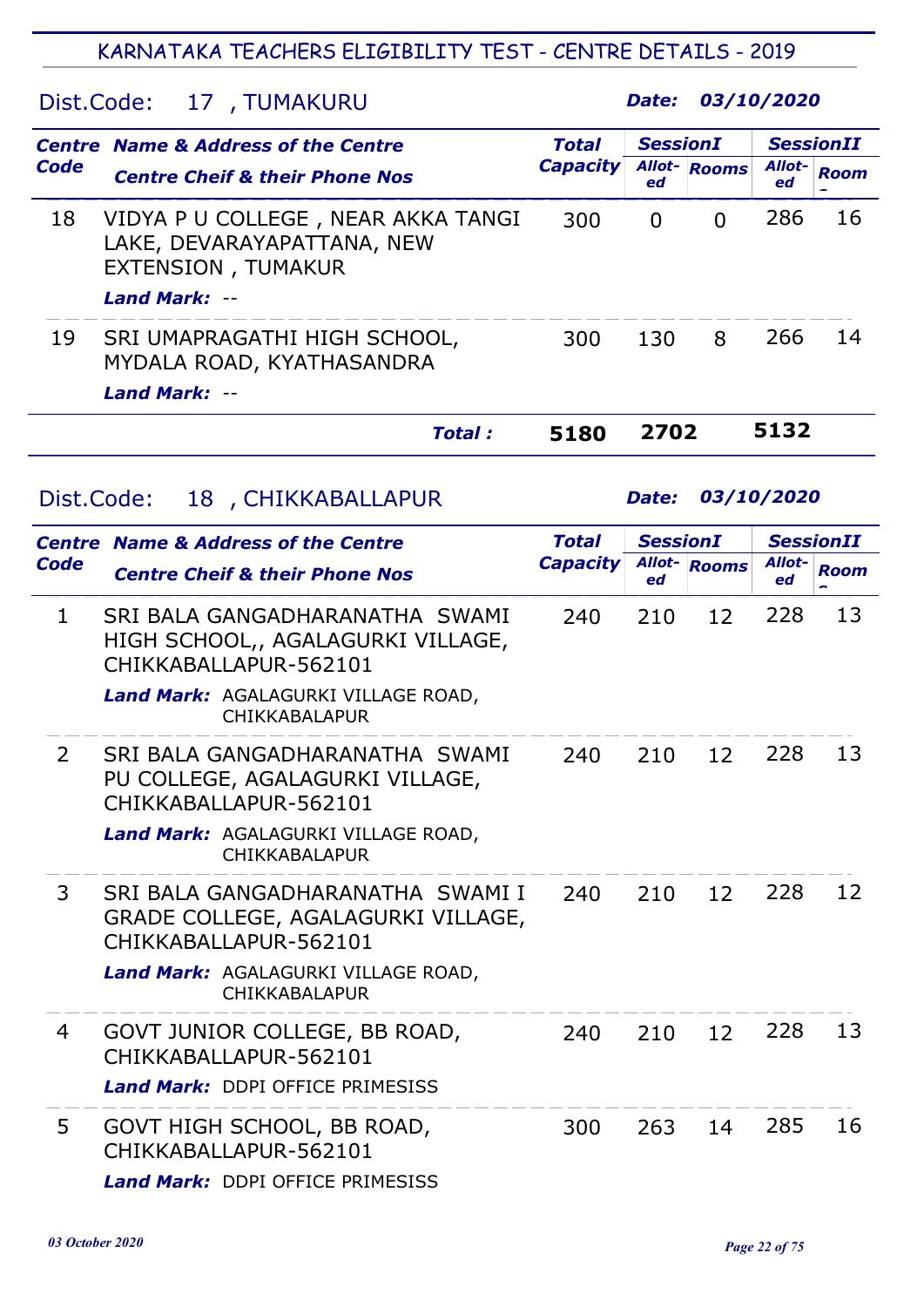## KARNATAKA TEACHERS ELIGIBILITY TEST - CENTRE DETAILS - 2019

### Dist.Code: 17 , TUMAKURU

***Date: 03/10/2020***

| Centre Code | Name & Address of the Centre / Centre Cheif & their Phone Nos | Total Capacity | SessionI | | SessionII | |
|---|---|---|---|---|---|---|
| | | | Allot-ed | Rooms | Allot-ed | Rooms |
| 18 | VIDYA P U COLLEGE , NEAR AKKA TANGI LAKE, DEVARAYAPATTANA, NEW EXTENSION , TUMAKUR<br>***Land Mark:*** -- | 300 | 0 | 0 | 286 | 16 |
| 19 | SRI UMAPRAGATHI HIGH SCHOOL, MYDALA ROAD, KYATHASANDRA<br>***Land Mark:*** -- | 300 | 130 | 8 | 266 | 14 |
| | ***Total :*** | **5180** | **2702** | | **5132** | |

### Dist.Code: 18 , CHIKKABALLAPUR

***Date: 03/10/2020***

| Centre Code | Name & Address of the Centre / Centre Cheif & their Phone Nos | Total Capacity | SessionI | | SessionII | |
|---|---|---|---|---|---|---|
| | | | Allot-ed | Rooms | Allot-ed | Rooms |
| 1 | SRI BALA GANGADHARANATHA SWAMI HIGH SCHOOL,, AGALAGURKI VILLAGE, CHIKKABALLAPUR-562101<br>***Land Mark:*** AGALAGURKI VILLAGE ROAD, CHIKKABALAPUR | 240 | 210 | 12 | 228 | 13 |
| 2 | SRI BALA GANGADHARANATHA SWAMI PU COLLEGE, AGALAGURKI VILLAGE, CHIKKABALLAPUR-562101<br>***Land Mark:*** AGALAGURKI VILLAGE ROAD, CHIKKABALAPUR | 240 | 210 | 12 | 228 | 13 |
| 3 | SRI BALA GANGADHARANATHA SWAMI I GRADE COLLEGE, AGALAGURKI VILLAGE, CHIKKABALLAPUR-562101<br>***Land Mark:*** AGALAGURKI VILLAGE ROAD, CHIKKABALAPUR | 240 | 210 | 12 | 228 | 12 |
| 4 | GOVT JUNIOR COLLEGE, BB ROAD, CHIKKABALLAPUR-562101<br>***Land Mark:*** DDPI OFFICE PRIMESISS | 240 | 210 | 12 | 228 | 13 |
| 5 | GOVT HIGH SCHOOL, BB ROAD, CHIKKABALLAPUR-562101<br>***Land Mark:*** DDPI OFFICE PRIMESISS | 300 | 263 | 14 | 285 | 16 |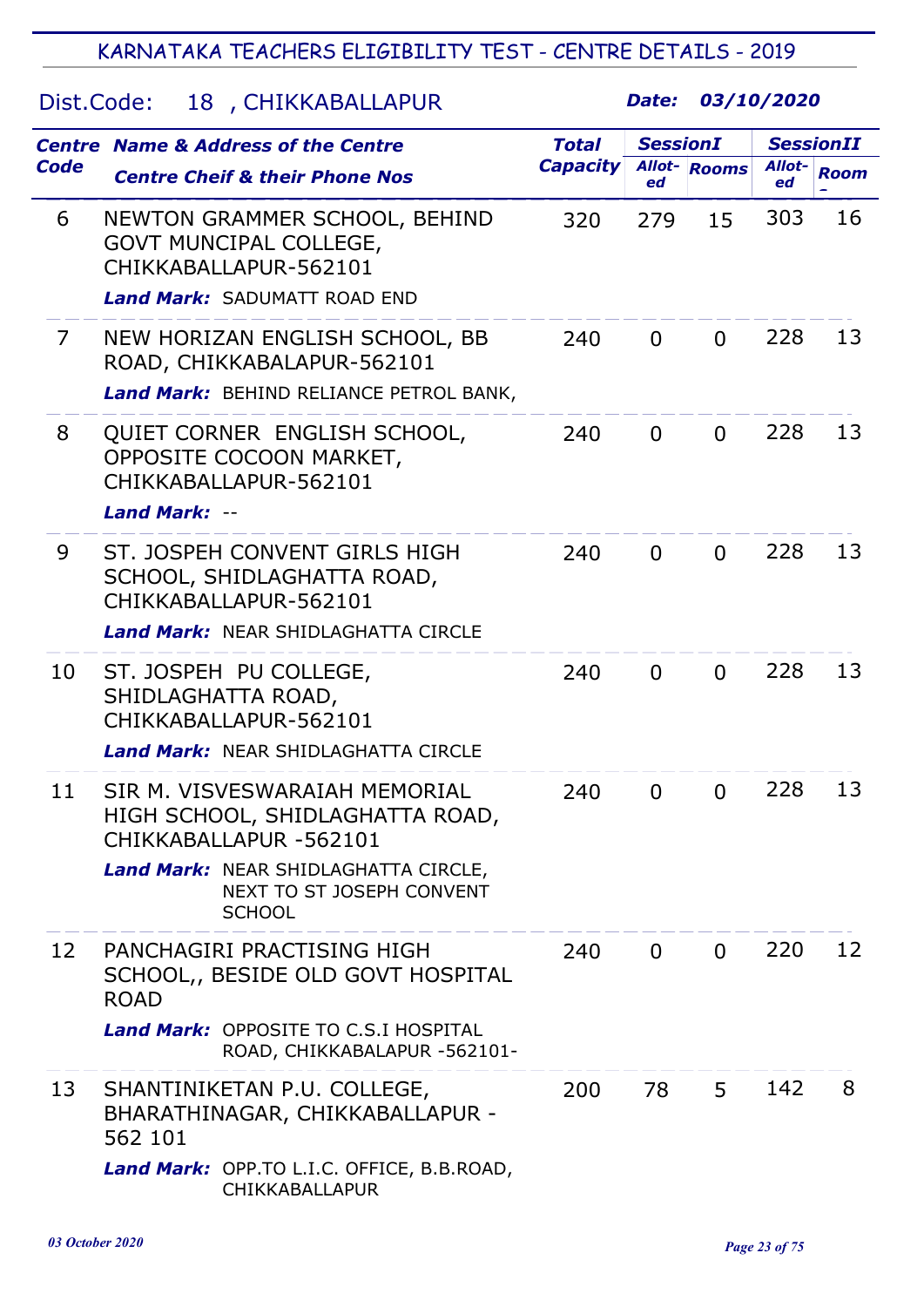## KARNATAKA TEACHERS ELIGIBILITY TEST - CENTRE DETAILS - 2019

**Dist.Code: 18 , CHIKKABALLAPUR** ***Date: 03/10/2020***

| Centre Code | Name & Address of the Centre / Centre Cheif & their Phone Nos | Total Capacity | SessionI | | SessionII | |
|---|---|---|---|---|---|---|
| | | | Allot-ed | Rooms | Allot-ed | Room |
| 6 | NEWTON GRAMMER SCHOOL, BEHIND GOVT MUNCIPAL COLLEGE, CHIKKABALLAPUR-562101 ***Land Mark:*** SADUMATT ROAD END | 320 | 279 | 15 | 303 | 16 |
| 7 | NEW HORIZAN ENGLISH SCHOOL, BB ROAD, CHIKKABALAPUR-562101 ***Land Mark:*** BEHIND RELIANCE PETROL BANK, | 240 | 0 | 0 | 228 | 13 |
| 8 | QUIET CORNER ENGLISH SCHOOL, OPPOSITE COCOON MARKET, CHIKKABALLAPUR-562101 ***Land Mark:*** -- | 240 | 0 | 0 | 228 | 13 |
| 9 | ST. JOSPEH CONVENT GIRLS HIGH SCHOOL, SHIDLAGHATTA ROAD, CHIKKABALLAPUR-562101 ***Land Mark:*** NEAR SHIDLAGHATTA CIRCLE | 240 | 0 | 0 | 228 | 13 |
| 10 | ST. JOSPEH PU COLLEGE, SHIDLAGHATTA ROAD, CHIKKABALLAPUR-562101 ***Land Mark:*** NEAR SHIDLAGHATTA CIRCLE | 240 | 0 | 0 | 228 | 13 |
| 11 | SIR M. VISVESWARAIAH MEMORIAL HIGH SCHOOL, SHIDLAGHATTA ROAD, CHIKKABALLAPUR -562101 ***Land Mark:*** NEAR SHIDLAGHATTA CIRCLE, NEXT TO ST JOSEPH CONVENT SCHOOL | 240 | 0 | 0 | 228 | 13 |
| 12 | PANCHAGIRI PRACTISING HIGH SCHOOL,, BESIDE OLD GOVT HOSPITAL ROAD ***Land Mark:*** OPPOSITE TO C.S.I HOSPITAL ROAD, CHIKKABALAPUR -562101- | 240 | 0 | 0 | 220 | 12 |
| 13 | SHANTINIKETAN P.U. COLLEGE, BHARATHINAGAR, CHIKKABALLAPUR - 562 101 ***Land Mark:*** OPP.TO L.I.C. OFFICE, B.B.ROAD, CHIKKABALLAPUR | 200 | 78 | 5 | 142 | 8 |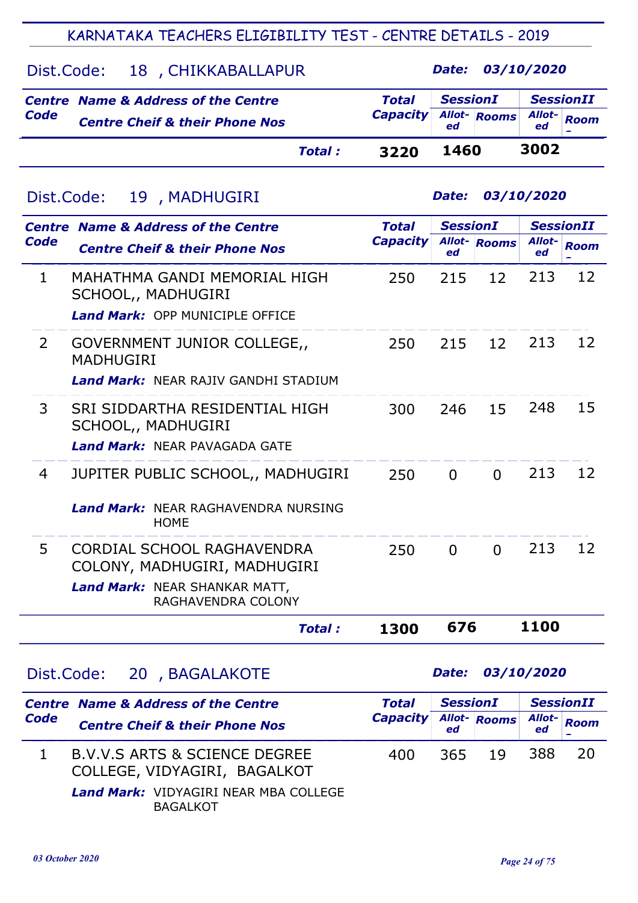## KARNATAKA TEACHERS ELIGIBILITY TEST - CENTRE DETAILS - 2019

### Dist.Code: 18 , CHIKKABALLAPUR

***Date: 03/10/2020***

| Centre Code | Name & Address of the Centre / Centre Cheif & their Phone Nos | Total Capacity | SessionI | | SessionII | |
|---|---|---|---|---|---|---|
| | | | Allot-ed | Rooms | Allot-ed | Rooms |
| | **Total :** | **3220** | **1460** | | **3002** | |

### Dist.Code: 19 , MADHUGIRI

***Date: 03/10/2020***

| Centre Code | Name & Address of the Centre / Centre Cheif & their Phone Nos | Total Capacity | SessionI | | SessionII | |
|---|---|---|---|---|---|---|
| | | | Allot-ed | Rooms | Allot-ed | Rooms |
| 1 | MAHATHMA GANDI MEMORIAL HIGH SCHOOL,, MADHUGIRI<br>***Land Mark:*** OPP MUNICIPLE OFFICE | 250 | 215 | 12 | 213 | 12 |
| 2 | GOVERNMENT JUNIOR COLLEGE,, MADHUGIRI<br>***Land Mark:*** NEAR RAJIV GANDHI STADIUM | 250 | 215 | 12 | 213 | 12 |
| 3 | SRI SIDDARTHA RESIDENTIAL HIGH SCHOOL,, MADHUGIRI<br>***Land Mark:*** NEAR PAVAGADA GATE | 300 | 246 | 15 | 248 | 15 |
| 4 | JUPITER PUBLIC SCHOOL,, MADHUGIRI<br>***Land Mark:*** NEAR RAGHAVENDRA NURSING HOME | 250 | 0 | 0 | 213 | 12 |
| 5 | CORDIAL SCHOOL RAGHAVENDRA COLONY, MADHUGIRI, MADHUGIRI<br>***Land Mark:*** NEAR SHANKAR MATT, RAGHAVENDRA COLONY | 250 | 0 | 0 | 213 | 12 |
| | **Total :** | **1300** | **676** | | **1100** | |

### Dist.Code: 20 , BAGALAKOTE

***Date: 03/10/2020***

| Centre Code | Name & Address of the Centre / Centre Cheif & their Phone Nos | Total Capacity | SessionI | | SessionII | |
|---|---|---|---|---|---|---|
| | | | Allot-ed | Rooms | Allot-ed | Rooms |
| 1 | B.V.V.S ARTS & SCIENCE DEGREE COLLEGE, VIDYAGIRI, BAGALKOT<br>***Land Mark:*** VIDYAGIRI NEAR MBA COLLEGE BAGALKOT | 400 | 365 | 19 | 388 | 20 |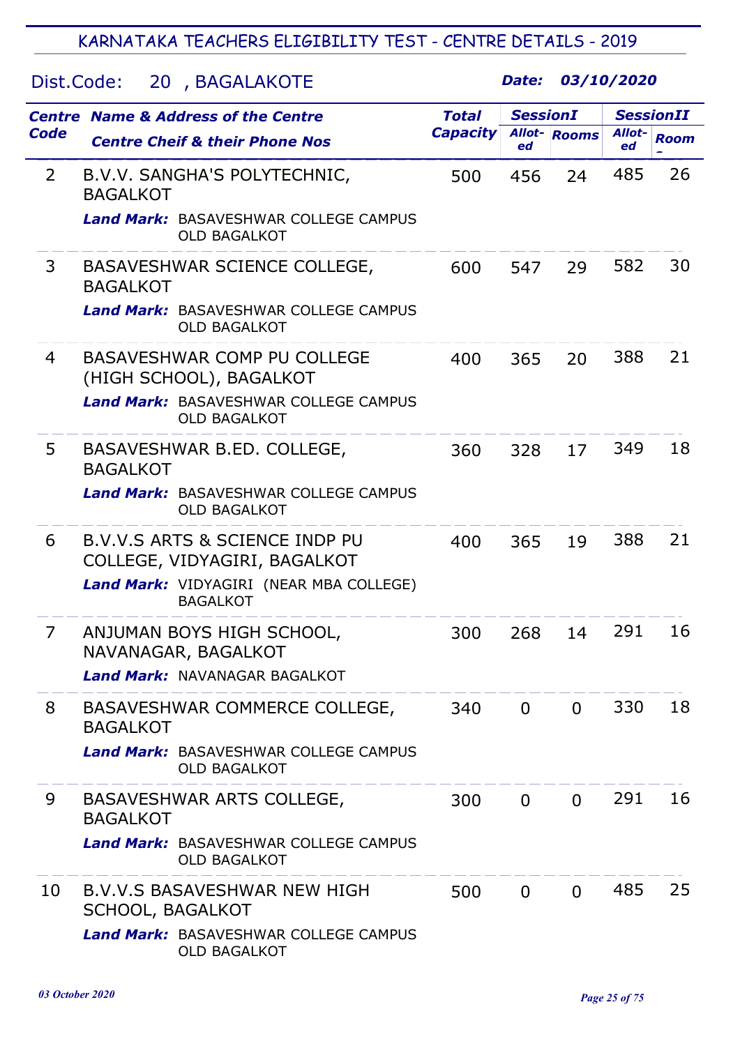## KARNATAKA TEACHERS ELIGIBILITY TEST - CENTRE DETAILS - 2019

**Dist.Code: 20 , BAGALAKOTE** ***Date: 03/10/2020***

| Centre Code | Name & Address of the Centre / Centre Cheif & their Phone Nos | Total Capacity | SessionI | | SessionII | |
|---|---|---|---|---|---|---|
| | | | Allot-ed | Rooms | Allot-ed | Room |
| 2 | B.V.V. SANGHA'S POLYTECHNIC, BAGALKOT<br>***Land Mark:*** BASAVESHWAR COLLEGE CAMPUS OLD BAGALKOT | 500 | 456 | 24 | 485 | 26 |
| 3 | BASAVESHWAR SCIENCE COLLEGE, BAGALKOT<br>***Land Mark:*** BASAVESHWAR COLLEGE CAMPUS OLD BAGALKOT | 600 | 547 | 29 | 582 | 30 |
| 4 | BASAVESHWAR COMP PU COLLEGE (HIGH SCHOOL), BAGALKOT<br>***Land Mark:*** BASAVESHWAR COLLEGE CAMPUS OLD BAGALKOT | 400 | 365 | 20 | 388 | 21 |
| 5 | BASAVESHWAR B.ED. COLLEGE, BAGALKOT<br>***Land Mark:*** BASAVESHWAR COLLEGE CAMPUS OLD BAGALKOT | 360 | 328 | 17 | 349 | 18 |
| 6 | B.V.V.S ARTS & SCIENCE INDP PU COLLEGE, VIDYAGIRI, BAGALKOT<br>***Land Mark:*** VIDYAGIRI (NEAR MBA COLLEGE) BAGALKOT | 400 | 365 | 19 | 388 | 21 |
| 7 | ANJUMAN BOYS HIGH SCHOOL, NAVANAGAR, BAGALKOT<br>***Land Mark:*** NAVANAGAR BAGALKOT | 300 | 268 | 14 | 291 | 16 |
| 8 | BASAVESHWAR COMMERCE COLLEGE, BAGALKOT<br>***Land Mark:*** BASAVESHWAR COLLEGE CAMPUS OLD BAGALKOT | 340 | 0 | 0 | 330 | 18 |
| 9 | BASAVESHWAR ARTS COLLEGE, BAGALKOT<br>***Land Mark:*** BASAVESHWAR COLLEGE CAMPUS OLD BAGALKOT | 300 | 0 | 0 | 291 | 16 |
| 10 | B.V.V.S BASAVESHWAR NEW HIGH SCHOOL, BAGALKOT<br>***Land Mark:*** BASAVESHWAR COLLEGE CAMPUS OLD BAGALKOT | 500 | 0 | 0 | 485 | 25 |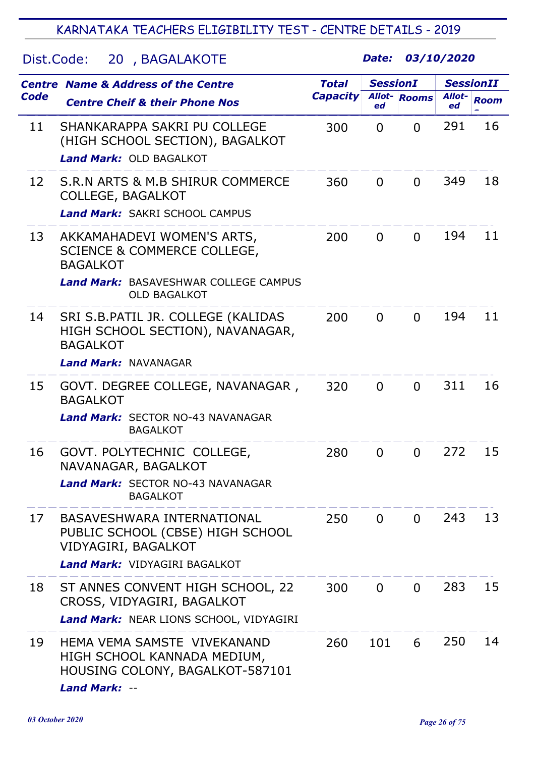# KARNATAKA TEACHERS ELIGIBILITY TEST - CENTRE DETAILS - 2019

**Dist.Code: 20 , BAGALAKOTE** **Date: 03/10/2020**

| Centre Code | Name & Address of the Centre / Centre Cheif & their Phone Nos | Total Capacity | SessionI | | SessionII | |
|---|---|---|---|---|---|---|
| | | | Allot-ed | Rooms | Allot-ed | Rooms |
| 11 | SHANKARAPPA SAKRI PU COLLEGE (HIGH SCHOOL SECTION), BAGALKOT<br>**Land Mark:** OLD BAGALKOT | 300 | 0 | 0 | 291 | 16 |
| 12 | S.R.N ARTS & M.B SHIRUR COMMERCE COLLEGE, BAGALKOT<br>**Land Mark:** SAKRI SCHOOL CAMPUS | 360 | 0 | 0 | 349 | 18 |
| 13 | AKKAMAHADEVI WOMEN'S ARTS, SCIENCE & COMMERCE COLLEGE, BAGALKOT<br>**Land Mark:** BASAVESHWAR COLLEGE CAMPUS OLD BAGALKOT | 200 | 0 | 0 | 194 | 11 |
| 14 | SRI S.B.PATIL JR. COLLEGE (KALIDAS HIGH SCHOOL SECTION), NAVANAGAR, BAGALKOT<br>**Land Mark:** NAVANAGAR | 200 | 0 | 0 | 194 | 11 |
| 15 | GOVT. DEGREE COLLEGE, NAVANAGAR , BAGALKOT<br>**Land Mark:** SECTOR NO-43 NAVANAGAR BAGALKOT | 320 | 0 | 0 | 311 | 16 |
| 16 | GOVT. POLYTECHNIC COLLEGE, NAVANAGAR, BAGALKOT<br>**Land Mark:** SECTOR NO-43 NAVANAGAR BAGALKOT | 280 | 0 | 0 | 272 | 15 |
| 17 | BASAVESHWARA INTERNATIONAL PUBLIC SCHOOL (CBSE) HIGH SCHOOL VIDYAGIRI, BAGALKOT<br>**Land Mark:** VIDYAGIRI BAGALKOT | 250 | 0 | 0 | 243 | 13 |
| 18 | ST ANNES CONVENT HIGH SCHOOL, 22 CROSS, VIDYAGIRI, BAGALKOT<br>**Land Mark:** NEAR LIONS SCHOOL, VIDYAGIRI | 300 | 0 | 0 | 283 | 15 |
| 19 | HEMA VEMA SAMSTE VIVEKANAND HIGH SCHOOL KANNADA MEDIUM, HOUSING COLONY, BAGALKOT-587101<br>**Land Mark:** -- | 260 | 101 | 6 | 250 | 14 |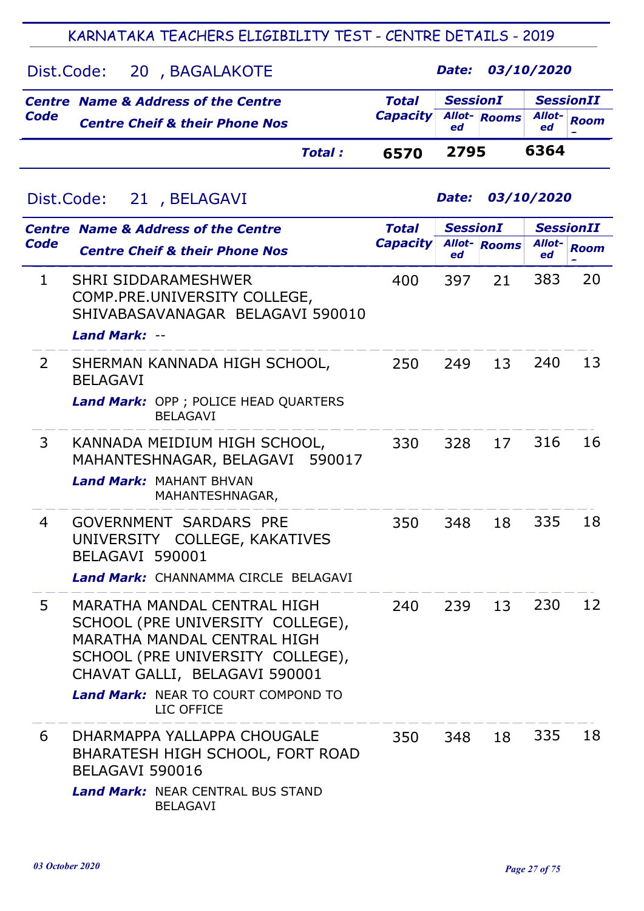## KARNATAKA TEACHERS ELIGIBILITY TEST - CENTRE DETAILS - 2019

### Dist.Code: 20 , BAGALAKOTE

***Date: 03/10/2020***

| Centre Code | Name & Address of the Centre / Centre Cheif & their Phone Nos | Total Capacity | SessionI | | SessionII | |
|---|---|---|---|---|---|---|
| | | | Allot-ed | Rooms | Allot-ed | Room |
| | **Total :** | **6570** | **2795** | | **6364** | |

### Dist.Code: 21 , BELAGAVI

***Date: 03/10/2020***

| Centre Code | Name & Address of the Centre / Centre Cheif & their Phone Nos | Total Capacity | SessionI | | SessionII | |
|---|---|---|---|---|---|---|
| | | | Allot-ed | Rooms | Allot-ed | Room |
| 1 | SHRI SIDDARAMESHWER COMP.PRE.UNIVERSITY COLLEGE, SHIVABASAVANAGAR BELAGAVI 590010<br>***Land Mark:*** -- | 400 | 397 | 21 | 383 | 20 |
| 2 | SHERMAN KANNADA HIGH SCHOOL, BELAGAVI<br>***Land Mark:*** OPP ; POLICE HEAD QUARTERS BELAGAVI | 250 | 249 | 13 | 240 | 13 |
| 3 | KANNADA MEIDIUM HIGH SCHOOL, MAHANTESHNAGAR, BELAGAVI 590017<br>***Land Mark:*** MAHANT BHVAN MAHANTESHNAGAR, | 330 | 328 | 17 | 316 | 16 |
| 4 | GOVERNMENT SARDARS PRE UNIVERSITY COLLEGE, KAKATIVES BELAGAVI 590001<br>***Land Mark:*** CHANNAMMA CIRCLE BELAGAVI | 350 | 348 | 18 | 335 | 18 |
| 5 | MARATHA MANDAL CENTRAL HIGH SCHOOL (PRE UNIVERSITY COLLEGE), MARATHA MANDAL CENTRAL HIGH SCHOOL (PRE UNIVERSITY COLLEGE), CHAVAT GALLI, BELAGAVI 590001<br>***Land Mark:*** NEAR TO COURT COMPOND TO LIC OFFICE | 240 | 239 | 13 | 230 | 12 |
| 6 | DHARMAPPA YALLAPPA CHOUGALE BHARATESH HIGH SCHOOL, FORT ROAD BELAGAVI 590016<br>***Land Mark:*** NEAR CENTRAL BUS STAND BELAGAVI | 350 | 348 | 18 | 335 | 18 |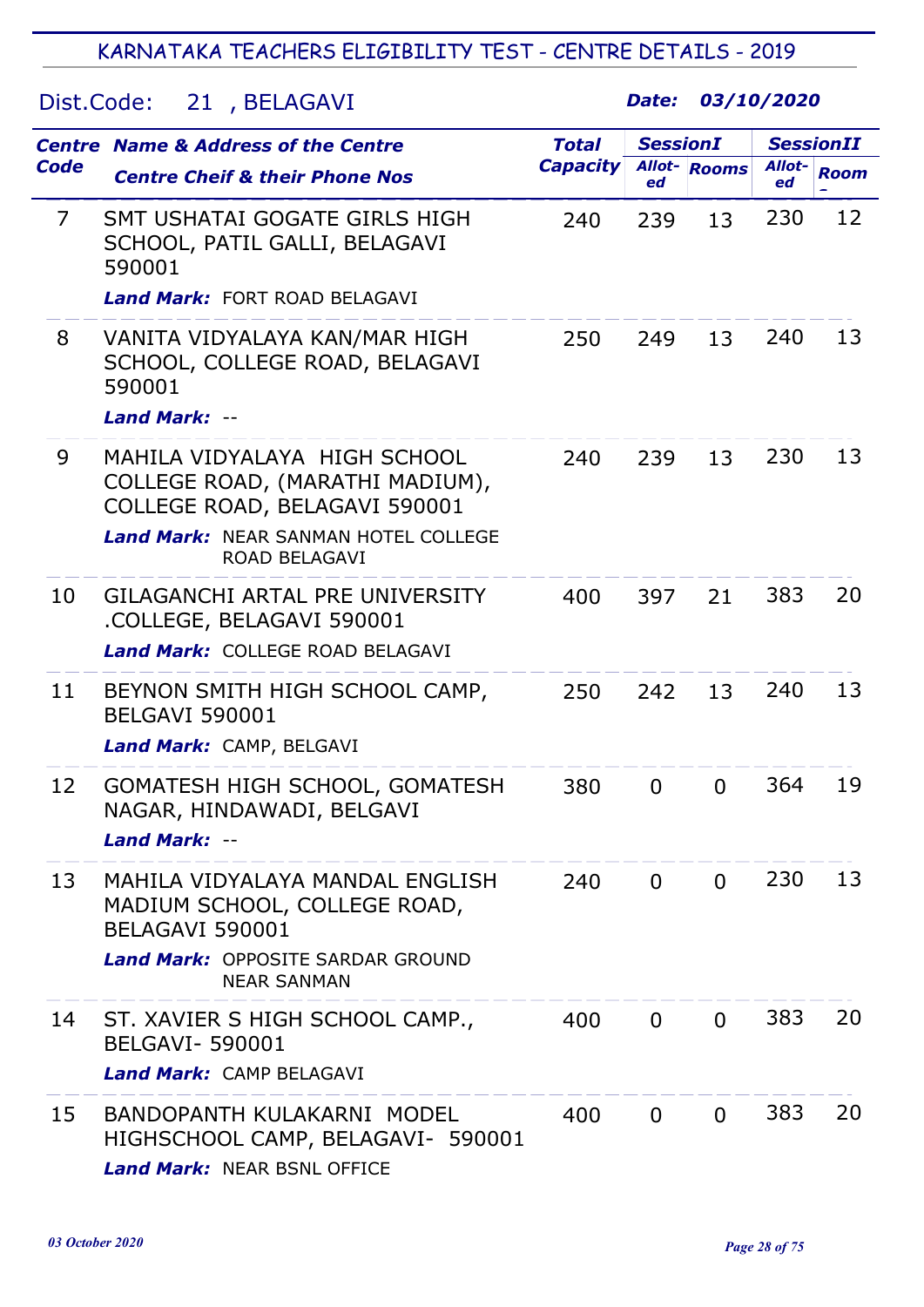## KARNATAKA TEACHERS ELIGIBILITY TEST - CENTRE DETAILS - 2019

**Dist.Code: 21 , BELAGAVI** **Date: 03/10/2020**

| Centre Code | Name & Address of the Centre / Centre Cheif & their Phone Nos | Total Capacity | SessionI | | SessionII | |
|---|---|---|---|---|---|---|
| | | | Allot-ed | Rooms | Allot-ed | Room |
| 7 | SMT USHATAI GOGATE GIRLS HIGH SCHOOL, PATIL GALLI, BELAGAVI 590001 <br> **Land Mark:** FORT ROAD BELAGAVI | 240 | 239 | 13 | 230 | 12 |
| 8 | VANITA VIDYALAYA KAN/MAR HIGH SCHOOL, COLLEGE ROAD, BELAGAVI 590001 <br> **Land Mark:** -- | 250 | 249 | 13 | 240 | 13 |
| 9 | MAHILA VIDYALAYA HIGH SCHOOL COLLEGE ROAD, (MARATHI MADIUM), COLLEGE ROAD, BELAGAVI 590001 <br> **Land Mark:** NEAR SANMAN HOTEL COLLEGE ROAD BELAGAVI | 240 | 239 | 13 | 230 | 13 |
| 10 | GILAGANCHI ARTAL PRE UNIVERSITY .COLLEGE, BELAGAVI 590001 <br> **Land Mark:** COLLEGE ROAD BELAGAVI | 400 | 397 | 21 | 383 | 20 |
| 11 | BEYNON SMITH HIGH SCHOOL CAMP, BELGAVI 590001 <br> **Land Mark:** CAMP, BELGAVI | 250 | 242 | 13 | 240 | 13 |
| 12 | GOMATESH HIGH SCHOOL, GOMATESH NAGAR, HINDAWADI, BELGAVI <br> **Land Mark:** -- | 380 | 0 | 0 | 364 | 19 |
| 13 | MAHILA VIDYALAYA MANDAL ENGLISH MADIUM SCHOOL, COLLEGE ROAD, BELAGAVI 590001 <br> **Land Mark:** OPPOSITE SARDAR GROUND NEAR SANMAN | 240 | 0 | 0 | 230 | 13 |
| 14 | ST. XAVIER S HIGH SCHOOL CAMP., BELGAVI- 590001 <br> **Land Mark:** CAMP BELAGAVI | 400 | 0 | 0 | 383 | 20 |
| 15 | BANDOPANTH KULAKARNI MODEL HIGHSCHOOL CAMP, BELAGAVI- 590001 <br> **Land Mark:** NEAR BSNL OFFICE | 400 | 0 | 0 | 383 | 20 |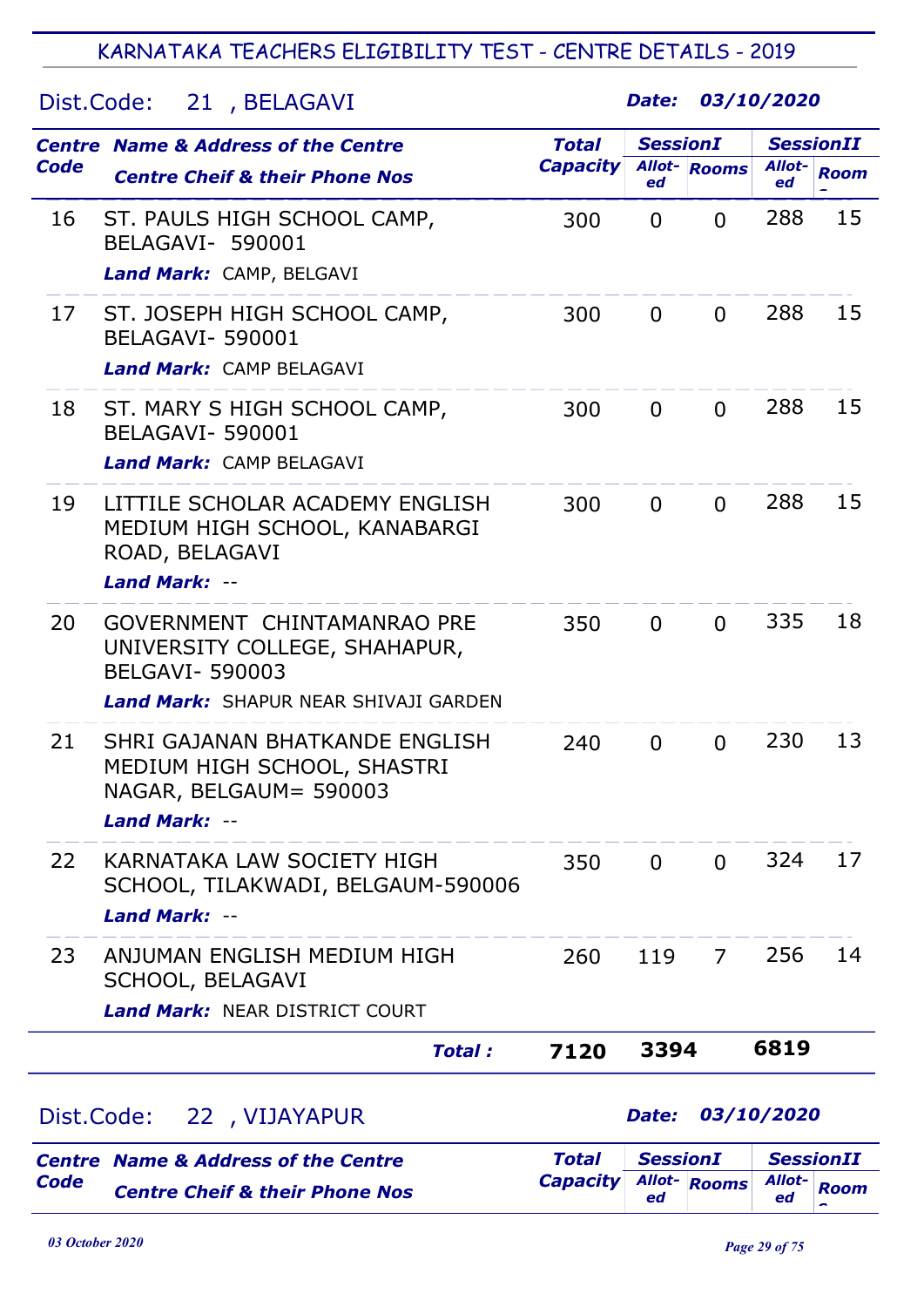## KARNATAKA TEACHERS ELIGIBILITY TEST - CENTRE DETAILS - 2019

Dist.Code: 21 , BELAGAVI **Date: 03/10/2020**

| Centre Code | Name & Address of the Centre / Centre Cheif & their Phone Nos | Total Capacity | SessionI | | SessionII | |
|---|---|---|---|---|---|---|
| | | | Allot-ed | Rooms | Allot-ed | Rooms |
| 16 | ST. PAULS HIGH SCHOOL CAMP, BELAGAVI- 590001<br>**Land Mark:** CAMP, BELGAVI | 300 | 0 | 0 | 288 | 15 |
| 17 | ST. JOSEPH HIGH SCHOOL CAMP, BELAGAVI- 590001<br>**Land Mark:** CAMP BELAGAVI | 300 | 0 | 0 | 288 | 15 |
| 18 | ST. MARY S HIGH SCHOOL CAMP, BELAGAVI- 590001<br>**Land Mark:** CAMP BELAGAVI | 300 | 0 | 0 | 288 | 15 |
| 19 | LITTILE SCHOLAR ACADEMY ENGLISH MEDIUM HIGH SCHOOL, KANABARGI ROAD, BELAGAVI<br>**Land Mark:** -- | 300 | 0 | 0 | 288 | 15 |
| 20 | GOVERNMENT CHINTAMANRAO PRE UNIVERSITY COLLEGE, SHAHAPUR, BELGAVI- 590003<br>**Land Mark:** SHAPUR NEAR SHIVAJI GARDEN | 350 | 0 | 0 | 335 | 18 |
| 21 | SHRI GAJANAN BHATKANDE ENGLISH MEDIUM HIGH SCHOOL, SHASTRI NAGAR, BELGAUM= 590003<br>**Land Mark:** -- | 240 | 0 | 0 | 230 | 13 |
| 22 | KARNATAKA LAW SOCIETY HIGH SCHOOL, TILAKWADI, BELGAUM-590006<br>**Land Mark:** -- | 350 | 0 | 0 | 324 | 17 |
| 23 | ANJUMAN ENGLISH MEDIUM HIGH SCHOOL, BELAGAVI<br>**Land Mark:** NEAR DISTRICT COURT | 260 | 119 | 7 | 256 | 14 |
| | **Total :** | **7120** | **3394** | | **6819** | |

Dist.Code: 22 , VIJAYAPUR **Date: 03/10/2020**

| Centre Code | Name & Address of the Centre / Centre Cheif & their Phone Nos | Total Capacity | SessionI | | SessionII | |
|---|---|---|---|---|---|---|
| | | | Allot-ed | Rooms | Allot-ed | Rooms |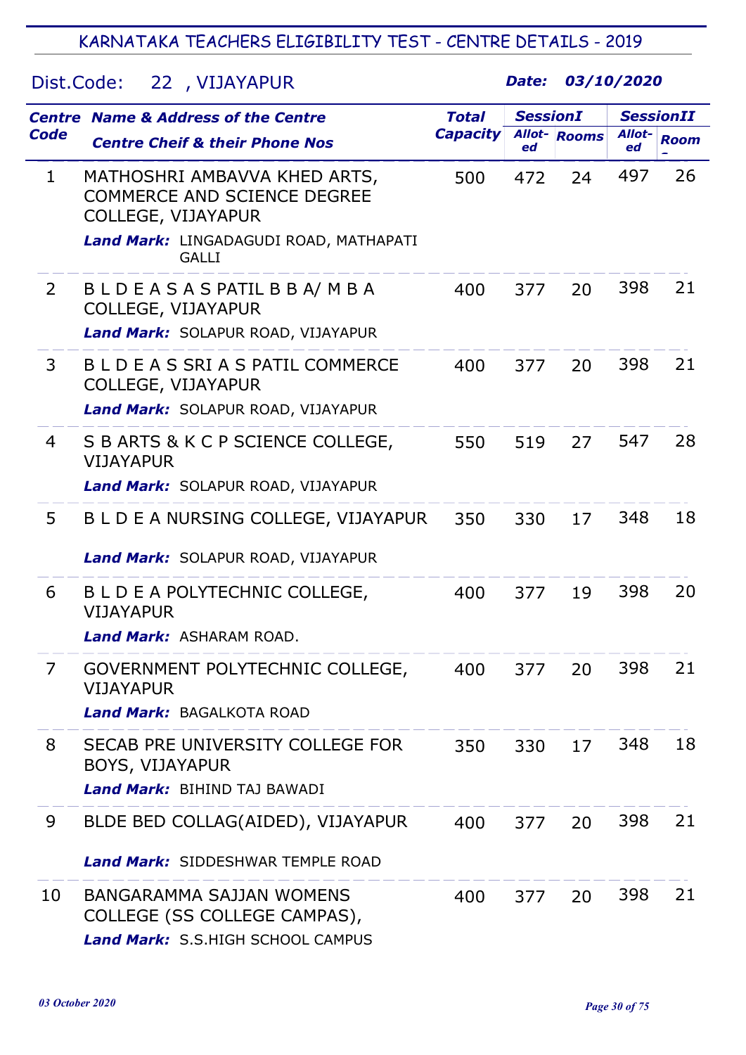## KARNATAKA TEACHERS ELIGIBILITY TEST - CENTRE DETAILS - 2019

**Dist.Code: 22 , VIJAYAPUR** **Date: 03/10/2020**

| Centre Code | Name & Address of the Centre / Centre Cheif & their Phone Nos | Total Capacity | SessionI | | SessionII | |
|---|---|---|---|---|---|---|
| | | | Allot-ed | Rooms | Allot-ed | Room |
| 1 | MATHOSHRI AMBAVVA KHED ARTS, COMMERCE AND SCIENCE DEGREE COLLEGE, VIJAYAPUR<br>**Land Mark:** LINGADAGUDI ROAD, MATHAPATI GALLI | 500 | 472 | 24 | 497 | 26 |
| 2 | B L D E A S A S PATIL B B A/ M B A COLLEGE, VIJAYAPUR<br>**Land Mark:** SOLAPUR ROAD, VIJAYAPUR | 400 | 377 | 20 | 398 | 21 |
| 3 | B L D E A S SRI A S PATIL COMMERCE COLLEGE, VIJAYAPUR<br>**Land Mark:** SOLAPUR ROAD, VIJAYAPUR | 400 | 377 | 20 | 398 | 21 |
| 4 | S B ARTS & K C P SCIENCE COLLEGE, VIJAYAPUR<br>**Land Mark:** SOLAPUR ROAD, VIJAYAPUR | 550 | 519 | 27 | 547 | 28 |
| 5 | B L D E A NURSING COLLEGE, VIJAYAPUR<br>**Land Mark:** SOLAPUR ROAD, VIJAYAPUR | 350 | 330 | 17 | 348 | 18 |
| 6 | B L D E A POLYTECHNIC COLLEGE, VIJAYAPUR<br>**Land Mark:** ASHARAM ROAD. | 400 | 377 | 19 | 398 | 20 |
| 7 | GOVERNMENT POLYTECHNIC COLLEGE, VIJAYAPUR<br>**Land Mark:** BAGALKOTA ROAD | 400 | 377 | 20 | 398 | 21 |
| 8 | SECAB PRE UNIVERSITY COLLEGE FOR BOYS, VIJAYAPUR<br>**Land Mark:** BIHIND TAJ BAWADI | 350 | 330 | 17 | 348 | 18 |
| 9 | BLDE BED COLLAG(AIDED), VIJAYAPUR<br>**Land Mark:** SIDDESHWAR TEMPLE ROAD | 400 | 377 | 20 | 398 | 21 |
| 10 | BANGARAMMA SAJJAN WOMENS COLLEGE (SS COLLEGE CAMPAS),<br>**Land Mark:** S.S.HIGH SCHOOL CAMPUS | 400 | 377 | 20 | 398 | 21 |

*03 October 2020*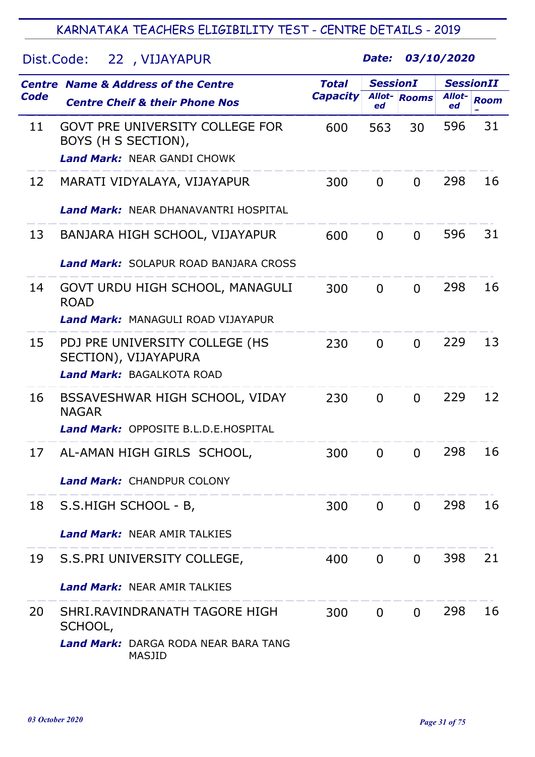# KARNATAKA TEACHERS ELIGIBILITY TEST - CENTRE DETAILS - 2019

**Dist.Code: 22 , VIJAYAPUR** — ***Date: 03/10/2020***

| Centre Code | Name & Address of the Centre / Centre Cheif & their Phone Nos | Total Capacity | SessionI | | SessionII | |
|---|---|---|---|---|---|---|
| | | | Allot-ed | Rooms | Allot-ed | Room |
| 11 | GOVT PRE UNIVERSITY COLLEGE FOR BOYS (H S SECTION), ***Land Mark:*** NEAR GANDI CHOWK | 600 | 563 | 30 | 596 | 31 |
| 12 | MARATI VIDYALAYA, VIJAYAPUR ***Land Mark:*** NEAR DHANAVANTRI HOSPITAL | 300 | 0 | 0 | 298 | 16 |
| 13 | BANJARA HIGH SCHOOL, VIJAYAPUR ***Land Mark:*** SOLAPUR ROAD BANJARA CROSS | 600 | 0 | 0 | 596 | 31 |
| 14 | GOVT URDU HIGH SCHOOL, MANAGULI ROAD ***Land Mark:*** MANAGULI ROAD VIJAYAPUR | 300 | 0 | 0 | 298 | 16 |
| 15 | PDJ PRE UNIVERSITY COLLEGE (HS SECTION), VIJAYAPURA ***Land Mark:*** BAGALKOTA ROAD | 230 | 0 | 0 | 229 | 13 |
| 16 | BSSAVESHWAR HIGH SCHOOL, VIDAY NAGAR ***Land Mark:*** OPPOSITE B.L.D.E.HOSPITAL | 230 | 0 | 0 | 229 | 12 |
| 17 | AL-AMAN HIGH GIRLS SCHOOL, ***Land Mark:*** CHANDPUR COLONY | 300 | 0 | 0 | 298 | 16 |
| 18 | S.S.HIGH SCHOOL - B, ***Land Mark:*** NEAR AMIR TALKIES | 300 | 0 | 0 | 298 | 16 |
| 19 | S.S.PRI UNIVERSITY COLLEGE, ***Land Mark:*** NEAR AMIR TALKIES | 400 | 0 | 0 | 398 | 21 |
| 20 | SHRI.RAVINDRANATH TAGORE HIGH SCHOOL, ***Land Mark:*** DARGA RODA NEAR BARA TANG MASJID | 300 | 0 | 0 | 298 | 16 |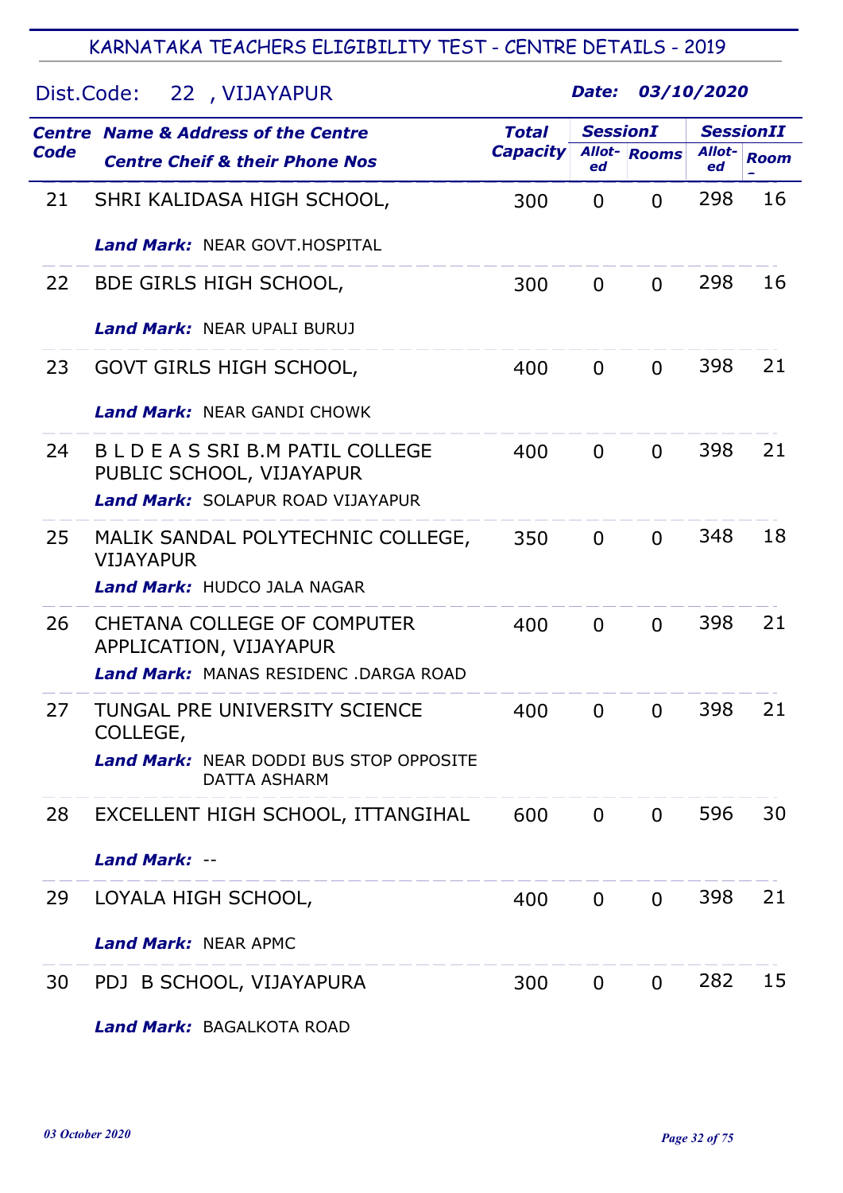## KARNATAKA TEACHERS ELIGIBILITY TEST - CENTRE DETAILS - 2019

**Dist.Code: 22 , VIJAYAPUR** ***Date: 03/10/2020***

| Centre Code | Name & Address of the Centre / Centre Cheif & their Phone Nos | Total Capacity | SessionI | | SessionII | |
|---|---|---|---|---|---|---|
| | | | Allot-ed | Rooms | Allot-ed | Room |
| 21 | SHRI KALIDASA HIGH SCHOOL, ***Land Mark:*** NEAR GOVT.HOSPITAL | 300 | 0 | 0 | 298 | 16 |
| 22 | BDE GIRLS HIGH SCHOOL, ***Land Mark:*** NEAR UPALI BURUJ | 300 | 0 | 0 | 298 | 16 |
| 23 | GOVT GIRLS HIGH SCHOOL, ***Land Mark:*** NEAR GANDI CHOWK | 400 | 0 | 0 | 398 | 21 |
| 24 | B L D E A S SRI B.M PATIL COLLEGE PUBLIC SCHOOL, VIJAYAPUR ***Land Mark:*** SOLAPUR ROAD VIJAYAPUR | 400 | 0 | 0 | 398 | 21 |
| 25 | MALIK SANDAL POLYTECHNIC COLLEGE, VIJAYAPUR ***Land Mark:*** HUDCO JALA NAGAR | 350 | 0 | 0 | 348 | 18 |
| 26 | CHETANA COLLEGE OF COMPUTER APPLICATION, VIJAYAPUR ***Land Mark:*** MANAS RESIDENC .DARGA ROAD | 400 | 0 | 0 | 398 | 21 |
| 27 | TUNGAL PRE UNIVERSITY SCIENCE COLLEGE, ***Land Mark:*** NEAR DODDI BUS STOP OPPOSITE DATTA ASHARM | 400 | 0 | 0 | 398 | 21 |
| 28 | EXCELLENT HIGH SCHOOL, ITTANGIHAL ***Land Mark:*** -- | 600 | 0 | 0 | 596 | 30 |
| 29 | LOYALA HIGH SCHOOL, ***Land Mark:*** NEAR APMC | 400 | 0 | 0 | 398 | 21 |
| 30 | PDJ B SCHOOL, VIJAYAPURA ***Land Mark:*** BAGALKOTA ROAD | 300 | 0 | 0 | 282 | 15 |

*03 October 2020*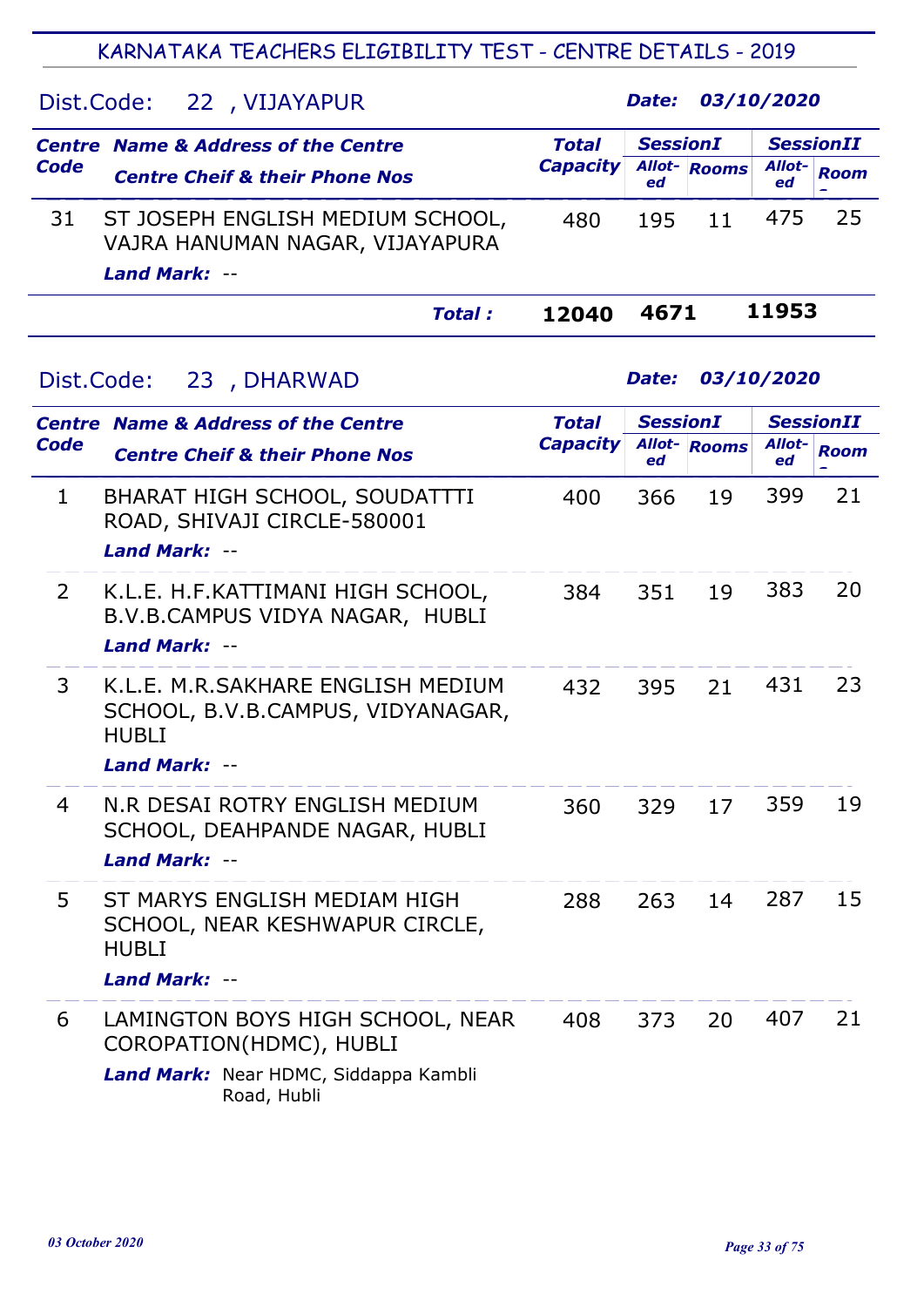KARNATAKA TEACHERS ELIGIBILITY TEST - CENTRE DETAILS - 2019

Dist.Code: 22 , VIJAYAPUR

***Date: 03/10/2020***

| Centre Code | Name & Address of the Centre / Centre Cheif & their Phone Nos | Total Capacity | SessionI | | SessionII | |
|---|---|---|---|---|---|---|
| | | | Allot-ed | Rooms | Allot-ed | Room |
| 31 | ST JOSEPH ENGLISH MEDIUM SCHOOL, VAJRA HANUMAN NAGAR, VIJAYAPURA<br>***Land Mark:*** -- | 480 | 195 | 11 | 475 | 25 |
| | ***Total :*** | **12040** | **4671** | | **11953** | |

Dist.Code: 23 , DHARWAD

***Date: 03/10/2020***

| Centre Code | Name & Address of the Centre / Centre Cheif & their Phone Nos | Total Capacity | SessionI | | SessionII | |
|---|---|---|---|---|---|---|
| | | | Allot-ed | Rooms | Allot-ed | Room |
| 1 | BHARAT HIGH SCHOOL, SOUDATTTI ROAD, SHIVAJI CIRCLE-580001<br>***Land Mark:*** -- | 400 | 366 | 19 | 399 | 21 |
| 2 | K.L.E. H.F.KATTIMANI HIGH SCHOOL, B.V.B.CAMPUS VIDYA NAGAR, HUBLI<br>***Land Mark:*** -- | 384 | 351 | 19 | 383 | 20 |
| 3 | K.L.E. M.R.SAKHARE ENGLISH MEDIUM SCHOOL, B.V.B.CAMPUS, VIDYANAGAR, HUBLI<br>***Land Mark:*** -- | 432 | 395 | 21 | 431 | 23 |
| 4 | N.R DESAI ROTRY ENGLISH MEDIUM SCHOOL, DEAHPANDE NAGAR, HUBLI<br>***Land Mark:*** -- | 360 | 329 | 17 | 359 | 19 |
| 5 | ST MARYS ENGLISH MEDIAM HIGH SCHOOL, NEAR KESHWAPUR CIRCLE, HUBLI<br>***Land Mark:*** -- | 288 | 263 | 14 | 287 | 15 |
| 6 | LAMINGTON BOYS HIGH SCHOOL, NEAR COROPATION(HDMC), HUBLI<br>***Land Mark:*** Near HDMC, Siddappa Kambli Road, Hubli | 408 | 373 | 20 | 407 | 21 |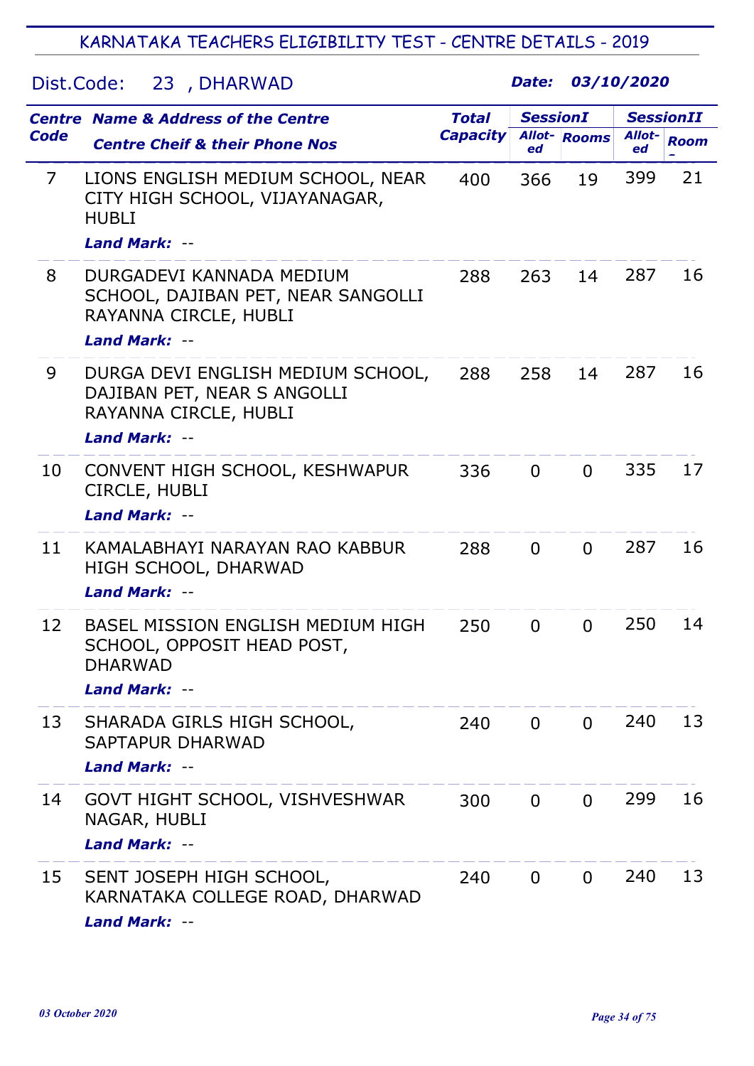## KARNATAKA TEACHERS ELIGIBILITY TEST - CENTRE DETAILS - 2019

Dist.Code: 23 , DHARWAD

***Date: 03/10/2020***

| Centre Code | Name & Address of the Centre / Centre Cheif & their Phone Nos | Total Capacity | SessionI | | SessionII | |
|---|---|---|---|---|---|---|
| | | | Allot-ed | Rooms | Allot-ed | Rooms |
| 7 | LIONS ENGLISH MEDIUM SCHOOL, NEAR CITY HIGH SCHOOL, VIJAYANAGAR, HUBLI<br>***Land Mark:*** -- | 400 | 366 | 19 | 399 | 21 |
| 8 | DURGADEVI KANNADA MEDIUM SCHOOL, DAJIBAN PET, NEAR SANGOLLI RAYANNA CIRCLE, HUBLI<br>***Land Mark:*** -- | 288 | 263 | 14 | 287 | 16 |
| 9 | DURGA DEVI ENGLISH MEDIUM SCHOOL, DAJIBAN PET, NEAR S ANGOLLI RAYANNA CIRCLE, HUBLI<br>***Land Mark:*** -- | 288 | 258 | 14 | 287 | 16 |
| 10 | CONVENT HIGH SCHOOL, KESHWAPUR CIRCLE, HUBLI<br>***Land Mark:*** -- | 336 | 0 | 0 | 335 | 17 |
| 11 | KAMALABHAYI NARAYAN RAO KABBUR HIGH SCHOOL, DHARWAD<br>***Land Mark:*** -- | 288 | 0 | 0 | 287 | 16 |
| 12 | BASEL MISSION ENGLISH MEDIUM HIGH SCHOOL, OPPOSIT HEAD POST, DHARWAD<br>***Land Mark:*** -- | 250 | 0 | 0 | 250 | 14 |
| 13 | SHARADA GIRLS HIGH SCHOOL, SAPTAPUR DHARWAD<br>***Land Mark:*** -- | 240 | 0 | 0 | 240 | 13 |
| 14 | GOVT HIGHT SCHOOL, VISHVESHWAR NAGAR, HUBLI<br>***Land Mark:*** -- | 300 | 0 | 0 | 299 | 16 |
| 15 | SENT JOSEPH HIGH SCHOOL, KARNATAKA COLLEGE ROAD, DHARWAD<br>***Land Mark:*** -- | 240 | 0 | 0 | 240 | 13 |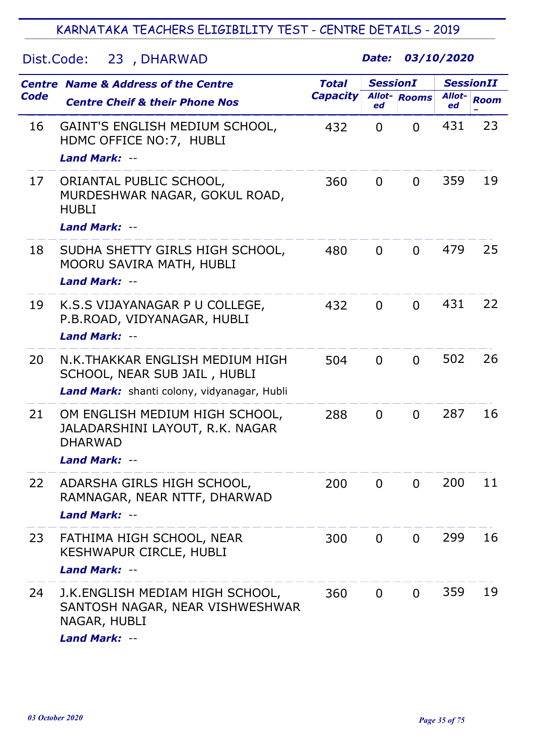## KARNATAKA TEACHERS ELIGIBILITY TEST - CENTRE DETAILS - 2019

Dist.Code: 23 , DHARWAD

***Date: 03/10/2020***

| Centre Code | Name & Address of the Centre / Centre Cheif & their Phone Nos | Total Capacity | SessionI | | SessionII | |
|---|---|---|---|---|---|---|
| | | | Allot-ed | Rooms | Allot-ed | Room |
| 16 | GAINT'S ENGLISH MEDIUM SCHOOL, HDMC OFFICE NO:7, HUBLI<br>***Land Mark:*** -- | 432 | 0 | 0 | 431 | 23 |
| 17 | ORIANTAL PUBLIC SCHOOL, MURDESHWAR NAGAR, GOKUL ROAD, HUBLI<br>***Land Mark:*** -- | 360 | 0 | 0 | 359 | 19 |
| 18 | SUDHA SHETTY GIRLS HIGH SCHOOL, MOORU SAVIRA MATH, HUBLI<br>***Land Mark:*** -- | 480 | 0 | 0 | 479 | 25 |
| 19 | K.S.S VIJAYANAGAR P U COLLEGE, P.B.ROAD, VIDYANAGAR, HUBLI<br>***Land Mark:*** -- | 432 | 0 | 0 | 431 | 22 |
| 20 | N.K.THAKKAR ENGLISH MEDIUM HIGH SCHOOL, NEAR SUB JAIL , HUBLI<br>***Land Mark:*** shanti colony, vidyanagar, Hubli | 504 | 0 | 0 | 502 | 26 |
| 21 | OM ENGLISH MEDIUM HIGH SCHOOL, JALADARSHINI LAYOUT, R.K. NAGAR DHARWAD<br>***Land Mark:*** -- | 288 | 0 | 0 | 287 | 16 |
| 22 | ADARSHA GIRLS HIGH SCHOOL, RAMNAGAR, NEAR NTTF, DHARWAD<br>***Land Mark:*** -- | 200 | 0 | 0 | 200 | 11 |
| 23 | FATHIMA HIGH SCHOOL, NEAR KESHWAPUR CIRCLE, HUBLI<br>***Land Mark:*** -- | 300 | 0 | 0 | 299 | 16 |
| 24 | J.K.ENGLISH MEDIAM HIGH SCHOOL, SANTOSH NAGAR, NEAR VISHWESHWAR NAGAR, HUBLI<br>***Land Mark:*** -- | 360 | 0 | 0 | 359 | 19 |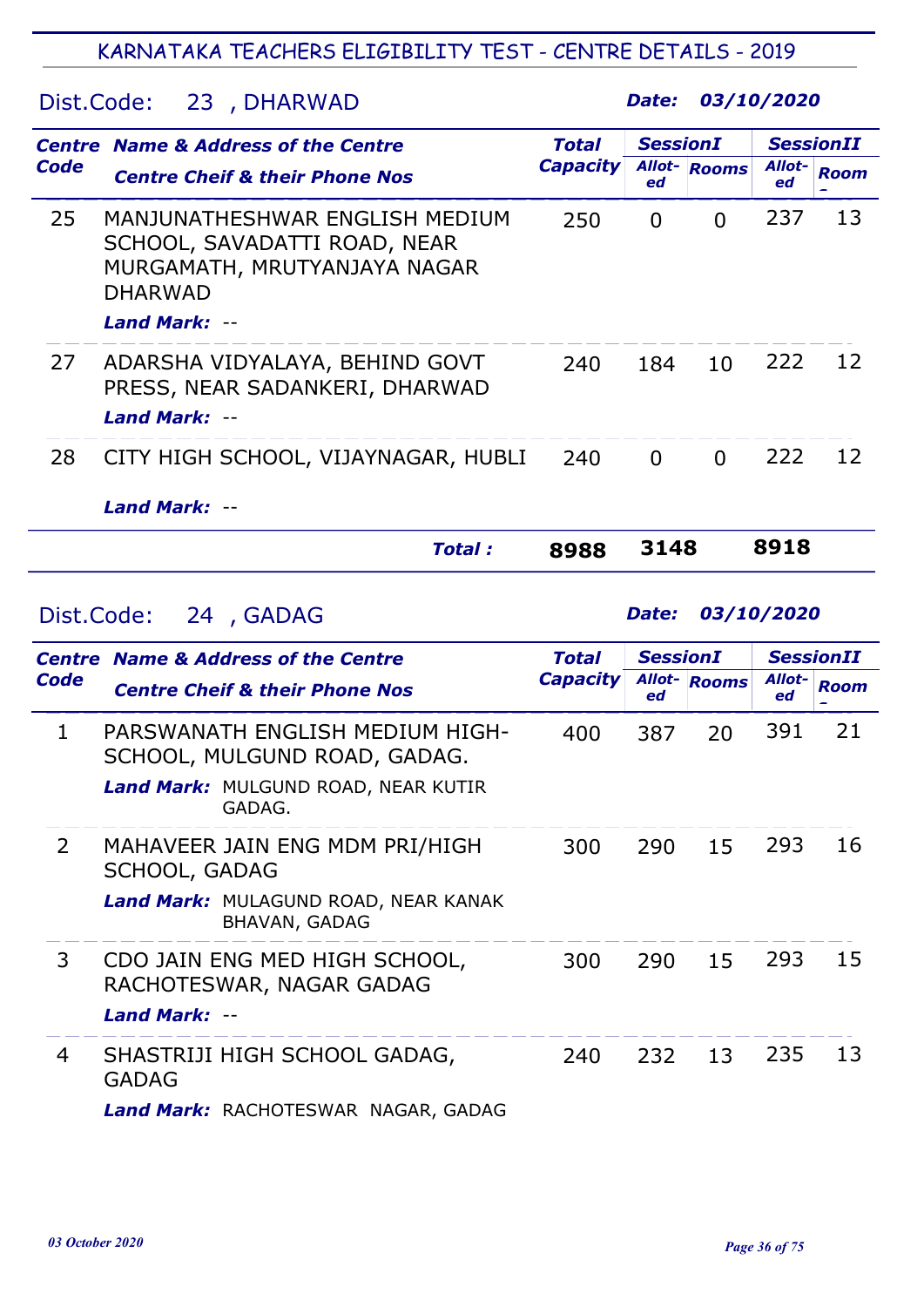# KARNATAKA TEACHERS ELIGIBILITY TEST - CENTRE DETAILS - 2019

## Dist.Code: 23 , DHARWAD

***Date: 03/10/2020***

| Centre Code | Name & Address of the Centre / Centre Cheif & their Phone Nos | Total Capacity | SessionI | | SessionII | |
|---|---|---|---|---|---|---|
| | | | Allot-ed | Rooms | Allot-ed | Room |
| 25 | MANJUNATHESHWAR ENGLISH MEDIUM SCHOOL, SAVADATTI ROAD, NEAR MURGAMATH, MRUTYANJAYA NAGAR DHARWAD<br>***Land Mark:*** -- | 250 | 0 | 0 | 237 | 13 |
| 27 | ADARSHA VIDYALAYA, BEHIND GOVT PRESS, NEAR SADANKERI, DHARWAD<br>***Land Mark:*** -- | 240 | 184 | 10 | 222 | 12 |
| 28 | CITY HIGH SCHOOL, VIJAYNAGAR, HUBLI<br>***Land Mark:*** -- | 240 | 0 | 0 | 222 | 12 |
| | ***Total :*** | **8988** | **3148** | | **8918** | |

## Dist.Code: 24 , GADAG

***Date: 03/10/2020***

| Centre Code | Name & Address of the Centre / Centre Cheif & their Phone Nos | Total Capacity | SessionI | | SessionII | |
|---|---|---|---|---|---|---|
| | | | Allot-ed | Rooms | Allot-ed | Room |
| 1 | PARSWANATH ENGLISH MEDIUM HIGH-SCHOOL, MULGUND ROAD, GADAG.<br>***Land Mark:*** MULGUND ROAD, NEAR KUTIR GADAG. | 400 | 387 | 20 | 391 | 21 |
| 2 | MAHAVEER JAIN ENG MDM PRI/HIGH SCHOOL, GADAG<br>***Land Mark:*** MULAGUND ROAD, NEAR KANAK BHAVAN, GADAG | 300 | 290 | 15 | 293 | 16 |
| 3 | CDO JAIN ENG MED HIGH SCHOOL, RACHOTESWAR, NAGAR GADAG<br>***Land Mark:*** -- | 300 | 290 | 15 | 293 | 15 |
| 4 | SHASTRIJI HIGH SCHOOL GADAG, GADAG<br>***Land Mark:*** RACHOTESWAR NAGAR, GADAG | 240 | 232 | 13 | 235 | 13 |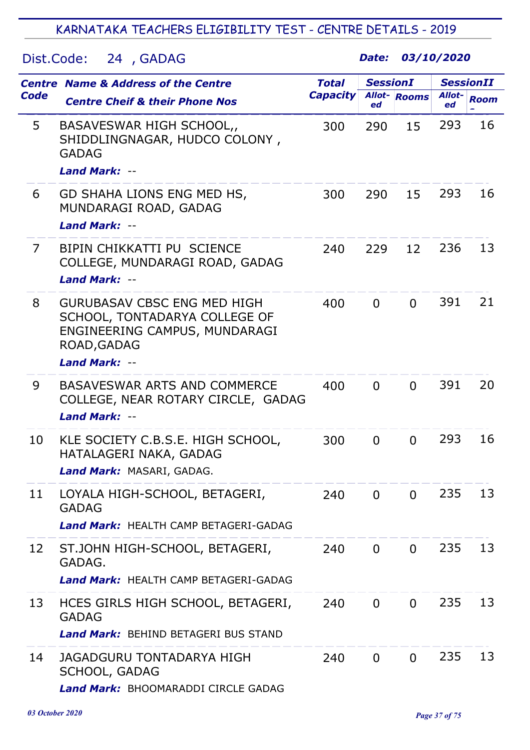# KARNATAKA TEACHERS ELIGIBILITY TEST - CENTRE DETAILS - 2019

**Dist.Code: 24 , GADAG** **Date: 03/10/2020**

| Centre Code | Name & Address of the Centre / Centre Cheif & their Phone Nos | Total Capacity | SessionI | | SessionII | |
|---|---|---|---|---|---|---|
| | | | Allot-ed | Rooms | Allot-ed | Rooms |
| 5 | BASAVESWAR HIGH SCHOOL,, SHIDDLINGNAGAR, HUDCO COLONY , GADAG<br>***Land Mark:*** -- | 300 | 290 | 15 | 293 | 16 |
| 6 | GD SHAHA LIONS ENG MED HS, MUNDARAGI ROAD, GADAG<br>***Land Mark:*** -- | 300 | 290 | 15 | 293 | 16 |
| 7 | BIPIN CHIKKATTI PU SCIENCE COLLEGE, MUNDARAGI ROAD, GADAG<br>***Land Mark:*** -- | 240 | 229 | 12 | 236 | 13 |
| 8 | GURUBASAV CBSC ENG MED HIGH SCHOOL, TONTADARYA COLLEGE OF ENGINEERING CAMPUS, MUNDARAGI ROAD,GADAG<br>***Land Mark:*** -- | 400 | 0 | 0 | 391 | 21 |
| 9 | BASAVESWAR ARTS AND COMMERCE COLLEGE, NEAR ROTARY CIRCLE, GADAG<br>***Land Mark:*** -- | 400 | 0 | 0 | 391 | 20 |
| 10 | KLE SOCIETY C.B.S.E. HIGH SCHOOL, HATALAGERI NAKA, GADAG<br>***Land Mark:*** MASARI, GADAG. | 300 | 0 | 0 | 293 | 16 |
| 11 | LOYALA HIGH-SCHOOL, BETAGERI, GADAG<br>***Land Mark:*** HEALTH CAMP BETAGERI-GADAG | 240 | 0 | 0 | 235 | 13 |
| 12 | ST.JOHN HIGH-SCHOOL, BETAGERI, GADAG.<br>***Land Mark:*** HEALTH CAMP BETAGERI-GADAG | 240 | 0 | 0 | 235 | 13 |
| 13 | HCES GIRLS HIGH SCHOOL, BETAGERI, GADAG<br>***Land Mark:*** BEHIND BETAGERI BUS STAND | 240 | 0 | 0 | 235 | 13 |
| 14 | JAGADGURU TONTADARYA HIGH SCHOOL, GADAG<br>***Land Mark:*** BHOOMARADDI CIRCLE GADAG | 240 | 0 | 0 | 235 | 13 |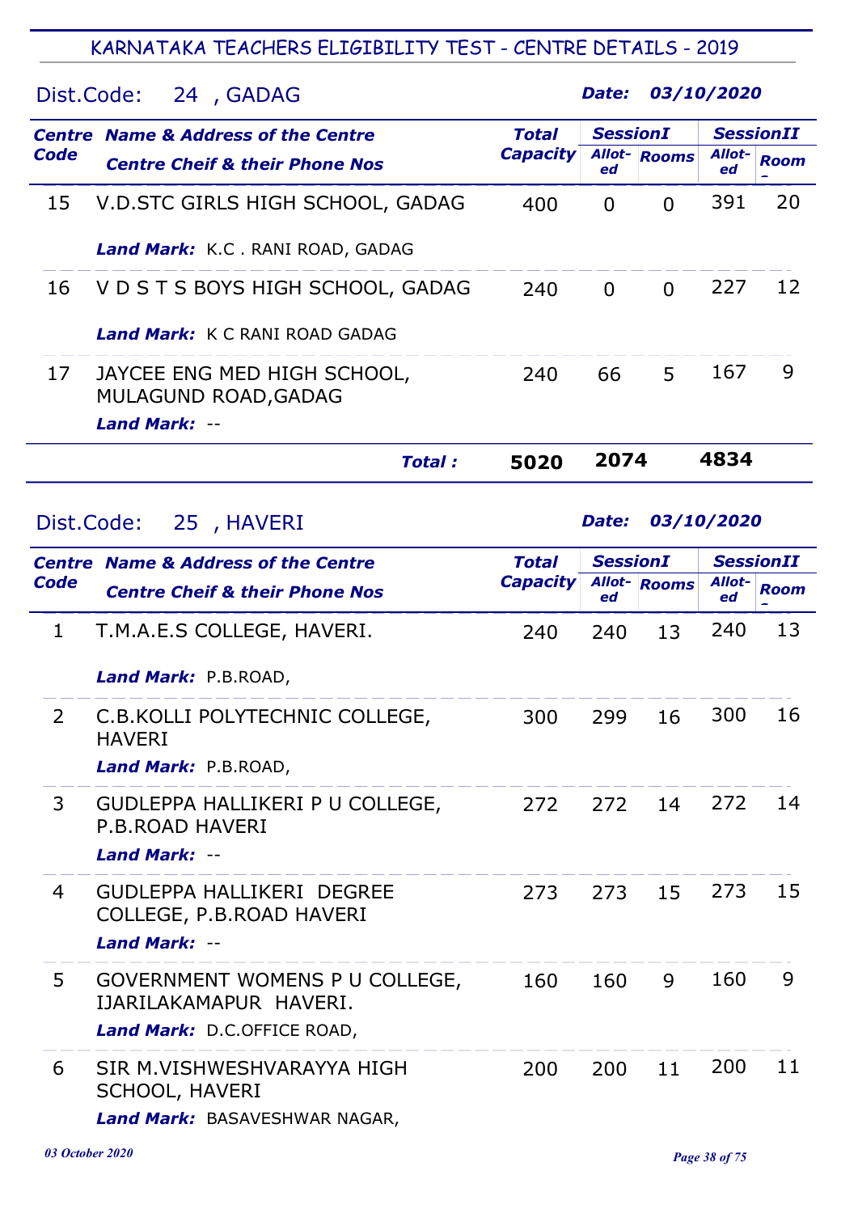## KARNATAKA TEACHERS ELIGIBILITY TEST - CENTRE DETAILS - 2019

### Dist.Code: 24 , GADAG

**Date: 03/10/2020**

| Centre Code | Name & Address of the Centre / Centre Cheif & their Phone Nos | Total Capacity | SessionI Allot-ed | SessionI Rooms | SessionII Allot-ed | SessionII Rooms |
|---|---|---|---|---|---|---|
| 15 | V.D.STC GIRLS HIGH SCHOOL, GADAG<br>***Land Mark:*** K.C . RANI ROAD, GADAG | 400 | 0 | 0 | 391 | 20 |
| 16 | V D S T S BOYS HIGH SCHOOL, GADAG<br>***Land Mark:*** K C RANI ROAD GADAG | 240 | 0 | 0 | 227 | 12 |
| 17 | JAYCEE ENG MED HIGH SCHOOL, MULAGUND ROAD,GADAG<br>***Land Mark:*** -- | 240 | 66 | 5 | 167 | 9 |
| | ***Total :*** | **5020** | **2074** | | **4834** | |

### Dist.Code: 25 , HAVERI

**Date: 03/10/2020**

| Centre Code | Name & Address of the Centre / Centre Cheif & their Phone Nos | Total Capacity | SessionI Allot-ed | SessionI Rooms | SessionII Allot-ed | SessionII Rooms |
|---|---|---|---|---|---|---|
| 1 | T.M.A.E.S COLLEGE, HAVERI.<br>***Land Mark:*** P.B.ROAD, | 240 | 240 | 13 | 240 | 13 |
| 2 | C.B.KOLLI POLYTECHNIC COLLEGE, HAVERI<br>***Land Mark:*** P.B.ROAD, | 300 | 299 | 16 | 300 | 16 |
| 3 | GUDLEPPA HALLIKERI P U COLLEGE, P.B.ROAD HAVERI<br>***Land Mark:*** -- | 272 | 272 | 14 | 272 | 14 |
| 4 | GUDLEPPA HALLIKERI DEGREE COLLEGE, P.B.ROAD HAVERI<br>***Land Mark:*** -- | 273 | 273 | 15 | 273 | 15 |
| 5 | GOVERNMENT WOMENS P U COLLEGE, IJARILAKAMAPUR HAVERI.<br>***Land Mark:*** D.C.OFFICE ROAD, | 160 | 160 | 9 | 160 | 9 |
| 6 | SIR M.VISHWESHVARAYYA HIGH SCHOOL, HAVERI<br>***Land Mark:*** BASAVESHWAR NAGAR, | 200 | 200 | 11 | 200 | 11 |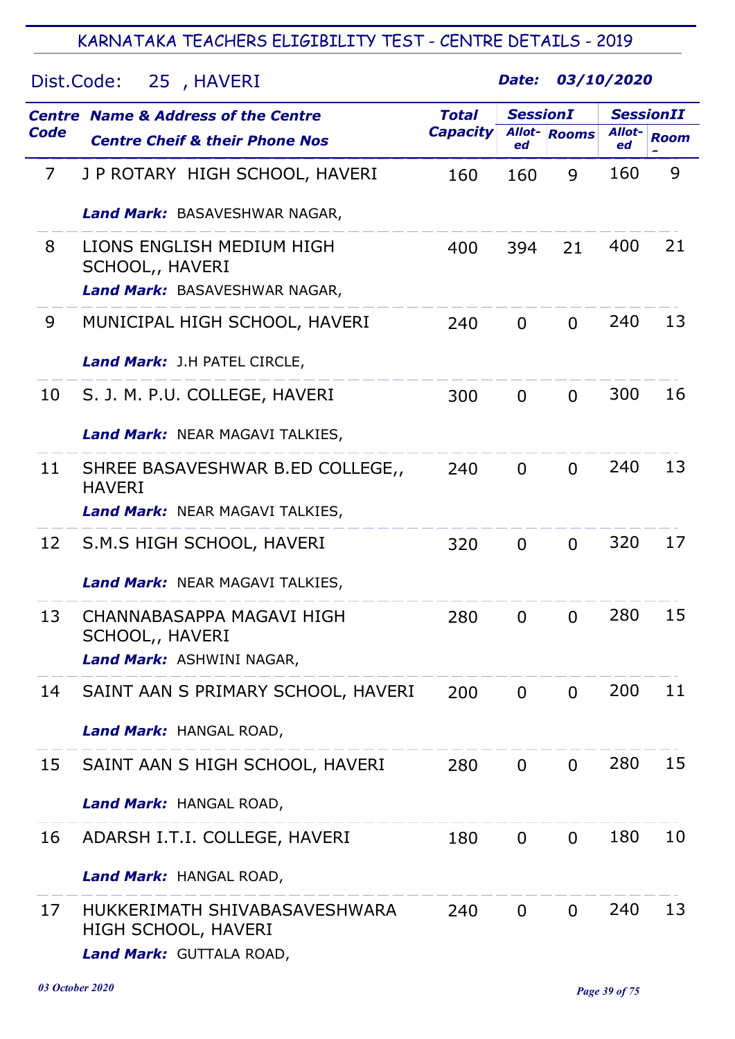## KARNATAKA TEACHERS ELIGIBILITY TEST - CENTRE DETAILS - 2019

Dist.Code: 25 , HAVERI

***Date: 03/10/2020***

| Centre Code | Name & Address of the Centre / Centre Cheif & their Phone Nos | Total Capacity | SessionI | | SessionII | |
|---|---|---|---|---|---|---|
| | | | Allot-ed | Rooms | Allot-ed | Room |
| 7 | J P ROTARY HIGH SCHOOL, HAVERI<br>***Land Mark:*** BASAVESHWAR NAGAR, | 160 | 160 | 9 | 160 | 9 |
| 8 | LIONS ENGLISH MEDIUM HIGH SCHOOL,, HAVERI<br>***Land Mark:*** BASAVESHWAR NAGAR, | 400 | 394 | 21 | 400 | 21 |
| 9 | MUNICIPAL HIGH SCHOOL, HAVERI<br>***Land Mark:*** J.H PATEL CIRCLE, | 240 | 0 | 0 | 240 | 13 |
| 10 | S. J. M. P.U. COLLEGE, HAVERI<br>***Land Mark:*** NEAR MAGAVI TALKIES, | 300 | 0 | 0 | 300 | 16 |
| 11 | SHREE BASAVESHWAR B.ED COLLEGE,, HAVERI<br>***Land Mark:*** NEAR MAGAVI TALKIES, | 240 | 0 | 0 | 240 | 13 |
| 12 | S.M.S HIGH SCHOOL, HAVERI<br>***Land Mark:*** NEAR MAGAVI TALKIES, | 320 | 0 | 0 | 320 | 17 |
| 13 | CHANNABASAPPA MAGAVI HIGH SCHOOL,, HAVERI<br>***Land Mark:*** ASHWINI NAGAR, | 280 | 0 | 0 | 280 | 15 |
| 14 | SAINT AAN S PRIMARY SCHOOL, HAVERI<br>***Land Mark:*** HANGAL ROAD, | 200 | 0 | 0 | 200 | 11 |
| 15 | SAINT AAN S HIGH SCHOOL, HAVERI<br>***Land Mark:*** HANGAL ROAD, | 280 | 0 | 0 | 280 | 15 |
| 16 | ADARSH I.T.I. COLLEGE, HAVERI<br>***Land Mark:*** HANGAL ROAD, | 180 | 0 | 0 | 180 | 10 |
| 17 | HUKKERIMATH SHIVABASAVESHWARA HIGH SCHOOL, HAVERI<br>***Land Mark:*** GUTTALA ROAD, | 240 | 0 | 0 | 240 | 13 |

*03 October 2020*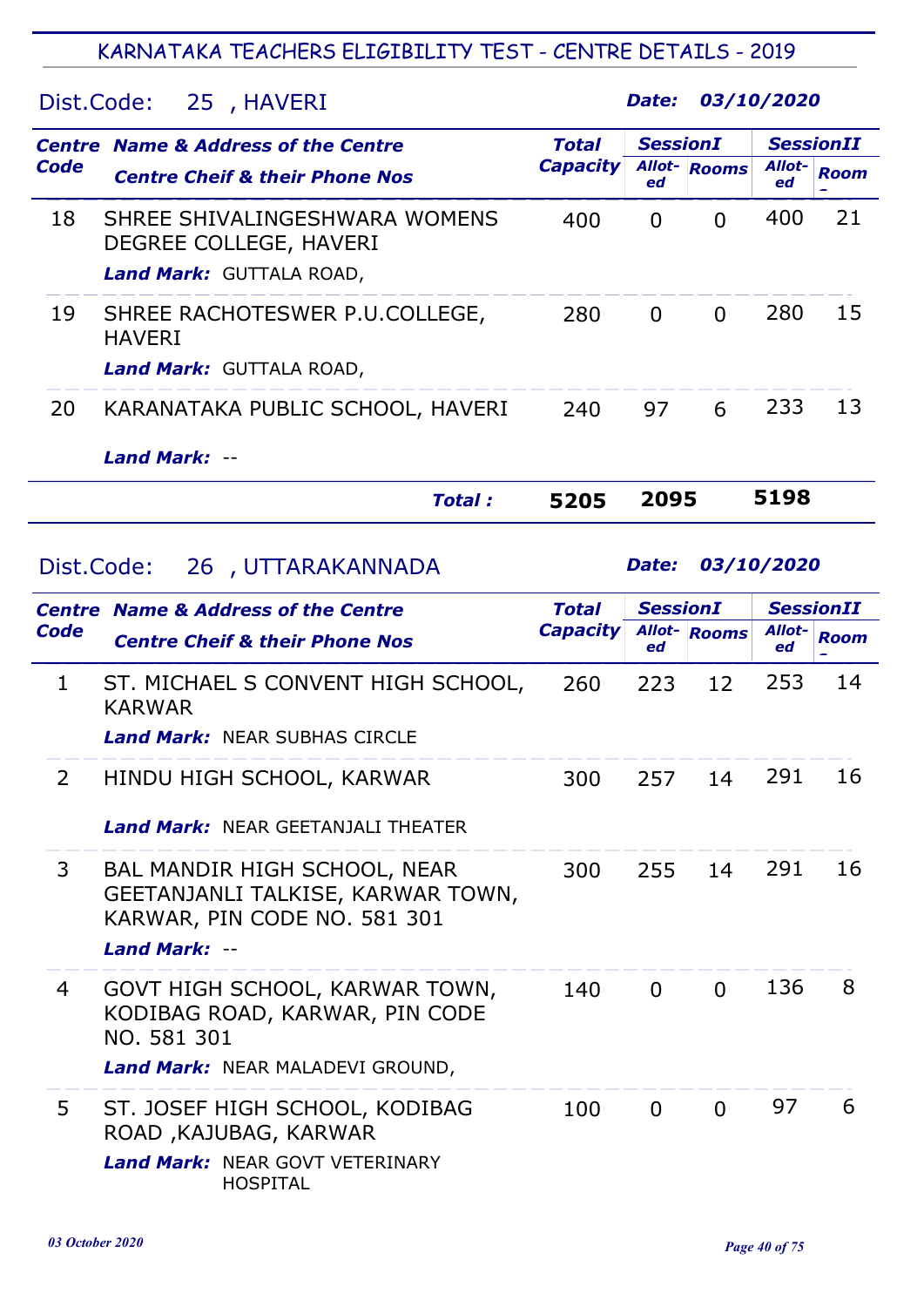## KARNATAKA TEACHERS ELIGIBILITY TEST - CENTRE DETAILS - 2019

### Dist.Code: 25 , HAVERI

**Date: 03/10/2020**

| Centre Code | Name & Address of the Centre / Centre Cheif & their Phone Nos | Total Capacity | SessionI Allot-ed | SessionI Rooms | SessionII Allot-ed | SessionII Rooms |
|---|---|---|---|---|---|---|
| 18 | SHREE SHIVALINGESHWARA WOMENS DEGREE COLLEGE, HAVERI<br>**Land Mark:** GUTTALA ROAD, | 400 | 0 | 0 | 400 | 21 |
| 19 | SHREE RACHOTESWER P.U.COLLEGE, HAVERI<br>**Land Mark:** GUTTALA ROAD, | 280 | 0 | 0 | 280 | 15 |
| 20 | KARANATAKA PUBLIC SCHOOL, HAVERI<br>**Land Mark:** -- | 240 | 97 | 6 | 233 | 13 |
| | **Total :** | **5205** | **2095** | | **5198** | |

### Dist.Code: 26 , UTTARAKANNADA

**Date: 03/10/2020**

| Centre Code | Name & Address of the Centre / Centre Cheif & their Phone Nos | Total Capacity | SessionI Allot-ed | SessionI Rooms | SessionII Allot-ed | SessionII Rooms |
|---|---|---|---|---|---|---|
| 1 | ST. MICHAEL S CONVENT HIGH SCHOOL, KARWAR<br>**Land Mark:** NEAR SUBHAS CIRCLE | 260 | 223 | 12 | 253 | 14 |
| 2 | HINDU HIGH SCHOOL, KARWAR<br>**Land Mark:** NEAR GEETANJALI THEATER | 300 | 257 | 14 | 291 | 16 |
| 3 | BAL MANDIR HIGH SCHOOL, NEAR GEETANJANLI TALKISE, KARWAR TOWN, KARWAR, PIN CODE NO. 581 301<br>**Land Mark:** -- | 300 | 255 | 14 | 291 | 16 |
| 4 | GOVT HIGH SCHOOL, KARWAR TOWN, KODIBAG ROAD, KARWAR, PIN CODE NO. 581 301<br>**Land Mark:** NEAR MALADEVI GROUND, | 140 | 0 | 0 | 136 | 8 |
| 5 | ST. JOSEF HIGH SCHOOL, KODIBAG ROAD ,KAJUBAG, KARWAR<br>**Land Mark:** NEAR GOVT VETERINARY HOSPITAL | 100 | 0 | 0 | 97 | 6 |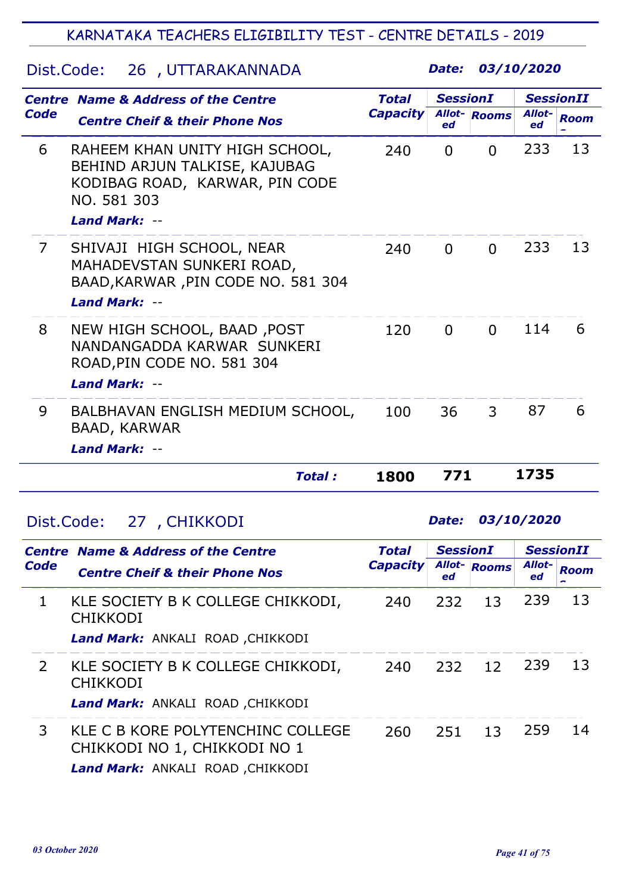## KARNATAKA TEACHERS ELIGIBILITY TEST - CENTRE DETAILS - 2019

### Dist.Code: 26 , UTTARAKANNADA

***Date: 03/10/2020***

| Centre Code | Name & Address of the Centre / Centre Cheif & their Phone Nos | Total Capacity | SessionI | | SessionII | |
|---|---|---|---|---|---|---|
| | | | Allot-ed | Rooms | Allot-ed | Rooms |
| 6 | RAHEEM KHAN UNITY HIGH SCHOOL, BEHIND ARJUN TALKISE, KAJUBAG KODIBAG ROAD, KARWAR, PIN CODE NO. 581 303<br>***Land Mark:*** -- | 240 | 0 | 0 | 233 | 13 |
| 7 | SHIVAJI HIGH SCHOOL, NEAR MAHADEVSTAN SUNKERI ROAD, BAAD,KARWAR ,PIN CODE NO. 581 304<br>***Land Mark:*** -- | 240 | 0 | 0 | 233 | 13 |
| 8 | NEW HIGH SCHOOL, BAAD ,POST NANDANGADDA KARWAR SUNKERI ROAD,PIN CODE NO. 581 304<br>***Land Mark:*** -- | 120 | 0 | 0 | 114 | 6 |
| 9 | BALBHAVAN ENGLISH MEDIUM SCHOOL, BAAD, KARWAR<br>***Land Mark:*** -- | 100 | 36 | 3 | 87 | 6 |
| | ***Total :*** | **1800** | **771** | | **1735** | |

### Dist.Code: 27 , CHIKKODI

***Date: 03/10/2020***

| Centre Code | Name & Address of the Centre / Centre Cheif & their Phone Nos | Total Capacity | SessionI | | SessionII | |
|---|---|---|---|---|---|---|
| | | | Allot-ed | Rooms | Allot-ed | Rooms |
| 1 | KLE SOCIETY B K COLLEGE CHIKKODI, CHIKKODI<br>***Land Mark:*** ANKALI ROAD ,CHIKKODI | 240 | 232 | 13 | 239 | 13 |
| 2 | KLE SOCIETY B K COLLEGE CHIKKODI, CHIKKODI<br>***Land Mark:*** ANKALI ROAD ,CHIKKODI | 240 | 232 | 12 | 239 | 13 |
| 3 | KLE C B KORE POLYTENCHINC COLLEGE CHIKKODI NO 1, CHIKKODI NO 1<br>***Land Mark:*** ANKALI ROAD ,CHIKKODI | 260 | 251 | 13 | 259 | 14 |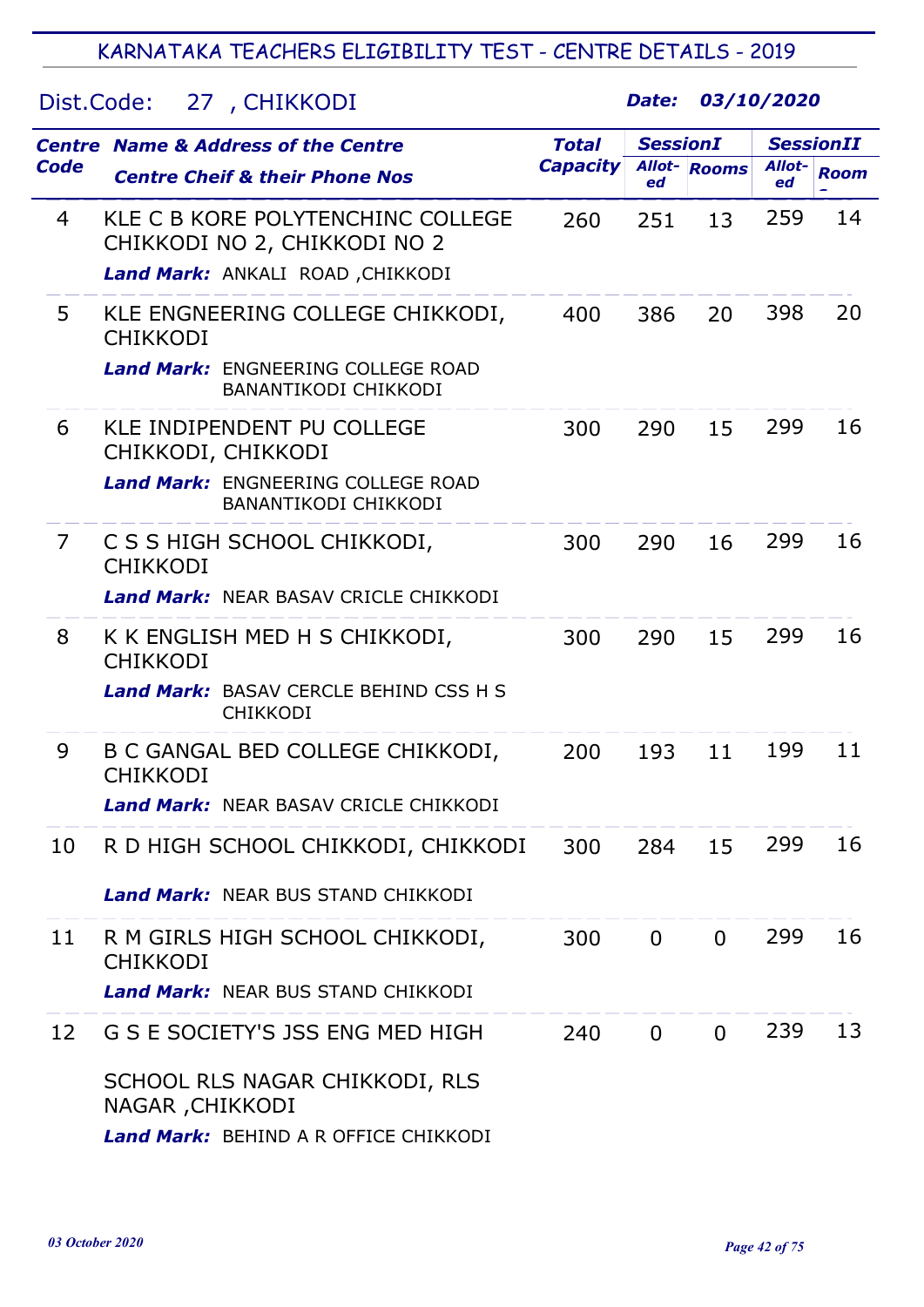## KARNATAKA TEACHERS ELIGIBILITY TEST - CENTRE DETAILS - 2019

Dist.Code: 27 , CHIKKODI

***Date: 03/10/2020***

| Centre Code | Name & Address of the Centre / Centre Cheif & their Phone Nos | Total Capacity | SessionI | | SessionII | |
|---|---|---|---|---|---|---|
| | | | Allot-ed | Rooms | Allot-ed | Room |
| 4 | KLE C B KORE POLYTENCHINC COLLEGE CHIKKODI NO 2, CHIKKODI NO 2<br>***Land Mark:*** ANKALI ROAD ,CHIKKODI | 260 | 251 | 13 | 259 | 14 |
| 5 | KLE ENGNEERING COLLEGE CHIKKODI, CHIKKODI<br>***Land Mark:*** ENGNEERING COLLEGE ROAD BANANTIKODI CHIKKODI | 400 | 386 | 20 | 398 | 20 |
| 6 | KLE INDIPENDENT PU COLLEGE CHIKKODI, CHIKKODI<br>***Land Mark:*** ENGNEERING COLLEGE ROAD BANANTIKODI CHIKKODI | 300 | 290 | 15 | 299 | 16 |
| 7 | C S S HIGH SCHOOL CHIKKODI, CHIKKODI<br>***Land Mark:*** NEAR BASAV CRICLE CHIKKODI | 300 | 290 | 16 | 299 | 16 |
| 8 | K K ENGLISH MED H S CHIKKODI, CHIKKODI<br>***Land Mark:*** BASAV CERCLE BEHIND CSS H S CHIKKODI | 300 | 290 | 15 | 299 | 16 |
| 9 | B C GANGAL BED COLLEGE CHIKKODI, CHIKKODI<br>***Land Mark:*** NEAR BASAV CRICLE CHIKKODI | 200 | 193 | 11 | 199 | 11 |
| 10 | R D HIGH SCHOOL CHIKKODI, CHIKKODI<br>***Land Mark:*** NEAR BUS STAND CHIKKODI | 300 | 284 | 15 | 299 | 16 |
| 11 | R M GIRLS HIGH SCHOOL CHIKKODI, CHIKKODI<br>***Land Mark:*** NEAR BUS STAND CHIKKODI | 300 | 0 | 0 | 299 | 16 |
| 12 | G S E SOCIETY'S JSS ENG MED HIGH SCHOOL RLS NAGAR CHIKKODI, RLS NAGAR ,CHIKKODI<br>***Land Mark:*** BEHIND A R OFFICE CHIKKODI | 240 | 0 | 0 | 239 | 13 |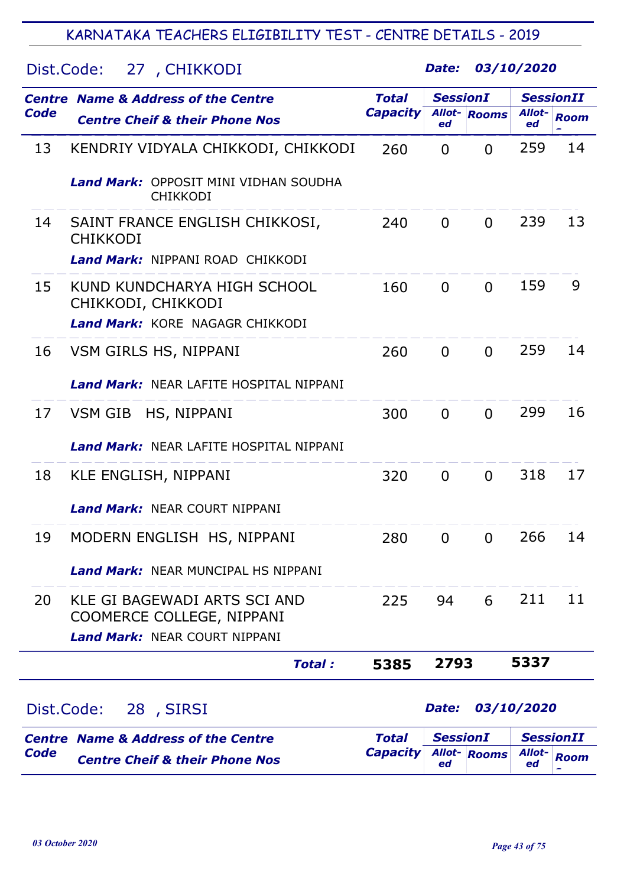## KARNATAKA TEACHERS ELIGIBILITY TEST - CENTRE DETAILS - 2019

Dist.Code: 27 , CHIKKODI **Date: 03/10/2020**

| Centre Code | Name & Address of the Centre / Centre Cheif & their Phone Nos | Total Capacity | SessionI | | SessionII | |
|---|---|---|---|---|---|---|
| | | | Allot-ed | Rooms | Allot-ed | Rooms |
| 13 | KENDRIY VIDYALA CHIKKODI, CHIKKODI<br>**Land Mark:** OPPOSIT MINI VIDHAN SOUDHA CHIKKODI | 260 | 0 | 0 | 259 | 14 |
| 14 | SAINT FRANCE ENGLISH CHIKKOSI, CHIKKODI<br>**Land Mark:** NIPPANI ROAD CHIKKODI | 240 | 0 | 0 | 239 | 13 |
| 15 | KUND KUNDCHARYA HIGH SCHOOL CHIKKODI, CHIKKODI<br>**Land Mark:** KORE NAGAGR CHIKKODI | 160 | 0 | 0 | 159 | 9 |
| 16 | VSM GIRLS HS, NIPPANI<br>**Land Mark:** NEAR LAFITE HOSPITAL NIPPANI | 260 | 0 | 0 | 259 | 14 |
| 17 | VSM GIB HS, NIPPANI<br>**Land Mark:** NEAR LAFITE HOSPITAL NIPPANI | 300 | 0 | 0 | 299 | 16 |
| 18 | KLE ENGLISH, NIPPANI<br>**Land Mark:** NEAR COURT NIPPANI | 320 | 0 | 0 | 318 | 17 |
| 19 | MODERN ENGLISH HS, NIPPANI<br>**Land Mark:** NEAR MUNCIPAL HS NIPPANI | 280 | 0 | 0 | 266 | 14 |
| 20 | KLE GI BAGEWADI ARTS SCI AND COOMERCE COLLEGE, NIPPANI<br>**Land Mark:** NEAR COURT NIPPANI | 225 | 94 | 6 | 211 | 11 |
| | **Total :** | **5385** | **2793** | | **5337** | |

Dist.Code: 28 , SIRSI **Date: 03/10/2020**

| Centre Code | Name & Address of the Centre / Centre Cheif & their Phone Nos | Total Capacity | SessionI | | SessionII | |
|---|---|---|---|---|---|---|
| | | | Allot-ed | Rooms | Allot-ed | Rooms |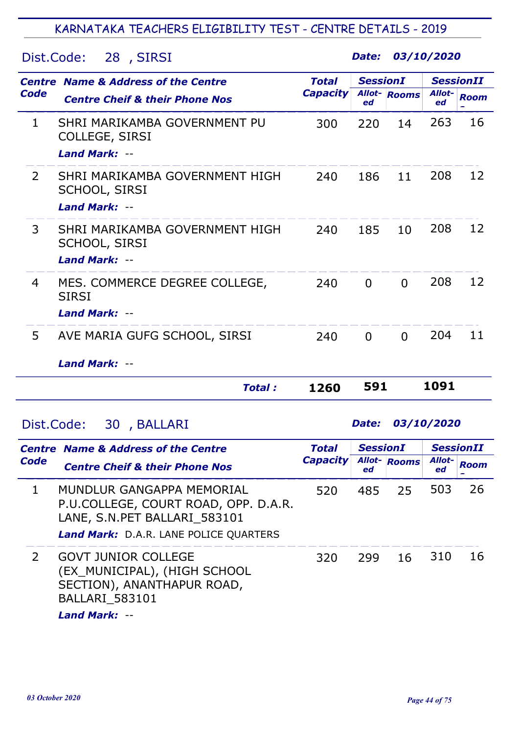## KARNATAKA TEACHERS ELIGIBILITY TEST - CENTRE DETAILS - 2019

Dist.Code: 28 , SIRSI

***Date: 03/10/2020***

| Centre Code | Name & Address of the Centre / Centre Cheif & their Phone Nos | Total Capacity | SessionI | | SessionII | |
|---|---|---|---|---|---|---|
| | | | Allot-ed | Rooms | Allot-ed | Rooms |
| 1 | SHRI MARIKAMBA GOVERNMENT PU COLLEGE, SIRSI<br>***Land Mark:*** -- | 300 | 220 | 14 | 263 | 16 |
| 2 | SHRI MARIKAMBA GOVERNMENT HIGH SCHOOL, SIRSI<br>***Land Mark:*** -- | 240 | 186 | 11 | 208 | 12 |
| 3 | SHRI MARIKAMBA GOVERNMENT HIGH SCHOOL, SIRSI<br>***Land Mark:*** -- | 240 | 185 | 10 | 208 | 12 |
| 4 | MES. COMMERCE DEGREE COLLEGE, SIRSI<br>***Land Mark:*** -- | 240 | 0 | 0 | 208 | 12 |
| 5 | AVE MARIA GUFG SCHOOL, SIRSI<br>***Land Mark:*** -- | 240 | 0 | 0 | 204 | 11 |
| | ***Total :*** | **1260** | **591** | | **1091** | |

Dist.Code: 30 , BALLARI

***Date: 03/10/2020***

| Centre Code | Name & Address of the Centre / Centre Cheif & their Phone Nos | Total Capacity | SessionI | | SessionII | |
|---|---|---|---|---|---|---|
| | | | Allot-ed | Rooms | Allot-ed | Rooms |
| 1 | MUNDLUR GANGAPPA MEMORIAL P.U.COLLEGE, COURT ROAD, OPP. D.A.R. LANE, S.N.PET BALLARI_583101<br>***Land Mark:*** D.A.R. LANE POLICE QUARTERS | 520 | 485 | 25 | 503 | 26 |
| 2 | GOVT JUNIOR COLLEGE (EX_MUNICIPAL), (HIGH SCHOOL SECTION), ANANTHAPUR ROAD, BALLARI_583101<br>***Land Mark:*** -- | 320 | 299 | 16 | 310 | 16 |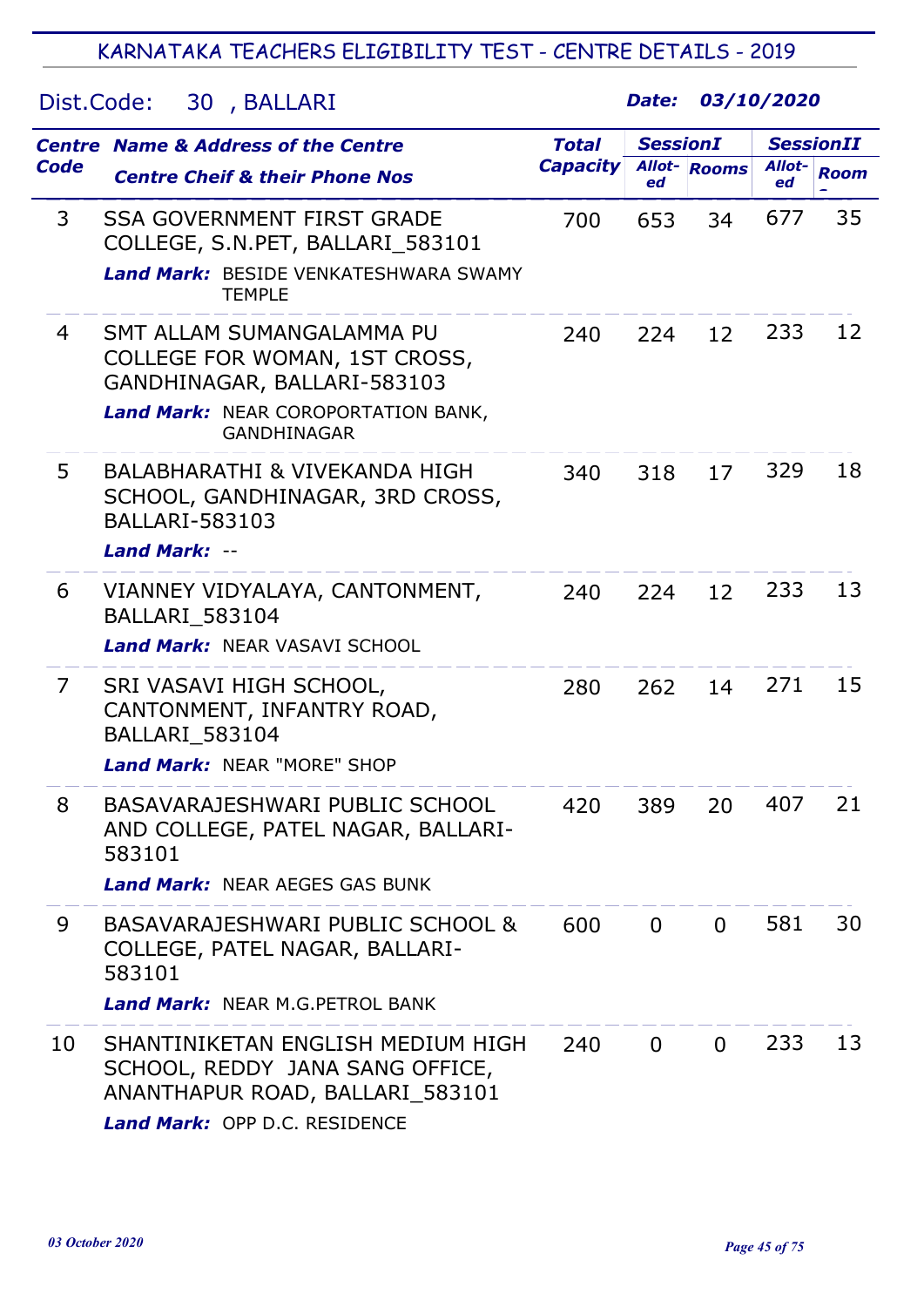# KARNATAKA TEACHERS ELIGIBILITY TEST - CENTRE DETAILS - 2019

Dist.Code: 30 , BALLARI

***Date: 03/10/2020***

| Centre Code | Name & Address of the Centre / Centre Cheif & their Phone Nos | Total Capacity | SessionI | | SessionII | |
|---|---|---|---|---|---|---|
| | | | Allot-ed | Rooms | Allot-ed | Room |
| 3 | SSA GOVERNMENT FIRST GRADE COLLEGE, S.N.PET, BALLARI_583101<br>***Land Mark:*** BESIDE VENKATESHWARA SWAMY TEMPLE | 700 | 653 | 34 | 677 | 35 |
| 4 | SMT ALLAM SUMANGALAMMA PU COLLEGE FOR WOMAN, 1ST CROSS, GANDHINAGAR, BALLARI-583103<br>***Land Mark:*** NEAR COROPORTATION BANK, GANDHINAGAR | 240 | 224 | 12 | 233 | 12 |
| 5 | BALABHARATHI & VIVEKANDA HIGH SCHOOL, GANDHINAGAR, 3RD CROSS, BALLARI-583103<br>***Land Mark:*** -- | 340 | 318 | 17 | 329 | 18 |
| 6 | VIANNEY VIDYALAYA, CANTONMENT, BALLARI_583104<br>***Land Mark:*** NEAR VASAVI SCHOOL | 240 | 224 | 12 | 233 | 13 |
| 7 | SRI VASAVI HIGH SCHOOL, CANTONMENT, INFANTRY ROAD, BALLARI_583104<br>***Land Mark:*** NEAR "MORE" SHOP | 280 | 262 | 14 | 271 | 15 |
| 8 | BASAVARAJESHWARI PUBLIC SCHOOL AND COLLEGE, PATEL NAGAR, BALLARI-583101<br>***Land Mark:*** NEAR AEGES GAS BUNK | 420 | 389 | 20 | 407 | 21 |
| 9 | BASAVARAJESHWARI PUBLIC SCHOOL & COLLEGE, PATEL NAGAR, BALLARI-583101<br>***Land Mark:*** NEAR M.G.PETROL BANK | 600 | 0 | 0 | 581 | 30 |
| 10 | SHANTINIKETAN ENGLISH MEDIUM HIGH SCHOOL, REDDY JANA SANG OFFICE, ANANTHAPUR ROAD, BALLARI_583101<br>***Land Mark:*** OPP D.C. RESIDENCE | 240 | 0 | 0 | 233 | 13 |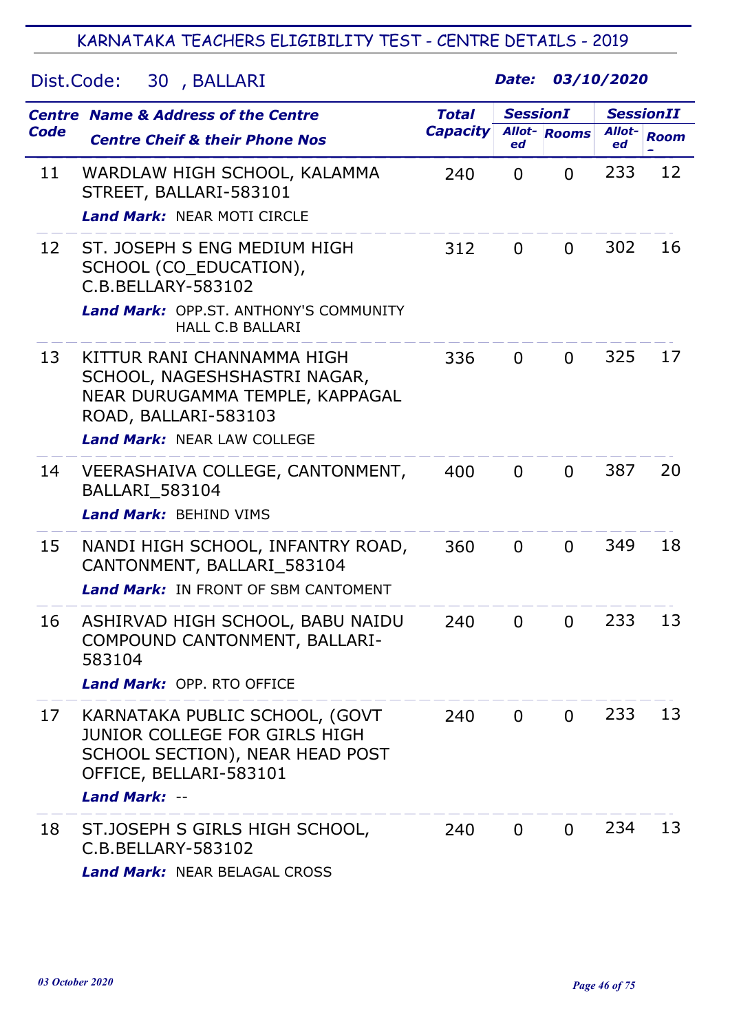# KARNATAKA TEACHERS ELIGIBILITY TEST - CENTRE DETAILS - 2019

Dist.Code: 30 , BALLARI

***Date: 03/10/2020***

| Centre Code | Name & Address of the Centre / Centre Cheif & their Phone Nos | Total Capacity | SessionI | | SessionII | |
|---|---|---|---|---|---|---|
| | | | Allot-ed | Rooms | Allot-ed | Room |
| 11 | WARDLAW HIGH SCHOOL, KALAMMA STREET, BALLARI-583101 ***Land Mark:*** NEAR MOTI CIRCLE | 240 | 0 | 0 | 233 | 12 |
| 12 | ST. JOSEPH S ENG MEDIUM HIGH SCHOOL (CO_EDUCATION), C.B.BELLARY-583102 ***Land Mark:*** OPP.ST. ANTHONY'S COMMUNITY HALL C.B BALLARI | 312 | 0 | 0 | 302 | 16 |
| 13 | KITTUR RANI CHANNAMMA HIGH SCHOOL, NAGESHSHASTRI NAGAR, NEAR DURUGAMMA TEMPLE, KAPPAGAL ROAD, BALLARI-583103 ***Land Mark:*** NEAR LAW COLLEGE | 336 | 0 | 0 | 325 | 17 |
| 14 | VEERASHAIVA COLLEGE, CANTONMENT, BALLARI_583104 ***Land Mark:*** BEHIND VIMS | 400 | 0 | 0 | 387 | 20 |
| 15 | NANDI HIGH SCHOOL, INFANTRY ROAD, CANTONMENT, BALLARI_583104 ***Land Mark:*** IN FRONT OF SBM CANTOMENT | 360 | 0 | 0 | 349 | 18 |
| 16 | ASHIRVAD HIGH SCHOOL, BABU NAIDU COMPOUND CANTONMENT, BALLARI-583104 ***Land Mark:*** OPP. RTO OFFICE | 240 | 0 | 0 | 233 | 13 |
| 17 | KARNATAKA PUBLIC SCHOOL, (GOVT JUNIOR COLLEGE FOR GIRLS HIGH SCHOOL SECTION), NEAR HEAD POST OFFICE, BELLARI-583101 ***Land Mark:*** -- | 240 | 0 | 0 | 233 | 13 |
| 18 | ST.JOSEPH S GIRLS HIGH SCHOOL, C.B.BELLARY-583102 ***Land Mark:*** NEAR BELAGAL CROSS | 240 | 0 | 0 | 234 | 13 |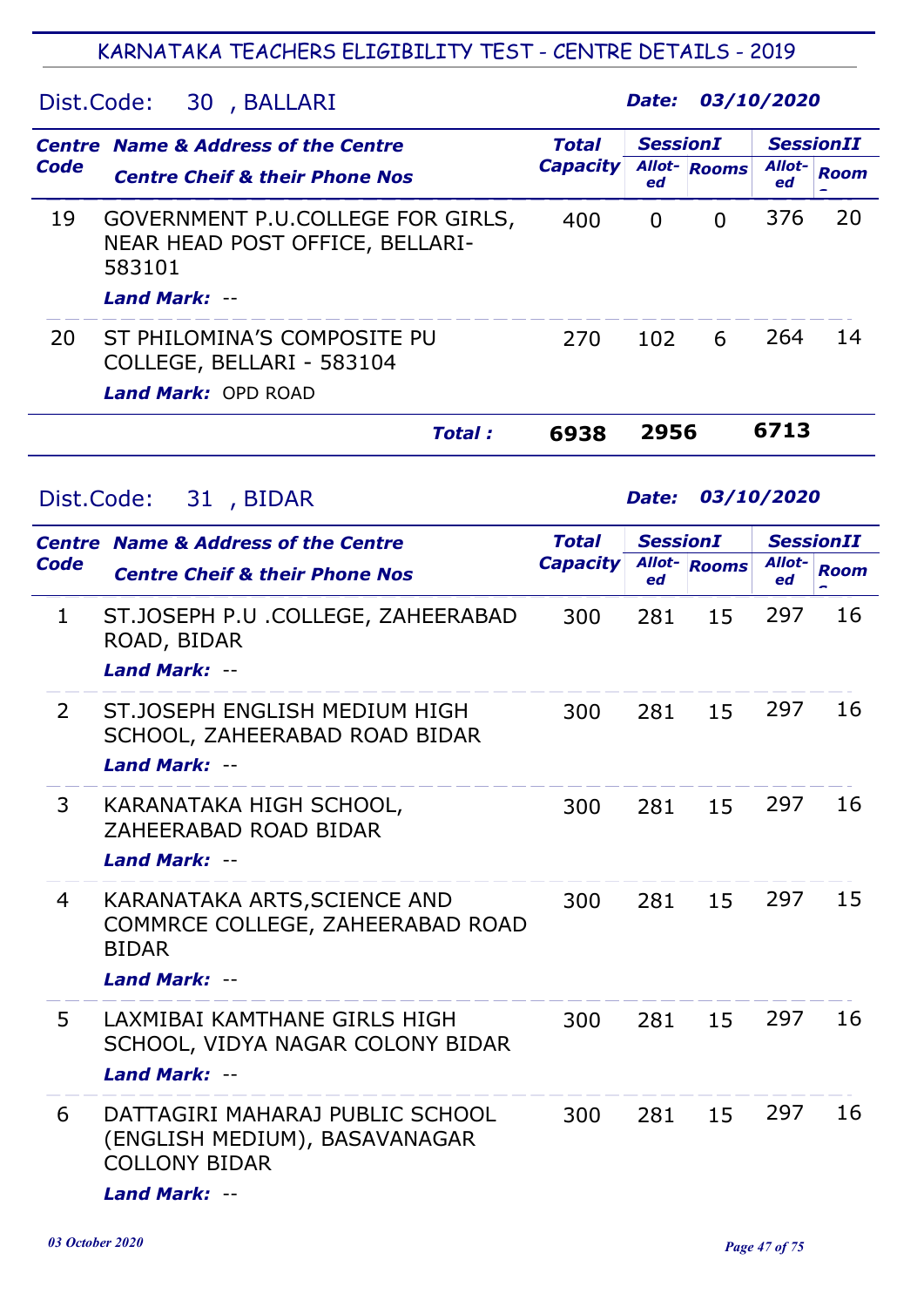KARNATAKA TEACHERS ELIGIBILITY TEST - CENTRE DETAILS - 2019

Dist.Code: 30 , BALLARI

***Date: 03/10/2020***

| Centre Code | Name & Address of the Centre / Centre Cheif & their Phone Nos | Total Capacity | SessionI | | SessionII | |
|---|---|---|---|---|---|---|
| | | | Allot-ed | Rooms | Allot-ed | Rooms |
| 19 | GOVERNMENT P.U.COLLEGE FOR GIRLS, NEAR HEAD POST OFFICE, BELLARI-583101<br>***Land Mark:*** -- | 400 | 0 | 0 | 376 | 20 |
| 20 | ST PHILOMINA'S COMPOSITE PU COLLEGE, BELLARI - 583104<br>***Land Mark:*** OPD ROAD | 270 | 102 | 6 | 264 | 14 |
| | ***Total :*** | **6938** | **2956** | | **6713** | |

Dist.Code: 31 , BIDAR

***Date: 03/10/2020***

| Centre Code | Name & Address of the Centre / Centre Cheif & their Phone Nos | Total Capacity | SessionI | | SessionII | |
|---|---|---|---|---|---|---|
| | | | Allot-ed | Rooms | Allot-ed | Rooms |
| 1 | ST.JOSEPH P.U .COLLEGE, ZAHEERABAD ROAD, BIDAR<br>***Land Mark:*** -- | 300 | 281 | 15 | 297 | 16 |
| 2 | ST.JOSEPH ENGLISH MEDIUM HIGH SCHOOL, ZAHEERABAD ROAD BIDAR<br>***Land Mark:*** -- | 300 | 281 | 15 | 297 | 16 |
| 3 | KARANATAKA HIGH SCHOOL, ZAHEERABAD ROAD BIDAR<br>***Land Mark:*** -- | 300 | 281 | 15 | 297 | 16 |
| 4 | KARANATAKA ARTS,SCIENCE AND COMMRCE COLLEGE, ZAHEERABAD ROAD BIDAR<br>***Land Mark:*** -- | 300 | 281 | 15 | 297 | 15 |
| 5 | LAXMIBAI KAMTHANE GIRLS HIGH SCHOOL, VIDYA NAGAR COLONY BIDAR<br>***Land Mark:*** -- | 300 | 281 | 15 | 297 | 16 |
| 6 | DATTAGIRI MAHARAJ PUBLIC SCHOOL (ENGLISH MEDIUM), BASAVANAGAR COLLONY BIDAR<br>***Land Mark:*** -- | 300 | 281 | 15 | 297 | 16 |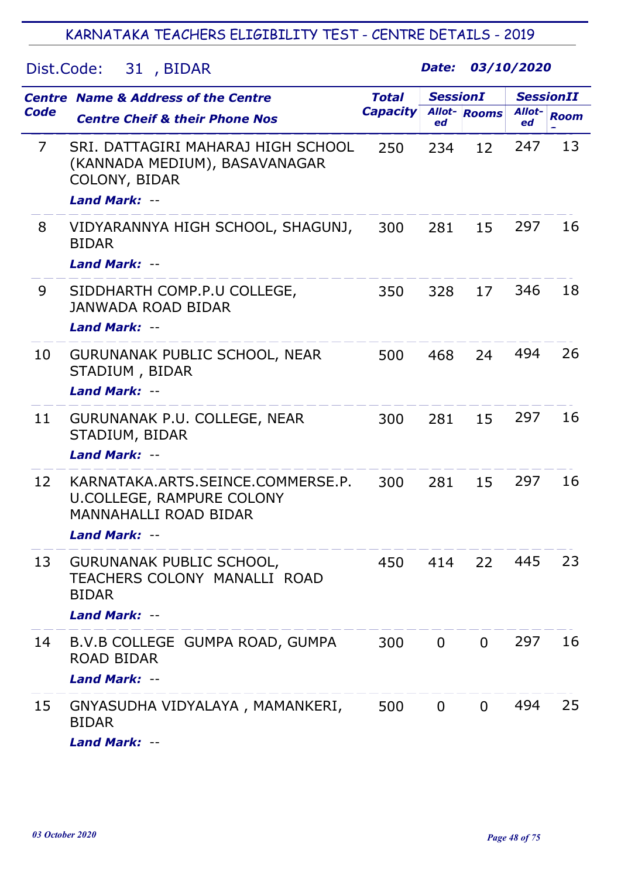## KARNATAKA TEACHERS ELIGIBILITY TEST - CENTRE DETAILS - 2019

Dist.Code: 31 , BIDAR

***Date: 03/10/2020***

| Centre Code | Name & Address of the Centre / Centre Cheif & their Phone Nos | Total Capacity | SessionI | | SessionII | |
|---|---|---|---|---|---|---|
| | | | Allot-ed | Rooms | Allot-ed | Rooms |
| 7 | SRI. DATTAGIRI MAHARAJ HIGH SCHOOL (KANNADA MEDIUM), BASAVANAGAR COLONY, BIDAR<br>***Land Mark:*** -- | 250 | 234 | 12 | 247 | 13 |
| 8 | VIDYARANNYA HIGH SCHOOL, SHAGUNJ, BIDAR<br>***Land Mark:*** -- | 300 | 281 | 15 | 297 | 16 |
| 9 | SIDDHARTH COMP.P.U COLLEGE, JANWADA ROAD BIDAR<br>***Land Mark:*** -- | 350 | 328 | 17 | 346 | 18 |
| 10 | GURUNANAK PUBLIC SCHOOL, NEAR STADIUM , BIDAR<br>***Land Mark:*** -- | 500 | 468 | 24 | 494 | 26 |
| 11 | GURUNANAK P.U. COLLEGE, NEAR STADIUM, BIDAR<br>***Land Mark:*** -- | 300 | 281 | 15 | 297 | 16 |
| 12 | KARNATAKA.ARTS.SEINCE.COMMERSE.P.U.COLLEGE, RAMPURE COLONY MANNAHALLI ROAD BIDAR<br>***Land Mark:*** -- | 300 | 281 | 15 | 297 | 16 |
| 13 | GURUNANAK PUBLIC SCHOOL, TEACHERS COLONY MANALLI ROAD BIDAR<br>***Land Mark:*** -- | 450 | 414 | 22 | 445 | 23 |
| 14 | B.V.B COLLEGE GUMPA ROAD, GUMPA ROAD BIDAR<br>***Land Mark:*** -- | 300 | 0 | 0 | 297 | 16 |
| 15 | GNYASUDHA VIDYALAYA , MAMANKERI, BIDAR<br>***Land Mark:*** -- | 500 | 0 | 0 | 494 | 25 |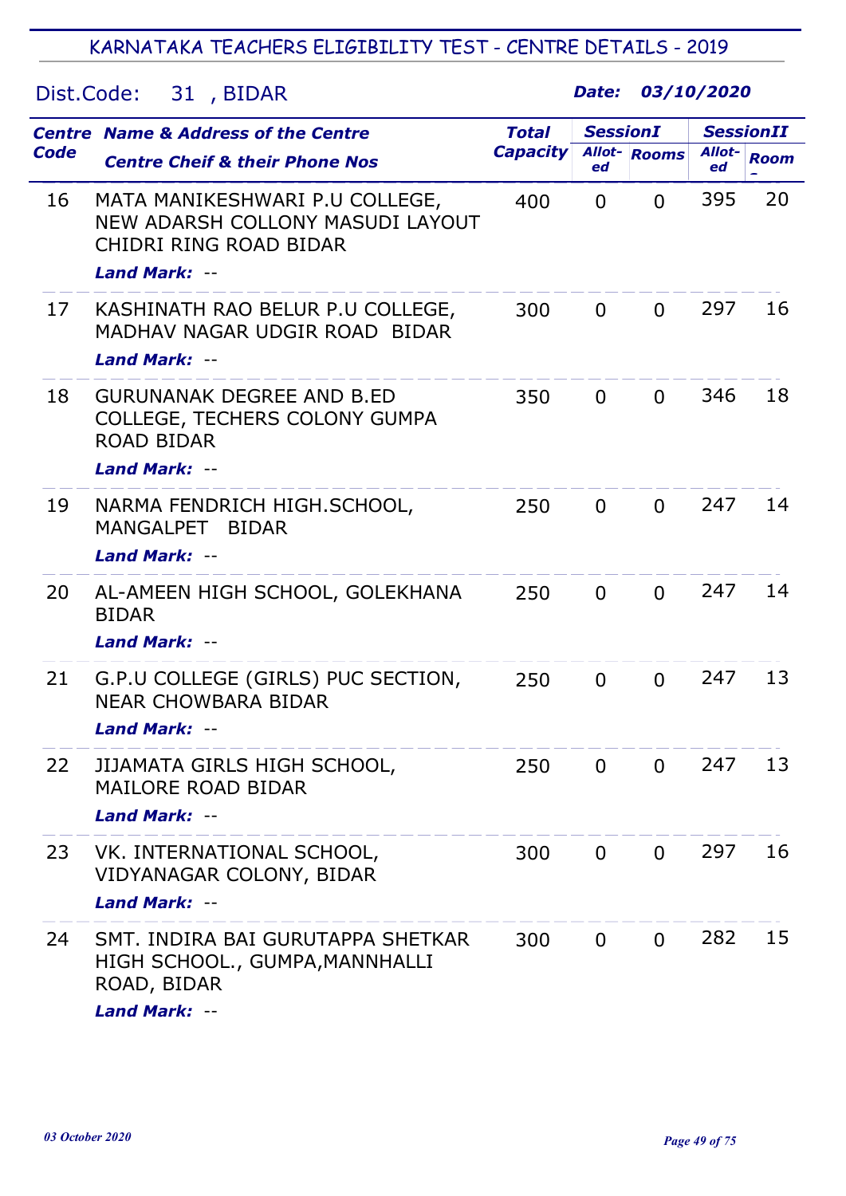## KARNATAKA TEACHERS ELIGIBILITY TEST - CENTRE DETAILS - 2019

Dist.Code: 31 , BIDAR

***Date: 03/10/2020***

| Centre Code | Name & Address of the Centre / Centre Cheif & their Phone Nos | Total Capacity | SessionI | | SessionII | |
|---|---|---|---|---|---|---|
| | | | Allot-ed | Rooms | Allot-ed | Room |
| 16 | MATA MANIKESHWARI P.U COLLEGE, NEW ADARSH COLLONY MASUDI LAYOUT CHIDRI RING ROAD BIDAR<br>***Land Mark:*** -- | 400 | 0 | 0 | 395 | 20 |
| 17 | KASHINATH RAO BELUR P.U COLLEGE, MADHAV NAGAR UDGIR ROAD BIDAR<br>***Land Mark:*** -- | 300 | 0 | 0 | 297 | 16 |
| 18 | GURUNANAK DEGREE AND B.ED COLLEGE, TECHERS COLONY GUMPA ROAD BIDAR<br>***Land Mark:*** -- | 350 | 0 | 0 | 346 | 18 |
| 19 | NARMA FENDRICH HIGH.SCHOOL, MANGALPET BIDAR<br>***Land Mark:*** -- | 250 | 0 | 0 | 247 | 14 |
| 20 | AL-AMEEN HIGH SCHOOL, GOLEKHANA BIDAR<br>***Land Mark:*** -- | 250 | 0 | 0 | 247 | 14 |
| 21 | G.P.U COLLEGE (GIRLS) PUC SECTION, NEAR CHOWBARA BIDAR<br>***Land Mark:*** -- | 250 | 0 | 0 | 247 | 13 |
| 22 | JIJAMATA GIRLS HIGH SCHOOL, MAILORE ROAD BIDAR<br>***Land Mark:*** -- | 250 | 0 | 0 | 247 | 13 |
| 23 | VK. INTERNATIONAL SCHOOL, VIDYANAGAR COLONY, BIDAR<br>***Land Mark:*** -- | 300 | 0 | 0 | 297 | 16 |
| 24 | SMT. INDIRA BAI GURUTAPPA SHETKAR HIGH SCHOOL., GUMPA,MANNHALLI ROAD, BIDAR<br>***Land Mark:*** -- | 300 | 0 | 0 | 282 | 15 |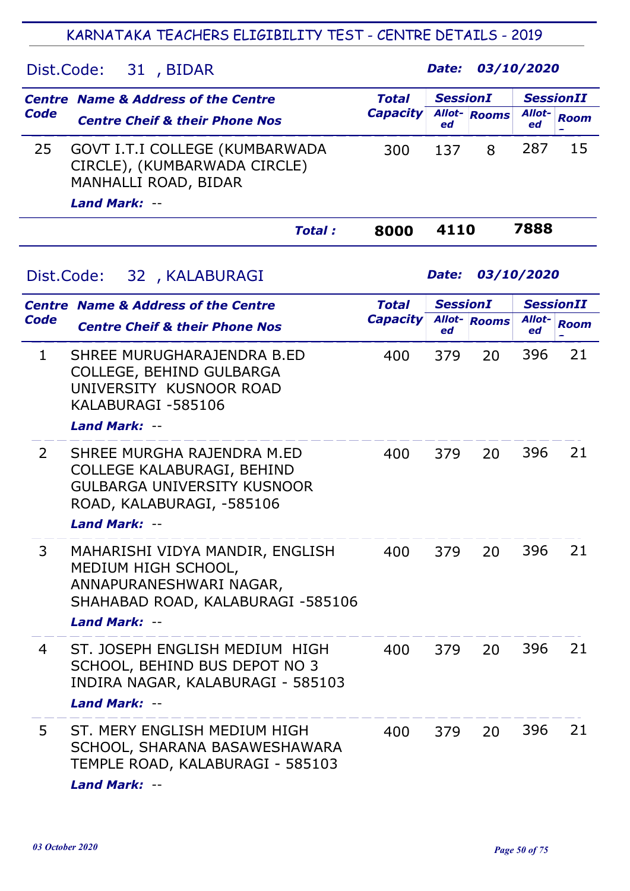## KARNATAKA TEACHERS ELIGIBILITY TEST - CENTRE DETAILS - 2019

Dist.Code: 31 , BIDAR

***Date: 03/10/2020***

| Centre Code | Name & Address of the Centre / Centre Cheif & their Phone Nos | Total Capacity | SessionI | | SessionII | |
|---|---|---|---|---|---|---|
| | | | Allot-ed | Rooms | Allot-ed | Room |
| 25 | GOVT I.T.I COLLEGE (KUMBARWADA CIRCLE), (KUMBARWADA CIRCLE) MANHALLI ROAD, BIDAR<br>***Land Mark:*** -- | 300 | 137 | 8 | 287 | 15 |
| | ***Total :*** | **8000** | **4110** | | **7888** | |

Dist.Code: 32 , KALABURAGI

***Date: 03/10/2020***

| Centre Code | Name & Address of the Centre / Centre Cheif & their Phone Nos | Total Capacity | SessionI | | SessionII | |
|---|---|---|---|---|---|---|
| | | | Allot-ed | Rooms | Allot-ed | Room |
| 1 | SHREE MURUGHARAJENDRA B.ED COLLEGE, BEHIND GULBARGA UNIVERSITY KUSNOOR ROAD KALABURAGI -585106<br>***Land Mark:*** -- | 400 | 379 | 20 | 396 | 21 |
| 2 | SHREE MURGHA RAJENDRA M.ED COLLEGE KALABURAGI, BEHIND GULBARGA UNIVERSITY KUSNOOR ROAD, KALABURAGI, -585106<br>***Land Mark:*** -- | 400 | 379 | 20 | 396 | 21 |
| 3 | MAHARISHI VIDYA MANDIR, ENGLISH MEDIUM HIGH SCHOOL, ANNAPURANESHWARI NAGAR, SHAHABAD ROAD, KALABURAGI -585106<br>***Land Mark:*** -- | 400 | 379 | 20 | 396 | 21 |
| 4 | ST. JOSEPH ENGLISH MEDIUM HIGH SCHOOL, BEHIND BUS DEPOT NO 3 INDIRA NAGAR, KALABURAGI - 585103<br>***Land Mark:*** -- | 400 | 379 | 20 | 396 | 21 |
| 5 | ST. MERY ENGLISH MEDIUM HIGH SCHOOL, SHARANA BASAWESHAWARA TEMPLE ROAD, KALABURAGI - 585103<br>***Land Mark:*** -- | 400 | 379 | 20 | 396 | 21 |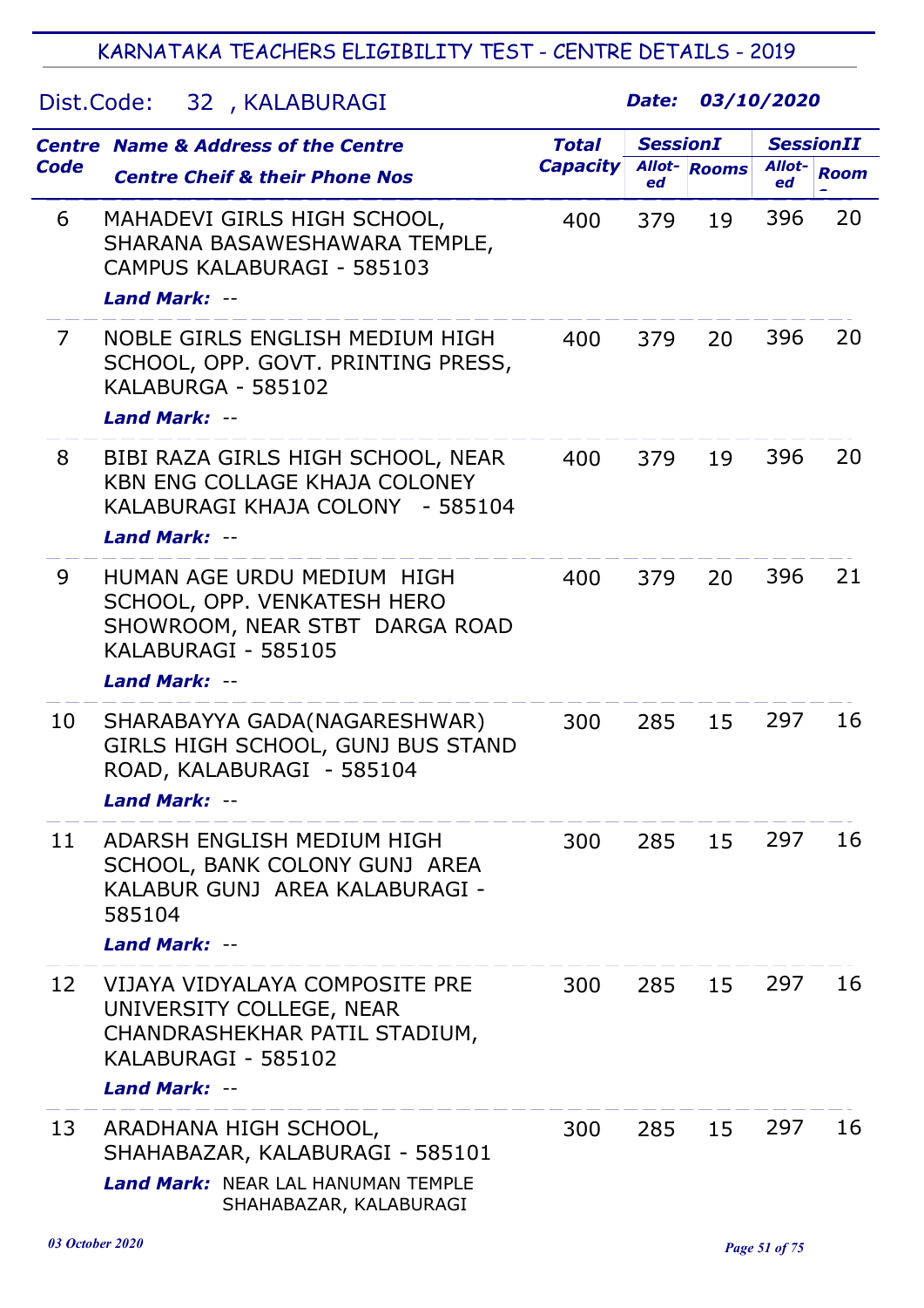KARNATAKA TEACHERS ELIGIBILITY TEST - CENTRE DETAILS - 2019

Dist.Code: 32 , KALABURAGI

***Date: 03/10/2020***

| Centre Code | Name & Address of the Centre / Centre Cheif & their Phone Nos | Total Capacity | SessionI | | SessionII | |
|---|---|---|---|---|---|---|
| | | | Allot-ed | Rooms | Allot-ed | Room |
| 6 | MAHADEVI GIRLS HIGH SCHOOL, SHARANA BASAWESHAWARA TEMPLE, CAMPUS KALABURAGI - 585103<br>***Land Mark:*** -- | 400 | 379 | 19 | 396 | 20 |
| 7 | NOBLE GIRLS ENGLISH MEDIUM HIGH SCHOOL, OPP. GOVT. PRINTING PRESS, KALABURGA - 585102<br>***Land Mark:*** -- | 400 | 379 | 20 | 396 | 20 |
| 8 | BIBI RAZA GIRLS HIGH SCHOOL, NEAR KBN ENG COLLAGE KHAJA COLONEY KALABURAGI KHAJA COLONY - 585104<br>***Land Mark:*** -- | 400 | 379 | 19 | 396 | 20 |
| 9 | HUMAN AGE URDU MEDIUM HIGH SCHOOL, OPP. VENKATESH HERO SHOWROOM, NEAR STBT DARGA ROAD KALABURAGI - 585105<br>***Land Mark:*** -- | 400 | 379 | 20 | 396 | 21 |
| 10 | SHARABAYYA GADA(NAGARESHWAR) GIRLS HIGH SCHOOL, GUNJ BUS STAND ROAD, KALABURAGI - 585104<br>***Land Mark:*** -- | 300 | 285 | 15 | 297 | 16 |
| 11 | ADARSH ENGLISH MEDIUM HIGH SCHOOL, BANK COLONY GUNJ AREA KALABUR GUNJ AREA KALABURAGI - 585104<br>***Land Mark:*** -- | 300 | 285 | 15 | 297 | 16 |
| 12 | VIJAYA VIDYALAYA COMPOSITE PRE UNIVERSITY COLLEGE, NEAR CHANDRASHEKHAR PATIL STADIUM, KALABURAGI - 585102<br>***Land Mark:*** -- | 300 | 285 | 15 | 297 | 16 |
| 13 | ARADHANA HIGH SCHOOL, SHAHABAZAR, KALABURAGI - 585101<br>***Land Mark:*** NEAR LAL HANUMAN TEMPLE SHAHABAZAR, KALABURAGI | 300 | 285 | 15 | 297 | 16 |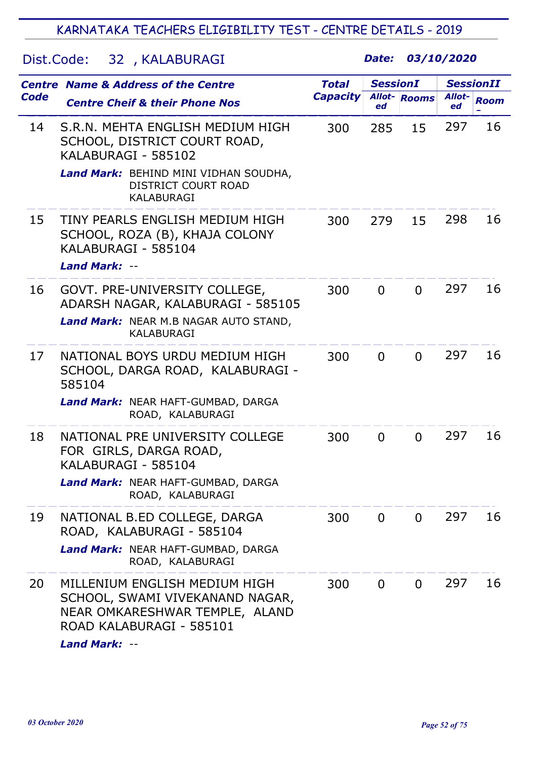KARNATAKA TEACHERS ELIGIBILITY TEST - CENTRE DETAILS - 2019

Dist.Code: 32 , KALABURAGI

***Date: 03/10/2020***

| Centre Code | Name & Address of the Centre / Centre Cheif & their Phone Nos | Total Capacity | SessionI | | SessionII | |
|---|---|---|---|---|---|---|
| | | | Allot-ed | Rooms | Allot-ed | Room |
| 14 | S.R.N. MEHTA ENGLISH MEDIUM HIGH SCHOOL, DISTRICT COURT ROAD, KALABURAGI - 585102 **Land Mark:** BEHIND MINI VIDHAN SOUDHA, DISTRICT COURT ROAD KALABURAGI | 300 | 285 | 15 | 297 | 16 |
| 15 | TINY PEARLS ENGLISH MEDIUM HIGH SCHOOL, ROZA (B), KHAJA COLONY KALABURAGI - 585104 **Land Mark:** -- | 300 | 279 | 15 | 298 | 16 |
| 16 | GOVT. PRE-UNIVERSITY COLLEGE, ADARSH NAGAR, KALABURAGI - 585105 **Land Mark:** NEAR M.B NAGAR AUTO STAND, KALABURAGI | 300 | 0 | 0 | 297 | 16 |
| 17 | NATIONAL BOYS URDU MEDIUM HIGH SCHOOL, DARGA ROAD, KALABURAGI - 585104 **Land Mark:** NEAR HAFT-GUMBAD, DARGA ROAD, KALABURAGI | 300 | 0 | 0 | 297 | 16 |
| 18 | NATIONAL PRE UNIVERSITY COLLEGE FOR GIRLS, DARGA ROAD, KALABURAGI - 585104 **Land Mark:** NEAR HAFT-GUMBAD, DARGA ROAD, KALABURAGI | 300 | 0 | 0 | 297 | 16 |
| 19 | NATIONAL B.ED COLLEGE, DARGA ROAD, KALABURAGI - 585104 **Land Mark:** NEAR HAFT-GUMBAD, DARGA ROAD, KALABURAGI | 300 | 0 | 0 | 297 | 16 |
| 20 | MILLENIUM ENGLISH MEDIUM HIGH SCHOOL, SWAMI VIVEKANAND NAGAR, NEAR OMKARESHWAR TEMPLE, ALAND ROAD KALABURAGI - 585101 **Land Mark:** -- | 300 | 0 | 0 | 297 | 16 |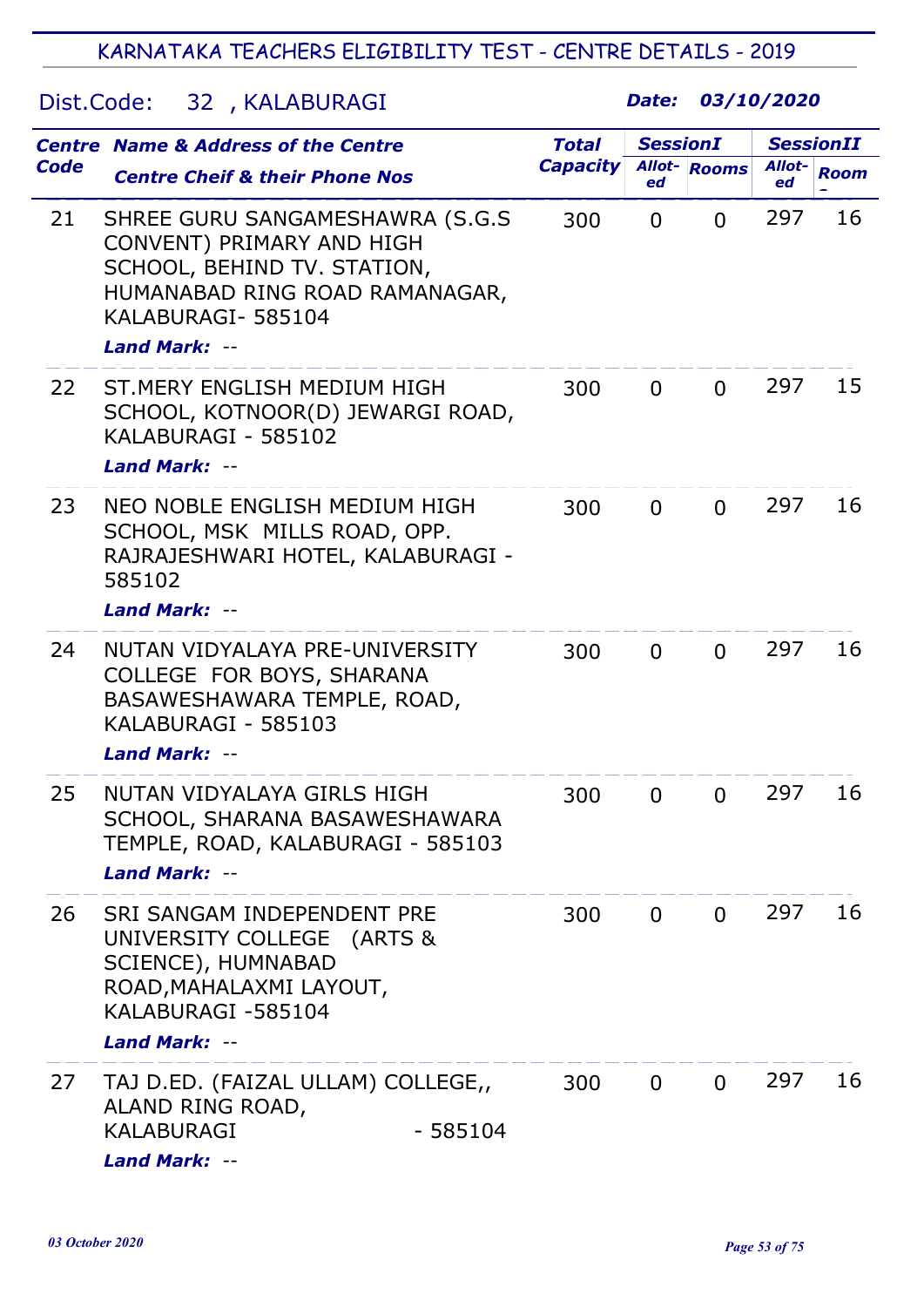## KARNATAKA TEACHERS ELIGIBILITY TEST - CENTRE DETAILS - 2019

**Dist.Code: 32 , KALABURAGI** ***Date: 03/10/2020***

| Centre Code | Name & Address of the Centre / Centre Cheif & their Phone Nos | Total Capacity | SessionI | | SessionII | |
|---|---|---|---|---|---|---|
| | | | Allot-ed | Rooms | Allot-ed | Room |
| 21 | SHREE GURU SANGAMESHAWRA (S.G.S CONVENT) PRIMARY AND HIGH SCHOOL, BEHIND TV. STATION, HUMANABAD RING ROAD RAMANAGAR, KALABURAGI- 585104 *Land Mark:* -- | 300 | 0 | 0 | 297 | 16 |
| 22 | ST.MERY ENGLISH MEDIUM HIGH SCHOOL, KOTNOOR(D) JEWARGI ROAD, KALABURAGI - 585102 *Land Mark:* -- | 300 | 0 | 0 | 297 | 15 |
| 23 | NEO NOBLE ENGLISH MEDIUM HIGH SCHOOL, MSK MILLS ROAD, OPP. RAJRAJESHWARI HOTEL, KALABURAGI - 585102 *Land Mark:* -- | 300 | 0 | 0 | 297 | 16 |
| 24 | NUTAN VIDYALAYA PRE-UNIVERSITY COLLEGE FOR BOYS, SHARANA BASAWESHAWARA TEMPLE, ROAD, KALABURAGI - 585103 *Land Mark:* -- | 300 | 0 | 0 | 297 | 16 |
| 25 | NUTAN VIDYALAYA GIRLS HIGH SCHOOL, SHARANA BASAWESHAWARA TEMPLE, ROAD, KALABURAGI - 585103 *Land Mark:* -- | 300 | 0 | 0 | 297 | 16 |
| 26 | SRI SANGAM INDEPENDENT PRE UNIVERSITY COLLEGE (ARTS & SCIENCE), HUMNABAD ROAD,MAHALAXMI LAYOUT, KALABURAGI -585104 *Land Mark:* -- | 300 | 0 | 0 | 297 | 16 |
| 27 | TAJ D.ED. (FAIZAL ULLAM) COLLEGE,, ALAND RING ROAD, KALABURAGI - 585104 *Land Mark:* -- | 300 | 0 | 0 | 297 | 16 |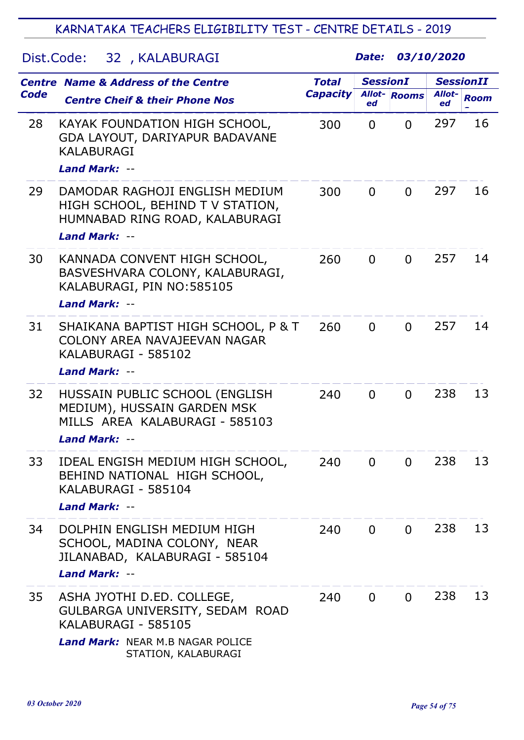## KARNATAKA TEACHERS ELIGIBILITY TEST - CENTRE DETAILS - 2019

**Dist.Code: 32 , KALABURAGI** **Date: 03/10/2020**

| Centre Code | Name & Address of the Centre / Centre Cheif & their Phone Nos | Total Capacity | SessionI | | SessionII | |
|---|---|---|---|---|---|---|
| | | | Allot-ed | Rooms | Allot-ed | Room |
| 28 | KAYAK FOUNDATION HIGH SCHOOL, GDA LAYOUT, DARIYAPUR BADAVANE KALABURAGI<br>**Land Mark:** -- | 300 | 0 | 0 | 297 | 16 |
| 29 | DAMODAR RAGHOJI ENGLISH MEDIUM HIGH SCHOOL, BEHIND T V STATION, HUMNABAD RING ROAD, KALABURAGI<br>**Land Mark:** -- | 300 | 0 | 0 | 297 | 16 |
| 30 | KANNADA CONVENT HIGH SCHOOL, BASVESHVARA COLONY, KALABURAGI, KALABURAGI, PIN NO:585105<br>**Land Mark:** -- | 260 | 0 | 0 | 257 | 14 |
| 31 | SHAIKANA BAPTIST HIGH SCHOOL, P & T COLONY AREA NAVAJEEVAN NAGAR KALABURAGI - 585102<br>**Land Mark:** -- | 260 | 0 | 0 | 257 | 14 |
| 32 | HUSSAIN PUBLIC SCHOOL (ENGLISH MEDIUM), HUSSAIN GARDEN MSK MILLS AREA KALABURAGI - 585103<br>**Land Mark:** -- | 240 | 0 | 0 | 238 | 13 |
| 33 | IDEAL ENGISH MEDIUM HIGH SCHOOL, BEHIND NATIONAL HIGH SCHOOL, KALABURAGI - 585104<br>**Land Mark:** -- | 240 | 0 | 0 | 238 | 13 |
| 34 | DOLPHIN ENGLISH MEDIUM HIGH SCHOOL, MADINA COLONY, NEAR JILANABAD, KALABURAGI - 585104<br>**Land Mark:** -- | 240 | 0 | 0 | 238 | 13 |
| 35 | ASHA JYOTHI D.ED. COLLEGE, GULBARGA UNIVERSITY, SEDAM ROAD KALABURAGI - 585105<br>**Land Mark:** NEAR M.B NAGAR POLICE STATION, KALABURAGI | 240 | 0 | 0 | 238 | 13 |

*03 October 2020*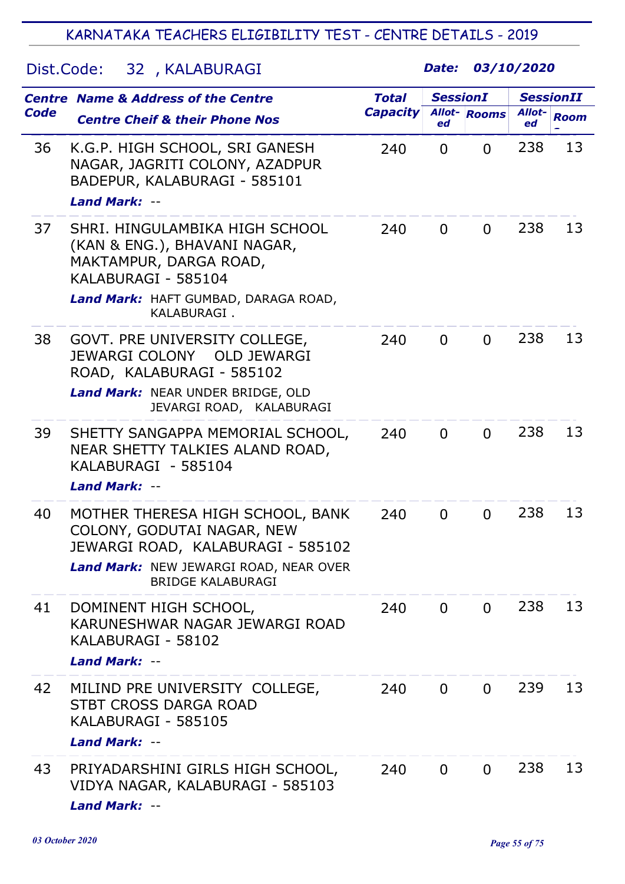KARNATAKA TEACHERS ELIGIBILITY TEST - CENTRE DETAILS - 2019

Dist.Code: 32 , KALABURAGI

***Date: 03/10/2020***

| Centre Code | Name & Address of the Centre / Centre Cheif & their Phone Nos | Total Capacity | SessionI | | SessionII | |
|---|---|---|---|---|---|---|
| | | | Allot-ed | Rooms | Allot-ed | Rooms |
| 36 | K.G.P. HIGH SCHOOL, SRI GANESH NAGAR, JAGRITI COLONY, AZADPUR BADEPUR, KALABURAGI - 585101<br>***Land Mark:*** -- | 240 | 0 | 0 | 238 | 13 |
| 37 | SHRI. HINGULAMBIKA HIGH SCHOOL (KAN & ENG.), BHAVANI NAGAR, MAKTAMPUR, DARGA ROAD, KALABURAGI - 585104<br>***Land Mark:*** HAFT GUMBAD, DARAGA ROAD, KALABURAGI . | 240 | 0 | 0 | 238 | 13 |
| 38 | GOVT. PRE UNIVERSITY COLLEGE, JEWARGI COLONY OLD JEWARGI ROAD, KALABURAGI - 585102<br>***Land Mark:*** NEAR UNDER BRIDGE, OLD JEVARGI ROAD, KALABURAGI | 240 | 0 | 0 | 238 | 13 |
| 39 | SHETTY SANGAPPA MEMORIAL SCHOOL, NEAR SHETTY TALKIES ALAND ROAD, KALABURAGI - 585104<br>***Land Mark:*** -- | 240 | 0 | 0 | 238 | 13 |
| 40 | MOTHER THERESA HIGH SCHOOL, BANK COLONY, GODUTAI NAGAR, NEW JEWARGI ROAD, KALABURAGI - 585102<br>***Land Mark:*** NEW JEWARGI ROAD, NEAR OVER BRIDGE KALABURAGI | 240 | 0 | 0 | 238 | 13 |
| 41 | DOMINENT HIGH SCHOOL, KARUNESHWAR NAGAR JEWARGI ROAD KALABURAGI - 58102<br>***Land Mark:*** -- | 240 | 0 | 0 | 238 | 13 |
| 42 | MILIND PRE UNIVERSITY COLLEGE, STBT CROSS DARGA ROAD KALABURAGI - 585105<br>***Land Mark:*** -- | 240 | 0 | 0 | 239 | 13 |
| 43 | PRIYADARSHINI GIRLS HIGH SCHOOL, VIDYA NAGAR, KALABURAGI - 585103<br>***Land Mark:*** -- | 240 | 0 | 0 | 238 | 13 |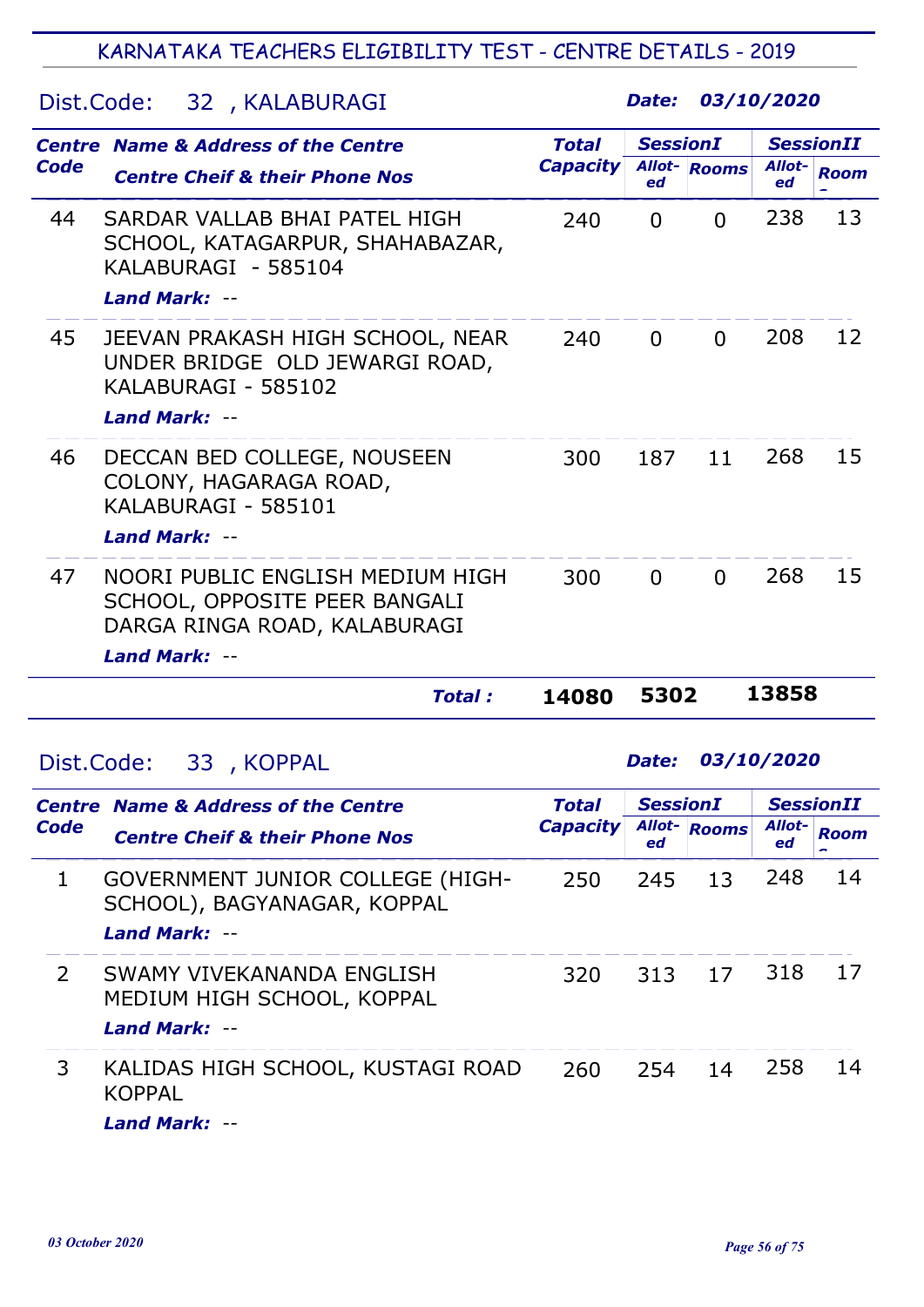## KARNATAKA TEACHERS ELIGIBILITY TEST - CENTRE DETAILS - 2019

Dist.Code: 32 , KALABURAGI **Date: 03/10/2020**

| Centre Code | Name & Address of the Centre / Centre Cheif & their Phone Nos | Total Capacity | SessionI | | SessionII | |
|---|---|---|---|---|---|---|
| | | | Allot-ed | Rooms | Allot-ed | Rooms |
| 44 | SARDAR VALLAB BHAI PATEL HIGH SCHOOL, KATAGARPUR, SHAHABAZAR, KALABURAGI - 585104 *Land Mark:* -- | 240 | 0 | 0 | 238 | 13 |
| 45 | JEEVAN PRAKASH HIGH SCHOOL, NEAR UNDER BRIDGE OLD JEWARGI ROAD, KALABURAGI - 585102 *Land Mark:* -- | 240 | 0 | 0 | 208 | 12 |
| 46 | DECCAN BED COLLEGE, NOUSEEN COLONY, HAGARAGA ROAD, KALABURAGI - 585101 *Land Mark:* -- | 300 | 187 | 11 | 268 | 15 |
| 47 | NOORI PUBLIC ENGLISH MEDIUM HIGH SCHOOL, OPPOSITE PEER BANGALI DARGA RINGA ROAD, KALABURAGI *Land Mark:* -- | 300 | 0 | 0 | 268 | 15 |
| | **Total :** | **14080** | **5302** | | **13858** | |

Dist.Code: 33 , KOPPAL **Date: 03/10/2020**

| Centre Code | Name & Address of the Centre / Centre Cheif & their Phone Nos | Total Capacity | SessionI | | SessionII | |
|---|---|---|---|---|---|---|
| | | | Allot-ed | Rooms | Allot-ed | Rooms |
| 1 | GOVERNMENT JUNIOR COLLEGE (HIGH-SCHOOL), BAGYANAGAR, KOPPAL *Land Mark:* -- | 250 | 245 | 13 | 248 | 14 |
| 2 | SWAMY VIVEKANANDA ENGLISH MEDIUM HIGH SCHOOL, KOPPAL *Land Mark:* -- | 320 | 313 | 17 | 318 | 17 |
| 3 | KALIDAS HIGH SCHOOL, KUSTAGI ROAD KOPPAL *Land Mark:* -- | 260 | 254 | 14 | 258 | 14 |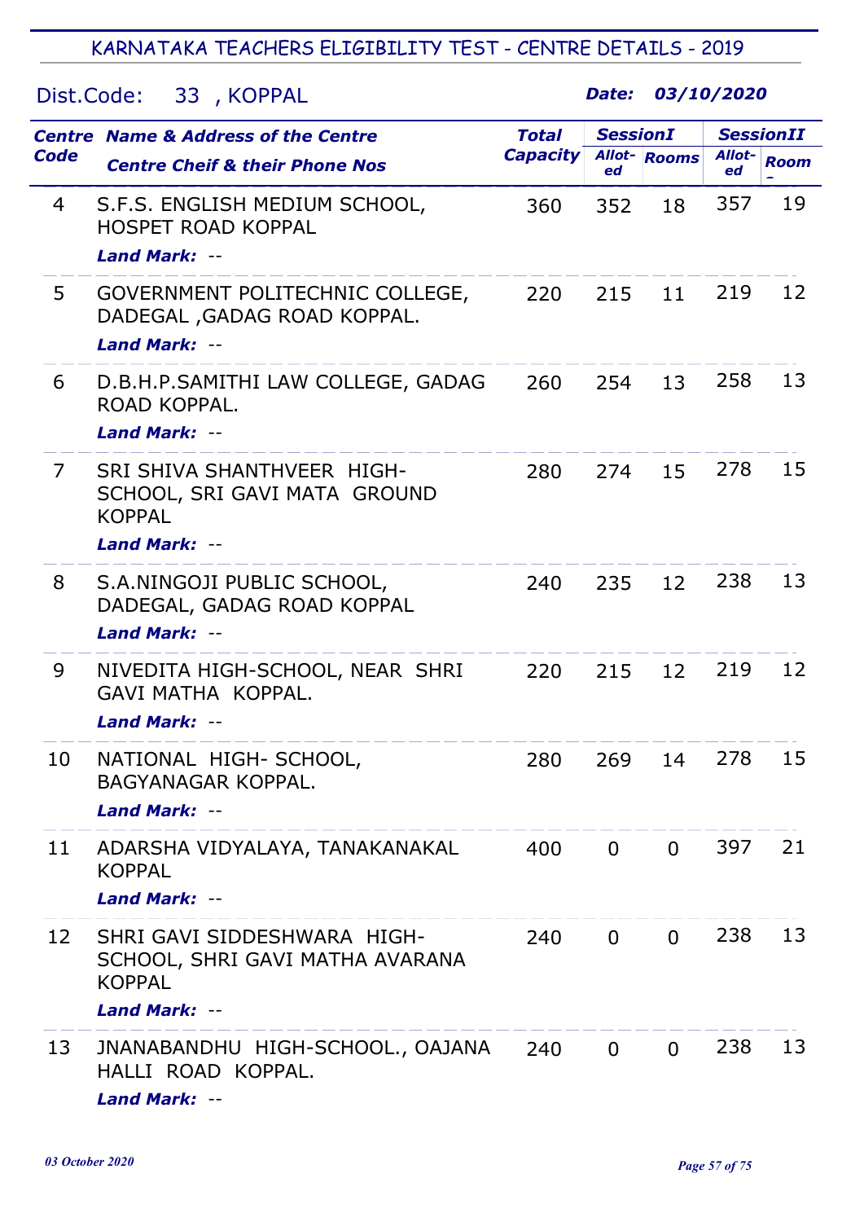## KARNATAKA TEACHERS ELIGIBILITY TEST - CENTRE DETAILS - 2019

Dist.Code: 33 , KOPPAL

***Date: 03/10/2020***

| Centre Code | Name & Address of the Centre / Centre Cheif & their Phone Nos | Total Capacity | SessionI | | SessionII | |
|---|---|---|---|---|---|---|
| | | | Allot-ed | Rooms | Allot-ed | Rooms |
| 4 | S.F.S. ENGLISH MEDIUM SCHOOL, HOSPET ROAD KOPPAL<br>***Land Mark:*** -- | 360 | 352 | 18 | 357 | 19 |
| 5 | GOVERNMENT POLITECHNIC COLLEGE, DADEGAL ,GADAG ROAD KOPPAL.<br>***Land Mark:*** -- | 220 | 215 | 11 | 219 | 12 |
| 6 | D.B.H.P.SAMITHI LAW COLLEGE, GADAG ROAD KOPPAL.<br>***Land Mark:*** -- | 260 | 254 | 13 | 258 | 13 |
| 7 | SRI SHIVA SHANTHVEER HIGH-SCHOOL, SRI GAVI MATA GROUND KOPPAL<br>***Land Mark:*** -- | 280 | 274 | 15 | 278 | 15 |
| 8 | S.A.NINGOJI PUBLIC SCHOOL, DADEGAL, GADAG ROAD KOPPAL<br>***Land Mark:*** -- | 240 | 235 | 12 | 238 | 13 |
| 9 | NIVEDITA HIGH-SCHOOL, NEAR SHRI GAVI MATHA KOPPAL.<br>***Land Mark:*** -- | 220 | 215 | 12 | 219 | 12 |
| 10 | NATIONAL HIGH- SCHOOL, BAGYANAGAR KOPPAL.<br>***Land Mark:*** -- | 280 | 269 | 14 | 278 | 15 |
| 11 | ADARSHA VIDYALAYA, TANAKANAKAL KOPPAL<br>***Land Mark:*** -- | 400 | 0 | 0 | 397 | 21 |
| 12 | SHRI GAVI SIDDESHWARA HIGH-SCHOOL, SHRI GAVI MATHA AVARANA KOPPAL<br>***Land Mark:*** -- | 240 | 0 | 0 | 238 | 13 |
| 13 | JNANABANDHU HIGH-SCHOOL., OAJANA HALLI ROAD KOPPAL.<br>***Land Mark:*** -- | 240 | 0 | 0 | 238 | 13 |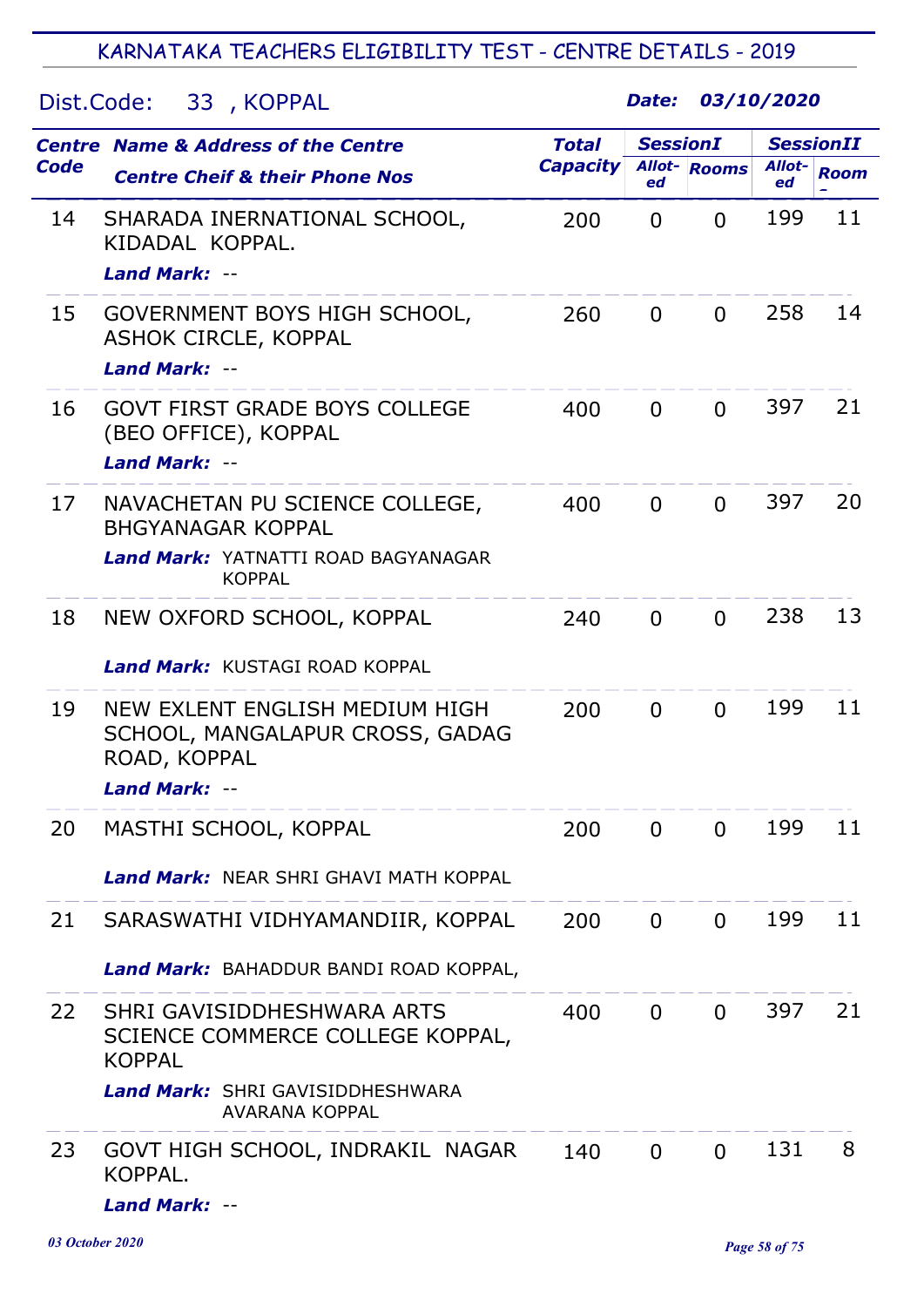# KARNATAKA TEACHERS ELIGIBILITY TEST - CENTRE DETAILS - 2019

Dist.Code: 33 , KOPPAL

***Date: 03/10/2020***

| Centre Code | Name & Address of the Centre / Centre Cheif & their Phone Nos | Total Capacity | SessionI | | SessionII | |
|---|---|---|---|---|---|---|
| | | | Allot-ed | Rooms | Allot-ed | Room |
| 14 | SHARADA INERNATIONAL SCHOOL, KIDADAL KOPPAL. ***Land Mark:*** -- | 200 | 0 | 0 | 199 | 11 |
| 15 | GOVERNMENT BOYS HIGH SCHOOL, ASHOK CIRCLE, KOPPAL ***Land Mark:*** -- | 260 | 0 | 0 | 258 | 14 |
| 16 | GOVT FIRST GRADE BOYS COLLEGE (BEO OFFICE), KOPPAL ***Land Mark:*** -- | 400 | 0 | 0 | 397 | 21 |
| 17 | NAVACHETAN PU SCIENCE COLLEGE, BHGYANAGAR KOPPAL ***Land Mark:*** YATNATTI ROAD BAGYANAGAR KOPPAL | 400 | 0 | 0 | 397 | 20 |
| 18 | NEW OXFORD SCHOOL, KOPPAL ***Land Mark:*** KUSTAGI ROAD KOPPAL | 240 | 0 | 0 | 238 | 13 |
| 19 | NEW EXLENT ENGLISH MEDIUM HIGH SCHOOL, MANGALAPUR CROSS, GADAG ROAD, KOPPAL ***Land Mark:*** -- | 200 | 0 | 0 | 199 | 11 |
| 20 | MASTHI SCHOOL, KOPPAL ***Land Mark:*** NEAR SHRI GHAVI MATH KOPPAL | 200 | 0 | 0 | 199 | 11 |
| 21 | SARASWATHI VIDHYAMANDIIR, KOPPAL ***Land Mark:*** BAHADDUR BANDI ROAD KOPPAL, | 200 | 0 | 0 | 199 | 11 |
| 22 | SHRI GAVISIDDHESHWARA ARTS SCIENCE COMMERCE COLLEGE KOPPAL, KOPPAL ***Land Mark:*** SHRI GAVISIDDHESHWARA AVARANA KOPPAL | 400 | 0 | 0 | 397 | 21 |
| 23 | GOVT HIGH SCHOOL, INDRAKIL NAGAR KOPPAL. ***Land Mark:*** -- | 140 | 0 | 0 | 131 | 8 |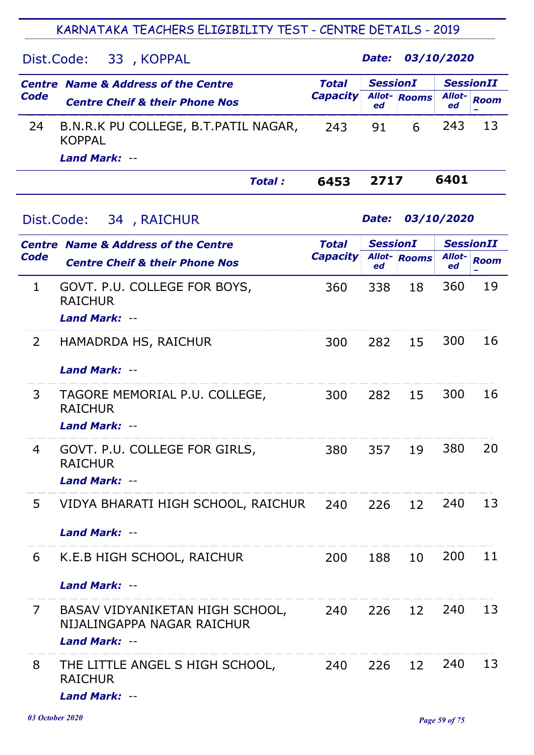KARNATAKA TEACHERS ELIGIBILITY TEST - CENTRE DETAILS - 2019

Dist.Code: 33 , KOPPAL

***Date: 03/10/2020***

| Centre Code | Name & Address of the Centre / Centre Cheif & their Phone Nos | Total Capacity | SessionI | | SessionII | |
|---|---|---|---|---|---|---|
| | | | Allot-ed | Rooms | Allot-ed | Room- |
| 24 | B.N.R.K PU COLLEGE, B.T.PATIL NAGAR, KOPPAL<br>***Land Mark:*** -- | 243 | 91 | 6 | 243 | 13 |
| | ***Total :*** | **6453** | **2717** | | **6401** | |

Dist.Code: 34 , RAICHUR

***Date: 03/10/2020***

| Centre Code | Name & Address of the Centre / Centre Cheif & their Phone Nos | Total Capacity | SessionI | | SessionII | |
|---|---|---|---|---|---|---|
| | | | Allot-ed | Rooms | Allot-ed | Room- |
| 1 | GOVT. P.U. COLLEGE FOR BOYS, RAICHUR<br>***Land Mark:*** -- | 360 | 338 | 18 | 360 | 19 |
| 2 | HAMADRDA HS, RAICHUR<br>***Land Mark:*** -- | 300 | 282 | 15 | 300 | 16 |
| 3 | TAGORE MEMORIAL P.U. COLLEGE, RAICHUR<br>***Land Mark:*** -- | 300 | 282 | 15 | 300 | 16 |
| 4 | GOVT. P.U. COLLEGE FOR GIRLS, RAICHUR<br>***Land Mark:*** -- | 380 | 357 | 19 | 380 | 20 |
| 5 | VIDYA BHARATI HIGH SCHOOL, RAICHUR<br>***Land Mark:*** -- | 240 | 226 | 12 | 240 | 13 |
| 6 | K.E.B HIGH SCHOOL, RAICHUR<br>***Land Mark:*** -- | 200 | 188 | 10 | 200 | 11 |
| 7 | BASAV VIDYANIKETAN HIGH SCHOOL, NIJALINGAPPA NAGAR RAICHUR<br>***Land Mark:*** -- | 240 | 226 | 12 | 240 | 13 |
| 8 | THE LITTLE ANGEL S HIGH SCHOOL, RAICHUR<br>***Land Mark:*** -- | 240 | 226 | 12 | 240 | 13 |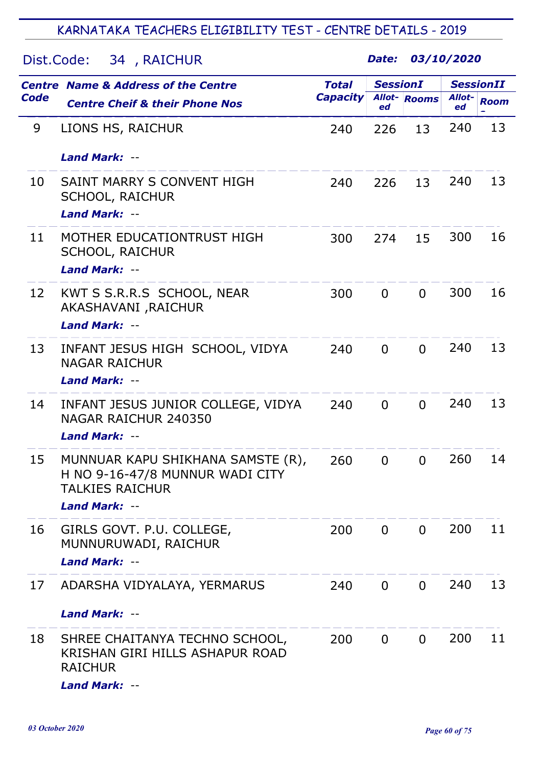## KARNATAKA TEACHERS ELIGIBILITY TEST - CENTRE DETAILS - 2019

Dist.Code: 34 , RAICHUR

***Date: 03/10/2020***

| Centre Code | Name & Address of the Centre / Centre Cheif & their Phone Nos | Total Capacity | SessionI | | SessionII | |
|---|---|---|---|---|---|---|
| | | | Allot-ed | Rooms | Allot-ed | Room |
| 9 | LIONS HS, RAICHUR<br>***Land Mark:*** -- | 240 | 226 | 13 | 240 | 13 |
| 10 | SAINT MARRY S CONVENT HIGH SCHOOL, RAICHUR<br>***Land Mark:*** -- | 240 | 226 | 13 | 240 | 13 |
| 11 | MOTHER EDUCATIONTRUST HIGH SCHOOL, RAICHUR<br>***Land Mark:*** -- | 300 | 274 | 15 | 300 | 16 |
| 12 | KWT S S.R.R.S SCHOOL, NEAR AKASHAVANI ,RAICHUR<br>***Land Mark:*** -- | 300 | 0 | 0 | 300 | 16 |
| 13 | INFANT JESUS HIGH SCHOOL, VIDYA NAGAR RAICHUR<br>***Land Mark:*** -- | 240 | 0 | 0 | 240 | 13 |
| 14 | INFANT JESUS JUNIOR COLLEGE, VIDYA NAGAR RAICHUR 240350<br>***Land Mark:*** -- | 240 | 0 | 0 | 240 | 13 |
| 15 | MUNNUAR KAPU SHIKHANA SAMSTE (R), H NO 9-16-47/8 MUNNUR WADI CITY TALKIES RAICHUR<br>***Land Mark:*** -- | 260 | 0 | 0 | 260 | 14 |
| 16 | GIRLS GOVT. P.U. COLLEGE, MUNNURUWADI, RAICHUR<br>***Land Mark:*** -- | 200 | 0 | 0 | 200 | 11 |
| 17 | ADARSHA VIDYALAYA, YERMARUS<br>***Land Mark:*** -- | 240 | 0 | 0 | 240 | 13 |
| 18 | SHREE CHAITANYA TECHNO SCHOOL, KRISHAN GIRI HILLS ASHAPUR ROAD RAICHUR<br>***Land Mark:*** -- | 200 | 0 | 0 | 200 | 11 |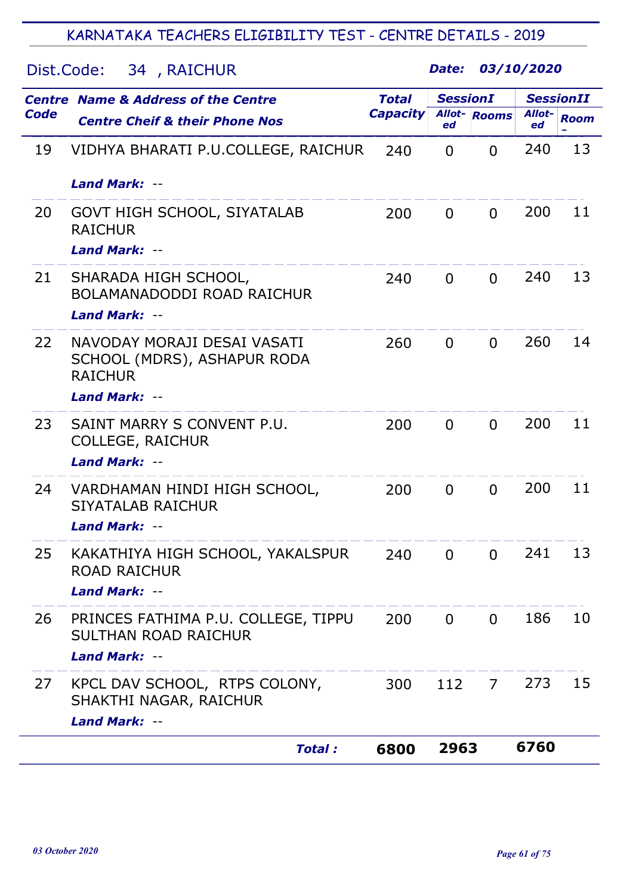## KARNATAKA TEACHERS ELIGIBILITY TEST - CENTRE DETAILS - 2019

Dist.Code: 34 , RAICHUR  *Date: 03/10/2020*

| Centre Code | Name & Address of the Centre / Centre Cheif & their Phone Nos | Total Capacity | SessionI | | SessionII | |
|---|---|---|---|---|---|---|
| | | | Allot-ed | Rooms | Allot-ed | Room |
| 19 | VIDHYA BHARATI P.U.COLLEGE, RAICHUR<br>*Land Mark:* -- | 240 | 0 | 0 | 240 | 13 |
| 20 | GOVT HIGH SCHOOL, SIYATALAB RAICHUR<br>*Land Mark:* -- | 200 | 0 | 0 | 200 | 11 |
| 21 | SHARADA HIGH SCHOOL, BOLAMANADODDI ROAD RAICHUR<br>*Land Mark:* -- | 240 | 0 | 0 | 240 | 13 |
| 22 | NAVODAY MORAJI DESAI VASATI SCHOOL (MDRS), ASHAPUR RODA RAICHUR<br>*Land Mark:* -- | 260 | 0 | 0 | 260 | 14 |
| 23 | SAINT MARRY S CONVENT P.U. COLLEGE, RAICHUR<br>*Land Mark:* -- | 200 | 0 | 0 | 200 | 11 |
| 24 | VARDHAMAN HINDI HIGH SCHOOL, SIYATALAB RAICHUR<br>*Land Mark:* -- | 200 | 0 | 0 | 200 | 11 |
| 25 | KAKATHIYA HIGH SCHOOL, YAKALSPUR ROAD RAICHUR<br>*Land Mark:* -- | 240 | 0 | 0 | 241 | 13 |
| 26 | PRINCES FATHIMA P.U. COLLEGE, TIPPU SULTHAN ROAD RAICHUR<br>*Land Mark:* -- | 200 | 0 | 0 | 186 | 10 |
| 27 | KPCL DAV SCHOOL, RTPS COLONY, SHAKTHI NAGAR, RAICHUR<br>*Land Mark:* -- | 300 | 112 | 7 | 273 | 15 |
| | ***Total :*** | **6800** | **2963** | | **6760** | |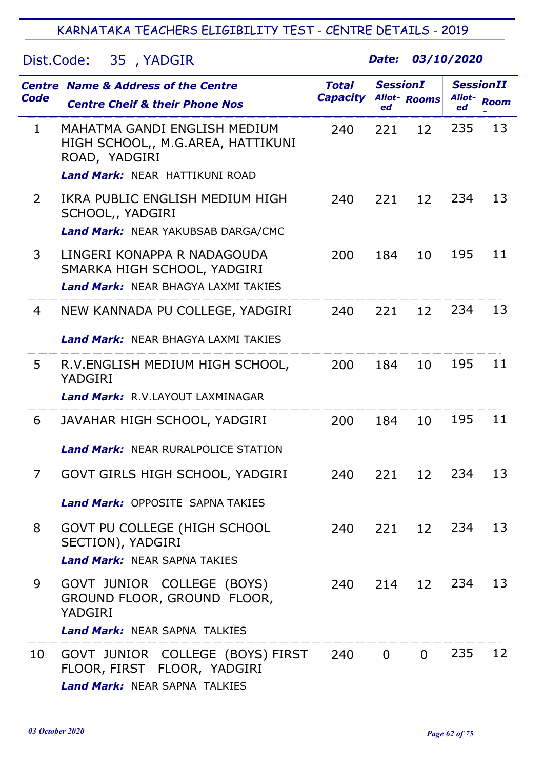## KARNATAKA TEACHERS ELIGIBILITY TEST - CENTRE DETAILS - 2019

**Dist.Code: 35 , YADGIR** **Date: 03/10/2020**

| Centre Code | Name & Address of the Centre / Centre Cheif & their Phone Nos | Total Capacity | SessionI | | SessionII | |
|---|---|---|---|---|---|---|
| | | | Allot-ed | Rooms | Allot-ed | Rooms |
| 1 | MAHATMA GANDI ENGLISH MEDIUM HIGH SCHOOL,, M.G.AREA, HATTIKUNI ROAD, YADGIRI<br>**Land Mark:** NEAR HATTIKUNI ROAD | 240 | 221 | 12 | 235 | 13 |
| 2 | IKRA PUBLIC ENGLISH MEDIUM HIGH SCHOOL,, YADGIRI<br>**Land Mark:** NEAR YAKUBSAB DARGA/CMC | 240 | 221 | 12 | 234 | 13 |
| 3 | LINGERI KONAPPA R NADAGOUDA SMARKA HIGH SCHOOL, YADGIRI<br>**Land Mark:** NEAR BHAGYA LAXMI TAKIES | 200 | 184 | 10 | 195 | 11 |
| 4 | NEW KANNADA PU COLLEGE, YADGIRI<br>**Land Mark:** NEAR BHAGYA LAXMI TAKIES | 240 | 221 | 12 | 234 | 13 |
| 5 | R.V.ENGLISH MEDIUM HIGH SCHOOL, YADGIRI<br>**Land Mark:** R.V.LAYOUT LAXMINAGAR | 200 | 184 | 10 | 195 | 11 |
| 6 | JAVAHAR HIGH SCHOOL, YADGIRI<br>**Land Mark:** NEAR RURALPOLICE STATION | 200 | 184 | 10 | 195 | 11 |
| 7 | GOVT GIRLS HIGH SCHOOL, YADGIRI<br>**Land Mark:** OPPOSITE SAPNA TAKIES | 240 | 221 | 12 | 234 | 13 |
| 8 | GOVT PU COLLEGE (HIGH SCHOOL SECTION), YADGIRI<br>**Land Mark:** NEAR SAPNA TAKIES | 240 | 221 | 12 | 234 | 13 |
| 9 | GOVT JUNIOR COLLEGE (BOYS) GROUND FLOOR, GROUND FLOOR, YADGIRI<br>**Land Mark:** NEAR SAPNA TALKIES | 240 | 214 | 12 | 234 | 13 |
| 10 | GOVT JUNIOR COLLEGE (BOYS) FIRST FLOOR, FIRST FLOOR, YADGIRI<br>**Land Mark:** NEAR SAPNA TALKIES | 240 | 0 | 0 | 235 | 12 |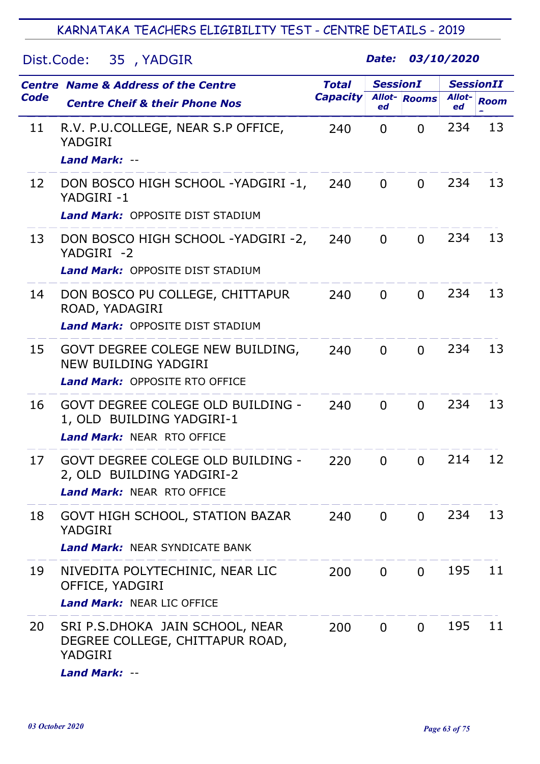# KARNATAKA TEACHERS ELIGIBILITY TEST - CENTRE DETAILS - 2019

**Dist.Code: 35 , YADGIR** **Date: 03/10/2020**

| Centre Code | Name & Address of the Centre / Centre Cheif & their Phone Nos | Total Capacity | SessionI | | SessionII | |
|---|---|---|---|---|---|---|
| | | | Allot-ed | Rooms | Allot-ed | Room |
| 11 | R.V. P.U.COLLEGE, NEAR S.P OFFICE, YADGIRI<br>*Land Mark:* -- | 240 | 0 | 0 | 234 | 13 |
| 12 | DON BOSCO HIGH SCHOOL -YADGIRI -1, YADGIRI -1<br>*Land Mark:* OPPOSITE DIST STADIUM | 240 | 0 | 0 | 234 | 13 |
| 13 | DON BOSCO HIGH SCHOOL -YADGIRI -2, YADGIRI -2<br>*Land Mark:* OPPOSITE DIST STADIUM | 240 | 0 | 0 | 234 | 13 |
| 14 | DON BOSCO PU COLLEGE, CHITTAPUR ROAD, YADAGIRI<br>*Land Mark:* OPPOSITE DIST STADIUM | 240 | 0 | 0 | 234 | 13 |
| 15 | GOVT DEGREE COLEGE NEW BUILDING, NEW BUILDING YADGIRI<br>*Land Mark:* OPPOSITE RTO OFFICE | 240 | 0 | 0 | 234 | 13 |
| 16 | GOVT DEGREE COLEGE OLD BUILDING -1, OLD BUILDING YADGIRI-1<br>*Land Mark:* NEAR RTO OFFICE | 240 | 0 | 0 | 234 | 13 |
| 17 | GOVT DEGREE COLEGE OLD BUILDING -2, OLD BUILDING YADGIRI-2<br>*Land Mark:* NEAR RTO OFFICE | 220 | 0 | 0 | 214 | 12 |
| 18 | GOVT HIGH SCHOOL, STATION BAZAR YADGIRI<br>*Land Mark:* NEAR SYNDICATE BANK | 240 | 0 | 0 | 234 | 13 |
| 19 | NIVEDITA POLYTECHINIC, NEAR LIC OFFICE, YADGIRI<br>*Land Mark:* NEAR LIC OFFICE | 200 | 0 | 0 | 195 | 11 |
| 20 | SRI P.S.DHOKA JAIN SCHOOL, NEAR DEGREE COLLEGE, CHITTAPUR ROAD, YADGIRI<br>*Land Mark:* -- | 200 | 0 | 0 | 195 | 11 |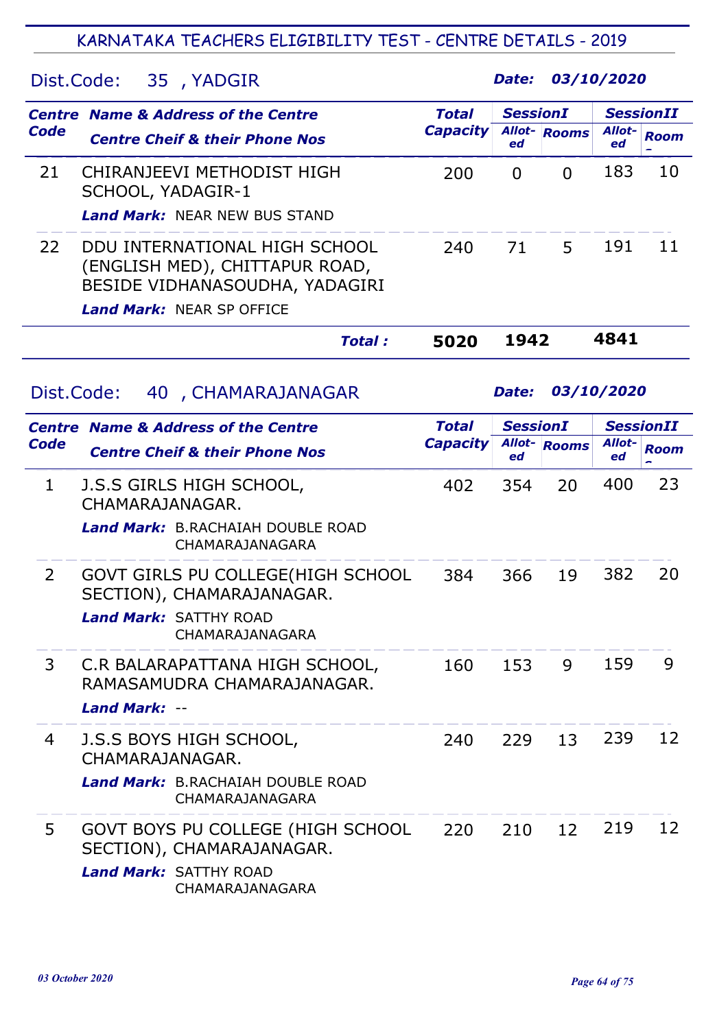## KARNATAKA TEACHERS ELIGIBILITY TEST - CENTRE DETAILS - 2019

**Dist.Code: 35 , YADGIR** **Date: 03/10/2020**

| Centre Code | Name & Address of the Centre / Centre Cheif & their Phone Nos | Total Capacity | SessionI | | SessionII | |
|---|---|---|---|---|---|---|
| | | | Allot-ed | Rooms | Allot-ed | Rooms |
| 21 | CHIRANJEEVI METHODIST HIGH SCHOOL, YADAGIR-1<br>**Land Mark:** NEAR NEW BUS STAND | 200 | 0 | 0 | 183 | 10 |
| 22 | DDU INTERNATIONAL HIGH SCHOOL (ENGLISH MED), CHITTAPUR ROAD, BESIDE VIDHANASOUDHA, YADAGIRI<br>**Land Mark:** NEAR SP OFFICE | 240 | 71 | 5 | 191 | 11 |
| | **Total :** | **5020** | **1942** | | **4841** | |

**Dist.Code: 40 , CHAMARAJANAGAR** **Date: 03/10/2020**

| Centre Code | Name & Address of the Centre / Centre Cheif & their Phone Nos | Total Capacity | SessionI | | SessionII | |
|---|---|---|---|---|---|---|
| | | | Allot-ed | Rooms | Allot-ed | Rooms |
| 1 | J.S.S GIRLS HIGH SCHOOL, CHAMARAJANAGAR.<br>**Land Mark:** B.RACHAIAH DOUBLE ROAD CHAMARAJANAGARA | 402 | 354 | 20 | 400 | 23 |
| 2 | GOVT GIRLS PU COLLEGE(HIGH SCHOOL SECTION), CHAMARAJANAGAR.<br>**Land Mark:** SATTHY ROAD CHAMARAJANAGARA | 384 | 366 | 19 | 382 | 20 |
| 3 | C.R BALARAPATTANA HIGH SCHOOL, RAMASAMUDRA CHAMARAJANAGAR.<br>**Land Mark:** -- | 160 | 153 | 9 | 159 | 9 |
| 4 | J.S.S BOYS HIGH SCHOOL, CHAMARAJANAGAR.<br>**Land Mark:** B.RACHAIAH DOUBLE ROAD CHAMARAJANAGARA | 240 | 229 | 13 | 239 | 12 |
| 5 | GOVT BOYS PU COLLEGE (HIGH SCHOOL SECTION), CHAMARAJANAGAR.<br>**Land Mark:** SATTHY ROAD CHAMARAJANAGARA | 220 | 210 | 12 | 219 | 12 |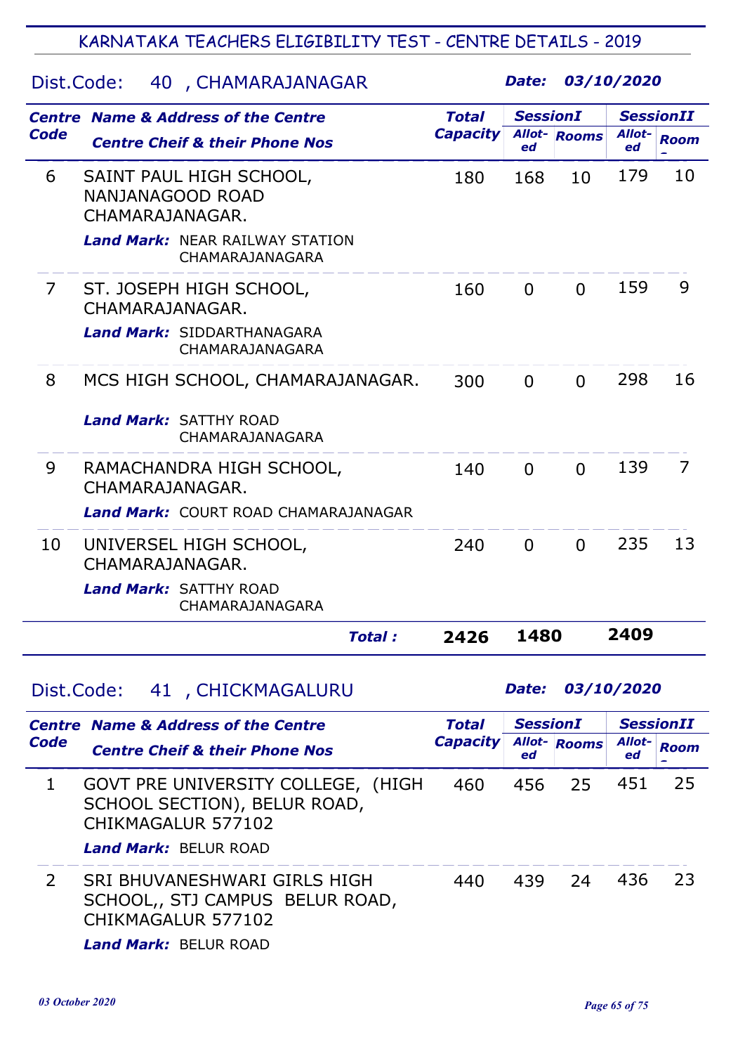KARNATAKA TEACHERS ELIGIBILITY TEST - CENTRE DETAILS - 2019

## Dist.Code: 40 , CHAMARAJANAGAR

**Date: 03/10/2020**

| Centre Code | Name & Address of the Centre / Centre Cheif & their Phone Nos | Total Capacity | SessionI | | SessionII | |
|---|---|---|---|---|---|---|
| | | | Allot-ed | Rooms | Allot-ed | Room |
| 6 | SAINT PAUL HIGH SCHOOL, NANJANAGOOD ROAD CHAMARAJANAGAR. **Land Mark:** NEAR RAILWAY STATION CHAMARAJANAGARA | 180 | 168 | 10 | 179 | 10 |
| 7 | ST. JOSEPH HIGH SCHOOL, CHAMARAJANAGAR. **Land Mark:** SIDDARTHANAGARA CHAMARAJANAGARA | 160 | 0 | 0 | 159 | 9 |
| 8 | MCS HIGH SCHOOL, CHAMARAJANAGAR. **Land Mark:** SATTHY ROAD CHAMARAJANAGARA | 300 | 0 | 0 | 298 | 16 |
| 9 | RAMACHANDRA HIGH SCHOOL, CHAMARAJANAGAR. **Land Mark:** COURT ROAD CHAMARAJANAGAR | 140 | 0 | 0 | 139 | 7 |
| 10 | UNIVERSEL HIGH SCHOOL, CHAMARAJANAGAR. **Land Mark:** SATTHY ROAD CHAMARAJANAGARA | 240 | 0 | 0 | 235 | 13 |
| | ***Total :*** | **2426** | **1480** | | **2409** | |

## Dist.Code: 41 , CHICKMAGALURU

**Date: 03/10/2020**

| Centre Code | Name & Address of the Centre / Centre Cheif & their Phone Nos | Total Capacity | SessionI | | SessionII | |
|---|---|---|---|---|---|---|
| | | | Allot-ed | Rooms | Allot-ed | Room |
| 1 | GOVT PRE UNIVERSITY COLLEGE, (HIGH SCHOOL SECTION), BELUR ROAD, CHIKMAGALUR 577102 **Land Mark:** BELUR ROAD | 460 | 456 | 25 | 451 | 25 |
| 2 | SRI BHUVANESHWARI GIRLS HIGH SCHOOL,, STJ CAMPUS BELUR ROAD, CHIKMAGALUR 577102 **Land Mark:** BELUR ROAD | 440 | 439 | 24 | 436 | 23 |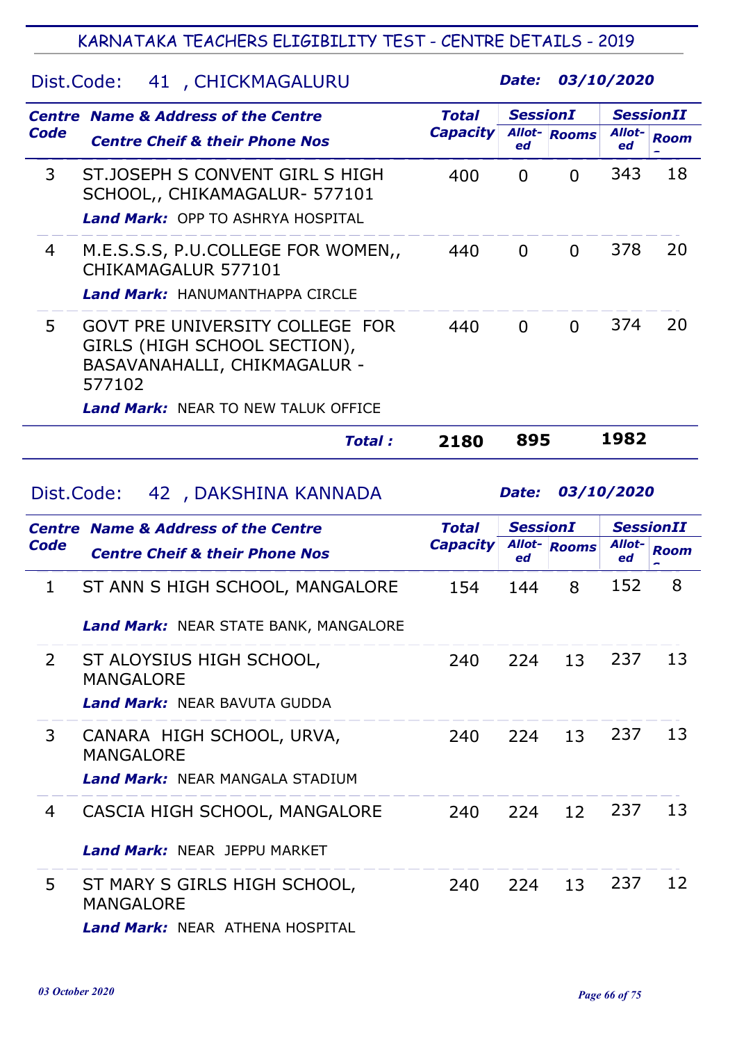## KARNATAKA TEACHERS ELIGIBILITY TEST - CENTRE DETAILS - 2019

### Dist.Code: 41 , CHICKMAGALURU

***Date: 03/10/2020***

| Centre Code | Name & Address of the Centre / Centre Cheif & their Phone Nos | Total Capacity | SessionI | | SessionII | |
|---|---|---|---|---|---|---|
| | | | Allot-ed | Rooms | Allot-ed | Rooms |
| 3 | ST.JOSEPH S CONVENT GIRL S HIGH SCHOOL,, CHIKAMAGALUR- 577101 <br> ***Land Mark:*** OPP TO ASHRYA HOSPITAL | 400 | 0 | 0 | 343 | 18 |
| 4 | M.E.S.S.S, P.U.COLLEGE FOR WOMEN,, CHIKAMAGALUR 577101 <br> ***Land Mark:*** HANUMANTHAPPA CIRCLE | 440 | 0 | 0 | 378 | 20 |
| 5 | GOVT PRE UNIVERSITY COLLEGE FOR GIRLS (HIGH SCHOOL SECTION), BASAVANAHALLI, CHIKMAGALUR - 577102 <br> ***Land Mark:*** NEAR TO NEW TALUK OFFICE | 440 | 0 | 0 | 374 | 20 |
| | ***Total :*** | **2180** | **895** | | **1982** | |

### Dist.Code: 42 , DAKSHINA KANNADA

***Date: 03/10/2020***

| Centre Code | Name & Address of the Centre / Centre Cheif & their Phone Nos | Total Capacity | SessionI | | SessionII | |
|---|---|---|---|---|---|---|
| | | | Allot-ed | Rooms | Allot-ed | Rooms |
| 1 | ST ANN S HIGH SCHOOL, MANGALORE <br> ***Land Mark:*** NEAR STATE BANK, MANGALORE | 154 | 144 | 8 | 152 | 8 |
| 2 | ST ALOYSIUS HIGH SCHOOL, MANGALORE <br> ***Land Mark:*** NEAR BAVUTA GUDDA | 240 | 224 | 13 | 237 | 13 |
| 3 | CANARA HIGH SCHOOL, URVA, MANGALORE <br> ***Land Mark:*** NEAR MANGALA STADIUM | 240 | 224 | 13 | 237 | 13 |
| 4 | CASCIA HIGH SCHOOL, MANGALORE <br> ***Land Mark:*** NEAR JEPPU MARKET | 240 | 224 | 12 | 237 | 13 |
| 5 | ST MARY S GIRLS HIGH SCHOOL, MANGALORE <br> ***Land Mark:*** NEAR ATHENA HOSPITAL | 240 | 224 | 13 | 237 | 12 |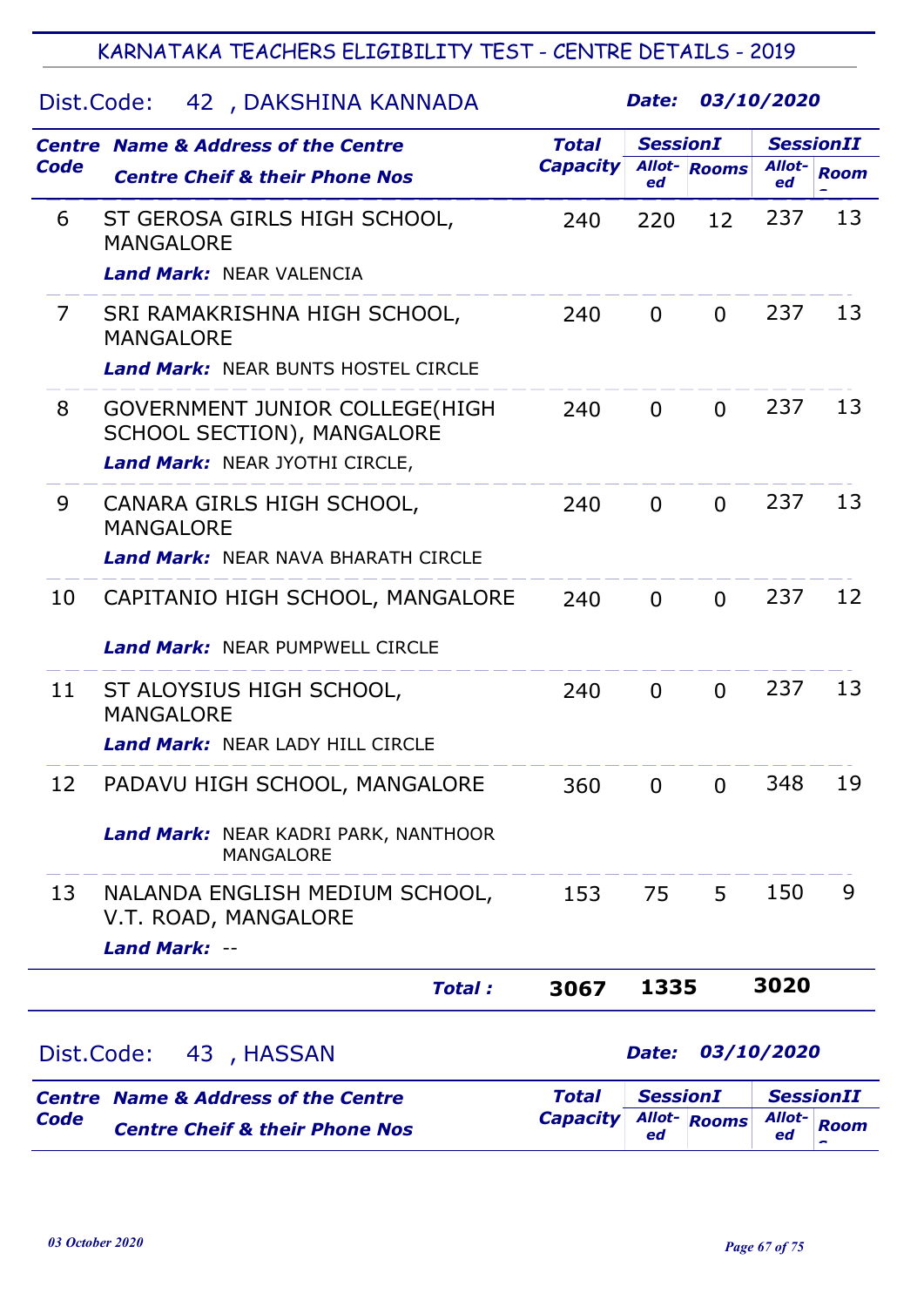## KARNATAKA TEACHERS ELIGIBILITY TEST - CENTRE DETAILS - 2019

### Dist.Code: 42 , DAKSHINA KANNADA

***Date: 03/10/2020***

| Centre Code | Name & Address of the Centre / Centre Cheif & their Phone Nos | Total Capacity | SessionI | | SessionII | |
|---|---|---|---|---|---|---|
| | | | Allot-ed | Rooms | Allot-ed | Rooms |
| 6 | ST GEROSA GIRLS HIGH SCHOOL, MANGALORE<br>***Land Mark:*** NEAR VALENCIA | 240 | 220 | 12 | 237 | 13 |
| 7 | SRI RAMAKRISHNA HIGH SCHOOL, MANGALORE<br>***Land Mark:*** NEAR BUNTS HOSTEL CIRCLE | 240 | 0 | 0 | 237 | 13 |
| 8 | GOVERNMENT JUNIOR COLLEGE(HIGH SCHOOL SECTION), MANGALORE<br>***Land Mark:*** NEAR JYOTHI CIRCLE, | 240 | 0 | 0 | 237 | 13 |
| 9 | CANARA GIRLS HIGH SCHOOL, MANGALORE<br>***Land Mark:*** NEAR NAVA BHARATH CIRCLE | 240 | 0 | 0 | 237 | 13 |
| 10 | CAPITANIO HIGH SCHOOL, MANGALORE<br>***Land Mark:*** NEAR PUMPWELL CIRCLE | 240 | 0 | 0 | 237 | 12 |
| 11 | ST ALOYSIUS HIGH SCHOOL, MANGALORE<br>***Land Mark:*** NEAR LADY HILL CIRCLE | 240 | 0 | 0 | 237 | 13 |
| 12 | PADAVU HIGH SCHOOL, MANGALORE<br>***Land Mark:*** NEAR KADRI PARK, NANTHOOR MANGALORE | 360 | 0 | 0 | 348 | 19 |
| 13 | NALANDA ENGLISH MEDIUM SCHOOL, V.T. ROAD, MANGALORE<br>***Land Mark:*** -- | 153 | 75 | 5 | 150 | 9 |
| | ***Total :*** | **3067** | **1335** | | **3020** | |

### Dist.Code: 43 , HASSAN

***Date: 03/10/2020***

| Centre Code | Name & Address of the Centre / Centre Cheif & their Phone Nos | Total Capacity | SessionI | | SessionII | |
|---|---|---|---|---|---|---|
| | | | Allot-ed | Rooms | Allot-ed | Rooms |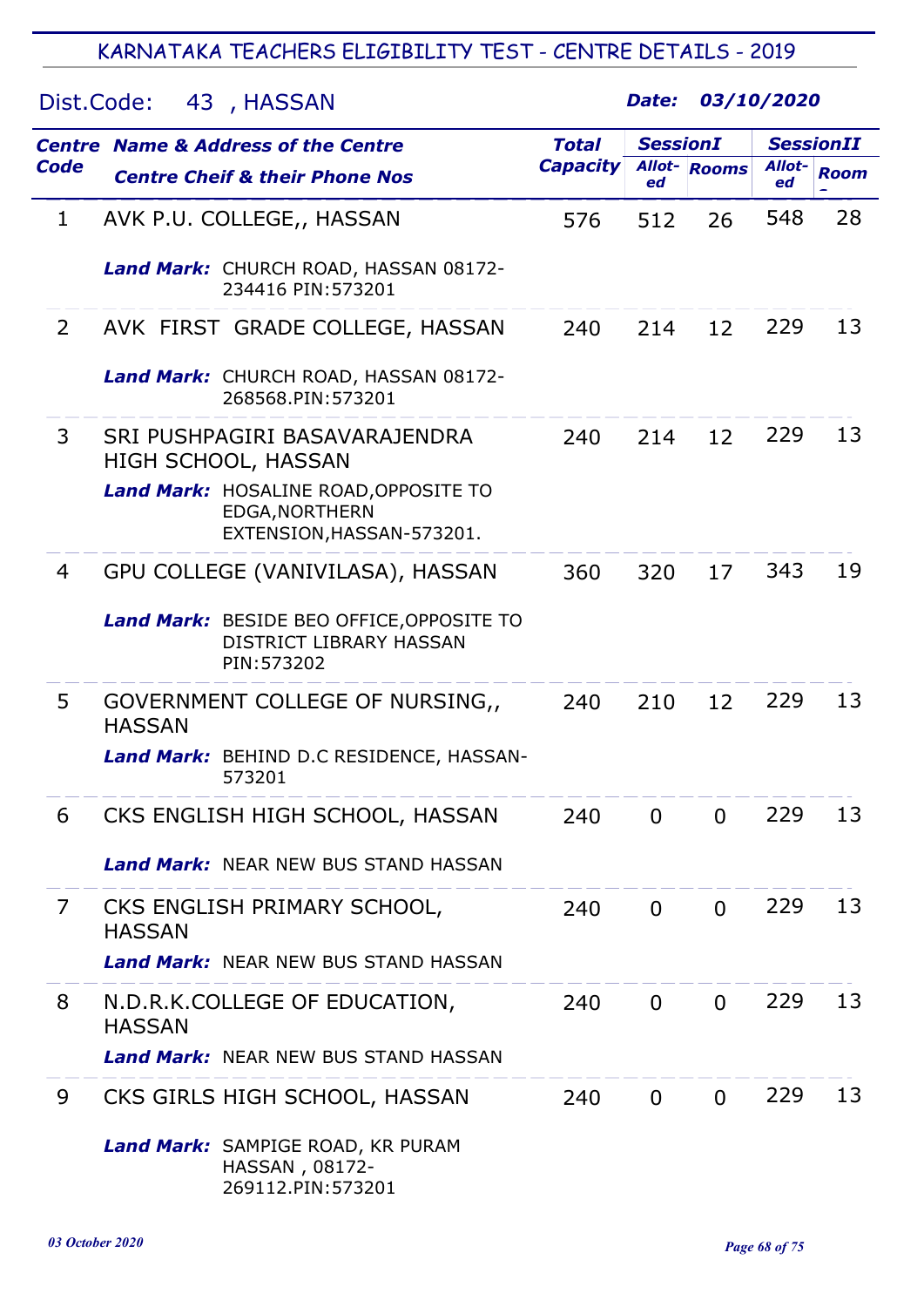# KARNATAKA TEACHERS ELIGIBILITY TEST - CENTRE DETAILS - 2019

**Dist.Code: 43 , HASSAN** **Date: 03/10/2020**

| Centre Code | Name & Address of the Centre / Centre Cheif & their Phone Nos | Total Capacity | SessionI | | SessionII | |
|---|---|---|---|---|---|---|
| | | | Allot-ed | Rooms | Allot-ed | Room |
| 1 | AVK P.U. COLLEGE,, HASSAN<br>**Land Mark:** CHURCH ROAD, HASSAN 08172-234416 PIN:573201 | 576 | 512 | 26 | 548 | 28 |
| 2 | AVK FIRST GRADE COLLEGE, HASSAN<br>**Land Mark:** CHURCH ROAD, HASSAN 08172-268568.PIN:573201 | 240 | 214 | 12 | 229 | 13 |
| 3 | SRI PUSHPAGIRI BASAVARAJENDRA HIGH SCHOOL, HASSAN<br>**Land Mark:** HOSALINE ROAD,OPPOSITE TO EDGA,NORTHERN EXTENSION,HASSAN-573201. | 240 | 214 | 12 | 229 | 13 |
| 4 | GPU COLLEGE (VANIVILASA), HASSAN<br>**Land Mark:** BESIDE BEO OFFICE,OPPOSITE TO DISTRICT LIBRARY HASSAN PIN:573202 | 360 | 320 | 17 | 343 | 19 |
| 5 | GOVERNMENT COLLEGE OF NURSING,, HASSAN<br>**Land Mark:** BEHIND D.C RESIDENCE, HASSAN-573201 | 240 | 210 | 12 | 229 | 13 |
| 6 | CKS ENGLISH HIGH SCHOOL, HASSAN<br>**Land Mark:** NEAR NEW BUS STAND HASSAN | 240 | 0 | 0 | 229 | 13 |
| 7 | CKS ENGLISH PRIMARY SCHOOL, HASSAN<br>**Land Mark:** NEAR NEW BUS STAND HASSAN | 240 | 0 | 0 | 229 | 13 |
| 8 | N.D.R.K.COLLEGE OF EDUCATION, HASSAN<br>**Land Mark:** NEAR NEW BUS STAND HASSAN | 240 | 0 | 0 | 229 | 13 |
| 9 | CKS GIRLS HIGH SCHOOL, HASSAN<br>**Land Mark:** SAMPIGE ROAD, KR PURAM HASSAN , 08172-269112.PIN:573201 | 240 | 0 | 0 | 229 | 13 |

*03 October 2020*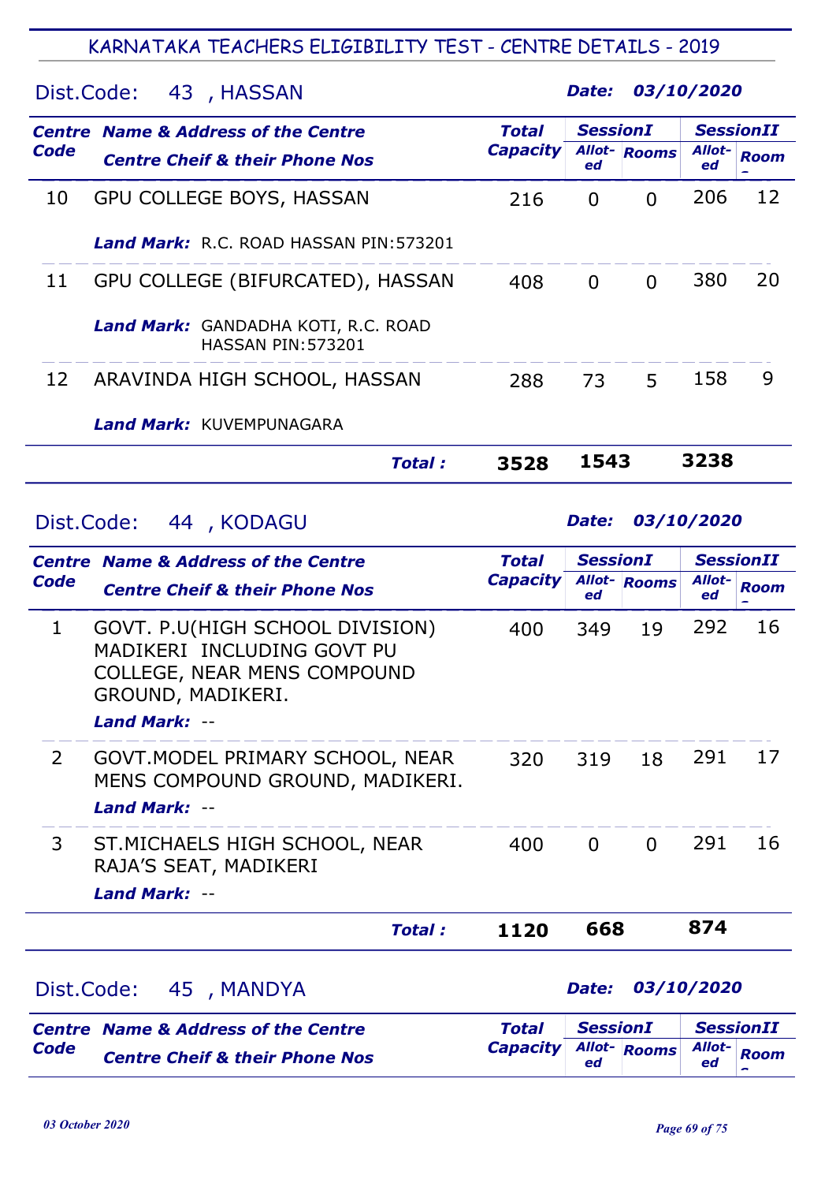## KARNATAKA TEACHERS ELIGIBILITY TEST - CENTRE DETAILS - 2019

### Dist.Code: 43 , HASSAN

***Date: 03/10/2020***

| Centre Code | Name & Address of the Centre / Centre Cheif & their Phone Nos | Total Capacity | SessionI | | SessionII | |
|---|---|---|---|---|---|---|
| | | | Allot-ed | Rooms | Allot-ed | Rooms |
| 10 | GPU COLLEGE BOYS, HASSAN<br>***Land Mark:*** R.C. ROAD HASSAN PIN:573201 | 216 | 0 | 0 | 206 | 12 |
| 11 | GPU COLLEGE (BIFURCATED), HASSAN<br>***Land Mark:*** GANDADHA KOTI, R.C. ROAD HASSAN PIN:573201 | 408 | 0 | 0 | 380 | 20 |
| 12 | ARAVINDA HIGH SCHOOL, HASSAN<br>***Land Mark:*** KUVEMPUNAGARA | 288 | 73 | 5 | 158 | 9 |
| | ***Total :*** | **3528** | **1543** | | **3238** | |

### Dist.Code: 44 , KODAGU

***Date: 03/10/2020***

| Centre Code | Name & Address of the Centre / Centre Cheif & their Phone Nos | Total Capacity | SessionI | | SessionII | |
|---|---|---|---|---|---|---|
| | | | Allot-ed | Rooms | Allot-ed | Rooms |
| 1 | GOVT. P.U(HIGH SCHOOL DIVISION) MADIKERI INCLUDING GOVT PU COLLEGE, NEAR MENS COMPOUND GROUND, MADIKERI.<br>***Land Mark:*** -- | 400 | 349 | 19 | 292 | 16 |
| 2 | GOVT.MODEL PRIMARY SCHOOL, NEAR MENS COMPOUND GROUND, MADIKERI.<br>***Land Mark:*** -- | 320 | 319 | 18 | 291 | 17 |
| 3 | ST.MICHAELS HIGH SCHOOL, NEAR RAJA'S SEAT, MADIKERI<br>***Land Mark:*** -- | 400 | 0 | 0 | 291 | 16 |
| | ***Total :*** | **1120** | **668** | | **874** | |

### Dist.Code: 45 , MANDYA

***Date: 03/10/2020***

| Centre Code | Name & Address of the Centre / Centre Cheif & their Phone Nos | Total Capacity | SessionI | | SessionII | |
|---|---|---|---|---|---|---|
| | | | Allot-ed | Rooms | Allot-ed | Rooms |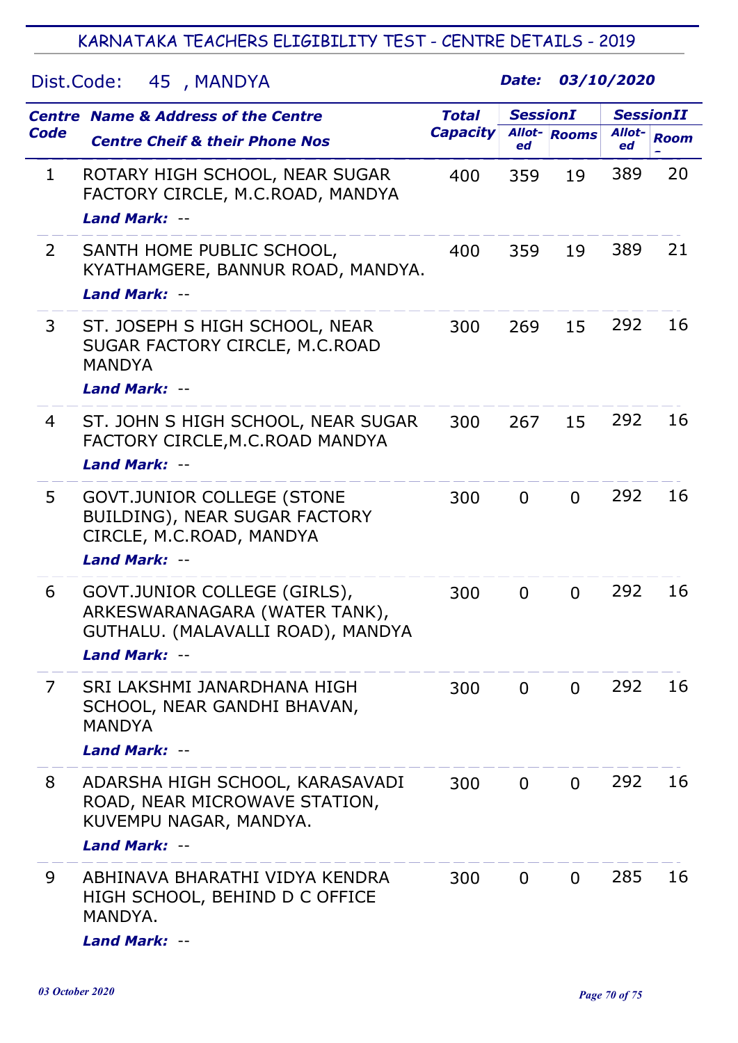## KARNATAKA TEACHERS ELIGIBILITY TEST - CENTRE DETAILS - 2019

Dist.Code: 45 , MANDYA **Date: 03/10/2020**

| Centre Code | Name & Address of the Centre / Centre Cheif & their Phone Nos | Total Capacity | SessionI | | SessionII | |
|---|---|---|---|---|---|---|
| | | | Allot-ed | Rooms | Allot-ed | Room |
| 1 | ROTARY HIGH SCHOOL, NEAR SUGAR FACTORY CIRCLE, M.C.ROAD, MANDYA *Land Mark: --* | 400 | 359 | 19 | 389 | 20 |
| 2 | SANTH HOME PUBLIC SCHOOL, KYATHAMGERE, BANNUR ROAD, MANDYA. *Land Mark: --* | 400 | 359 | 19 | 389 | 21 |
| 3 | ST. JOSEPH S HIGH SCHOOL, NEAR SUGAR FACTORY CIRCLE, M.C.ROAD MANDYA *Land Mark: --* | 300 | 269 | 15 | 292 | 16 |
| 4 | ST. JOHN S HIGH SCHOOL, NEAR SUGAR FACTORY CIRCLE,M.C.ROAD MANDYA *Land Mark: --* | 300 | 267 | 15 | 292 | 16 |
| 5 | GOVT.JUNIOR COLLEGE (STONE BUILDING), NEAR SUGAR FACTORY CIRCLE, M.C.ROAD, MANDYA *Land Mark: --* | 300 | 0 | 0 | 292 | 16 |
| 6 | GOVT.JUNIOR COLLEGE (GIRLS), ARKESWARANAGARA (WATER TANK), GUTHALU. (MALAVALLI ROAD), MANDYA *Land Mark: --* | 300 | 0 | 0 | 292 | 16 |
| 7 | SRI LAKSHMI JANARDHANA HIGH SCHOOL, NEAR GANDHI BHAVAN, MANDYA *Land Mark: --* | 300 | 0 | 0 | 292 | 16 |
| 8 | ADARSHA HIGH SCHOOL, KARASAVADI ROAD, NEAR MICROWAVE STATION, KUVEMPU NAGAR, MANDYA. *Land Mark: --* | 300 | 0 | 0 | 292 | 16 |
| 9 | ABHINAVA BHARATHI VIDYA KENDRA HIGH SCHOOL, BEHIND D C OFFICE MANDYA. *Land Mark: --* | 300 | 0 | 0 | 285 | 16 |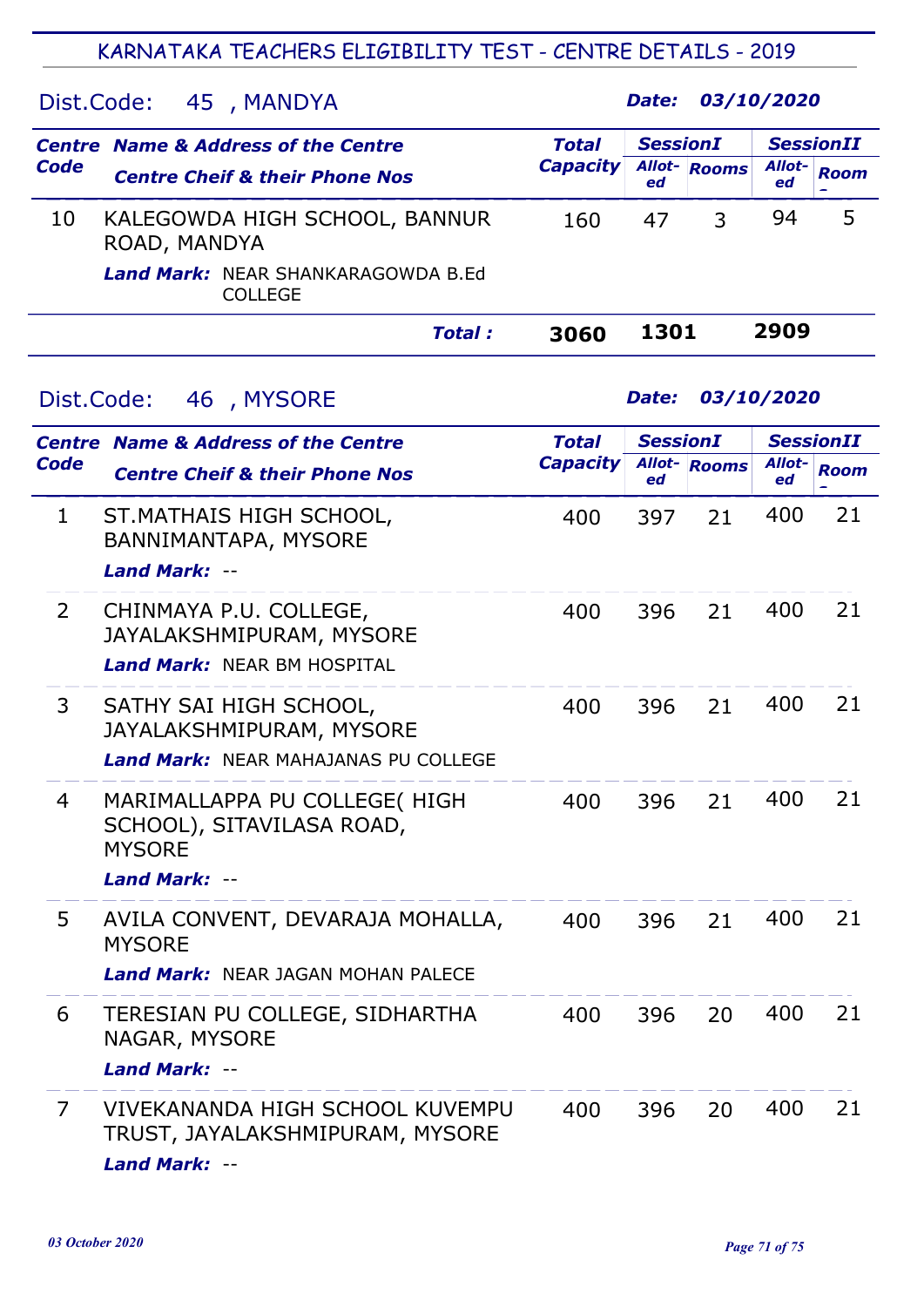## KARNATAKA TEACHERS ELIGIBILITY TEST - CENTRE DETAILS - 2019

### Dist.Code: 45 , MANDYA

***Date: 03/10/2020***

| Centre Code | Name & Address of the Centre / Centre Cheif & their Phone Nos | Total Capacity | SessionI | | SessionII | |
|---|---|---|---|---|---|---|
| | | | Allot-ed | Rooms | Allot-ed | Room |
| 10 | KALEGOWDA HIGH SCHOOL, BANNUR ROAD, MANDYA<br>***Land Mark:*** NEAR SHANKARAGOWDA B.Ed COLLEGE | 160 | 47 | 3 | 94 | 5 |
| | ***Total :*** | **3060** | **1301** | | **2909** | |

### Dist.Code: 46 , MYSORE

***Date: 03/10/2020***

| Centre Code | Name & Address of the Centre / Centre Cheif & their Phone Nos | Total Capacity | SessionI | | SessionII | |
|---|---|---|---|---|---|---|
| | | | Allot-ed | Rooms | Allot-ed | Room |
| 1 | ST.MATHAIS HIGH SCHOOL, BANNIMANTAPA, MYSORE<br>***Land Mark:*** -- | 400 | 397 | 21 | 400 | 21 |
| 2 | CHINMAYA P.U. COLLEGE, JAYALAKSHMIPURAM, MYSORE<br>***Land Mark:*** NEAR BM HOSPITAL | 400 | 396 | 21 | 400 | 21 |
| 3 | SATHY SAI HIGH SCHOOL, JAYALAKSHMIPURAM, MYSORE<br>***Land Mark:*** NEAR MAHAJANAS PU COLLEGE | 400 | 396 | 21 | 400 | 21 |
| 4 | MARIMALLAPPA PU COLLEGE( HIGH SCHOOL), SITAVILASA ROAD, MYSORE<br>***Land Mark:*** -- | 400 | 396 | 21 | 400 | 21 |
| 5 | AVILA CONVENT, DEVARAJA MOHALLA, MYSORE<br>***Land Mark:*** NEAR JAGAN MOHAN PALECE | 400 | 396 | 21 | 400 | 21 |
| 6 | TERESIAN PU COLLEGE, SIDHARTHA NAGAR, MYSORE<br>***Land Mark:*** -- | 400 | 396 | 20 | 400 | 21 |
| 7 | VIVEKANANDA HIGH SCHOOL KUVEMPU TRUST, JAYALAKSHMIPURAM, MYSORE<br>***Land Mark:*** -- | 400 | 396 | 20 | 400 | 21 |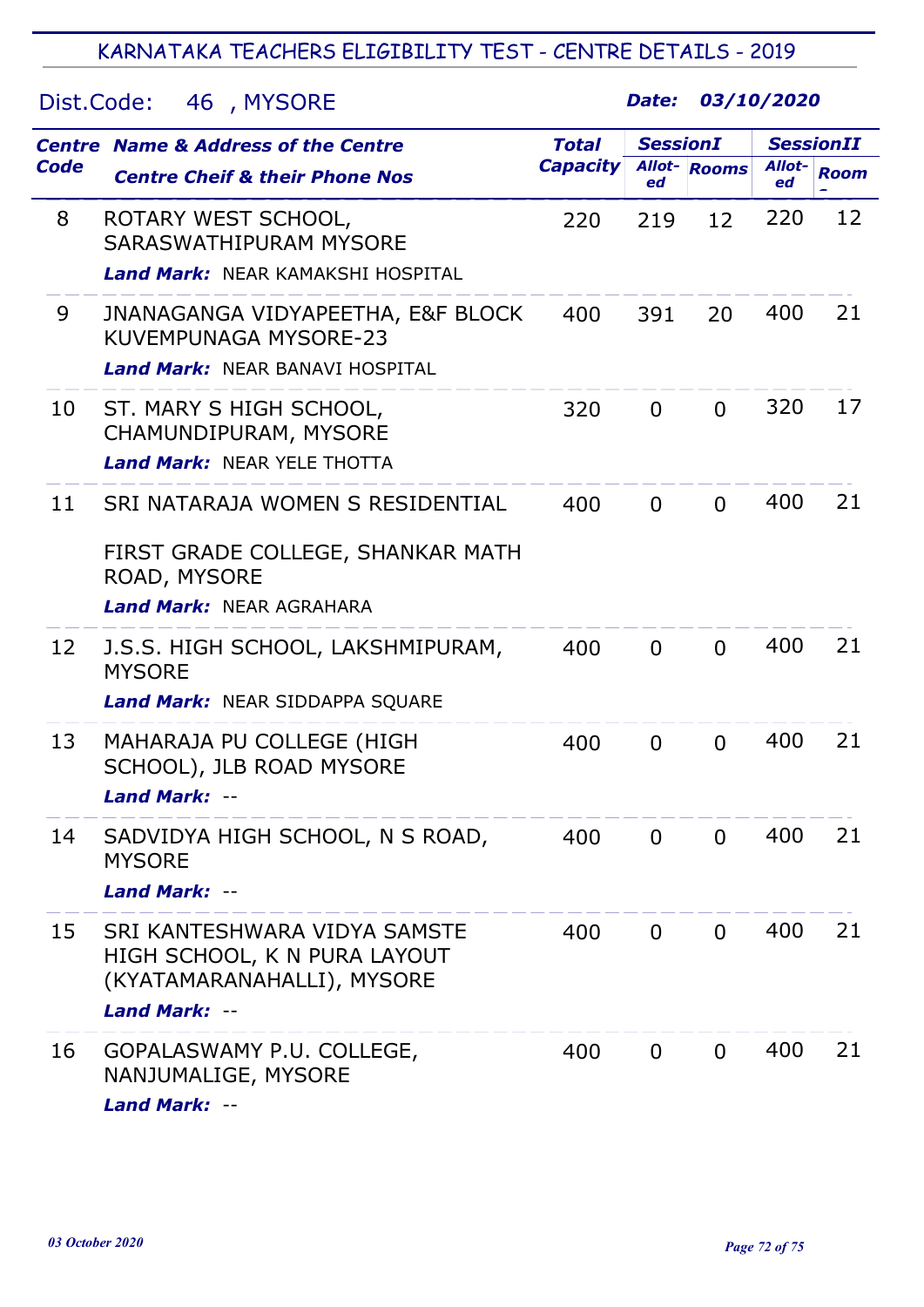## KARNATAKA TEACHERS ELIGIBILITY TEST - CENTRE DETAILS - 2019

Dist.Code: 46 , MYSORE

***Date: 03/10/2020***

| Centre Code | Name & Address of the Centre / Centre Cheif & their Phone Nos | Total Capacity | SessionI | | SessionII | |
|---|---|---|---|---|---|---|
| | | | Allot-ed | Rooms | Allot-ed | Room |
| 8 | ROTARY WEST SCHOOL, SARASWATHIPURAM MYSORE<br>***Land Mark:*** NEAR KAMAKSHI HOSPITAL | 220 | 219 | 12 | 220 | 12 |
| 9 | JNANAGANGA VIDYAPEETHA, E&F BLOCK KUVEMPUNAGA MYSORE-23<br>***Land Mark:*** NEAR BANAVI HOSPITAL | 400 | 391 | 20 | 400 | 21 |
| 10 | ST. MARY S HIGH SCHOOL, CHAMUNDIPURAM, MYSORE<br>***Land Mark:*** NEAR YELE THOTTA | 320 | 0 | 0 | 320 | 17 |
| 11 | SRI NATARAJA WOMEN S RESIDENTIAL FIRST GRADE COLLEGE, SHANKAR MATH ROAD, MYSORE<br>***Land Mark:*** NEAR AGRAHARA | 400 | 0 | 0 | 400 | 21 |
| 12 | J.S.S. HIGH SCHOOL, LAKSHMIPURAM, MYSORE<br>***Land Mark:*** NEAR SIDDAPPA SQUARE | 400 | 0 | 0 | 400 | 21 |
| 13 | MAHARAJA PU COLLEGE (HIGH SCHOOL), JLB ROAD MYSORE<br>***Land Mark:*** -- | 400 | 0 | 0 | 400 | 21 |
| 14 | SADVIDYA HIGH SCHOOL, N S ROAD, MYSORE<br>***Land Mark:*** -- | 400 | 0 | 0 | 400 | 21 |
| 15 | SRI KANTESHWARA VIDYA SAMSTE HIGH SCHOOL, K N PURA LAYOUT (KYATAMARANAHALLI), MYSORE<br>***Land Mark:*** -- | 400 | 0 | 0 | 400 | 21 |
| 16 | GOPALASWAMY P.U. COLLEGE, NANJUMALIGE, MYSORE<br>***Land Mark:*** -- | 400 | 0 | 0 | 400 | 21 |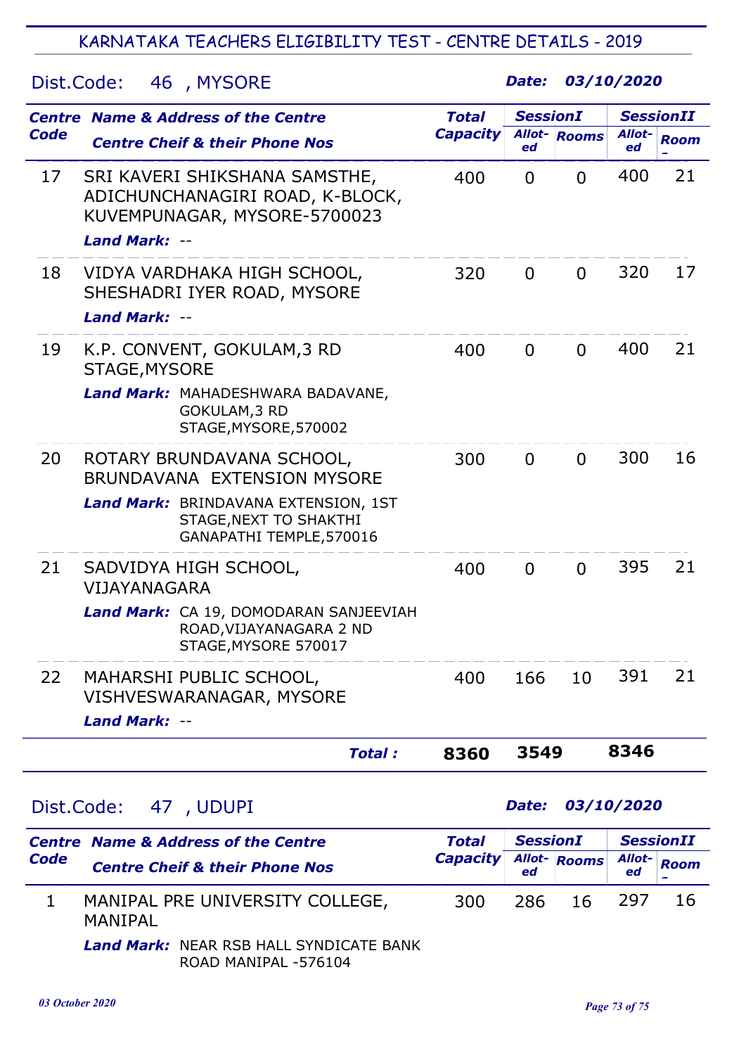## KARNATAKA TEACHERS ELIGIBILITY TEST - CENTRE DETAILS - 2019

Dist.Code: 46 , MYSORE

***Date: 03/10/2020***

| Centre Code | Name & Address of the Centre / Centre Cheif & their Phone Nos | Total Capacity | SessionI | | SessionII | |
|---|---|---|---|---|---|---|
| | | | Allot-ed | Rooms | Allot-ed | Room |
| 17 | SRI KAVERI SHIKSHANA SAMSTHE, ADICHUNCHANAGIRI ROAD, K-BLOCK, KUVEMPUNAGAR, MYSORE-5700023<br>***Land Mark:*** -- | 400 | 0 | 0 | 400 | 21 |
| 18 | VIDYA VARDHAKA HIGH SCHOOL, SHESHADRI IYER ROAD, MYSORE<br>***Land Mark:*** -- | 320 | 0 | 0 | 320 | 17 |
| 19 | K.P. CONVENT, GOKULAM,3 RD STAGE,MYSORE<br>***Land Mark:*** MAHADESHWARA BADAVANE, GOKULAM,3 RD STAGE,MYSORE,570002 | 400 | 0 | 0 | 400 | 21 |
| 20 | ROTARY BRUNDAVANA SCHOOL, BRUNDAVANA EXTENSION MYSORE<br>***Land Mark:*** BRINDAVANA EXTENSION, 1ST STAGE,NEXT TO SHAKTHI GANAPATHI TEMPLE,570016 | 300 | 0 | 0 | 300 | 16 |
| 21 | SADVIDYA HIGH SCHOOL, VIJAYANAGARA<br>***Land Mark:*** CA 19, DOMODARAN SANJEEVIAH ROAD,VIJAYANAGARA 2 ND STAGE,MYSORE 570017 | 400 | 0 | 0 | 395 | 21 |
| 22 | MAHARSHI PUBLIC SCHOOL, VISHVESWARANAGAR, MYSORE<br>***Land Mark:*** -- | 400 | 166 | 10 | 391 | 21 |
| | ***Total :*** | **8360** | **3549** | | **8346** | |

Dist.Code: 47 , UDUPI

***Date: 03/10/2020***

| Centre Code | Name & Address of the Centre / Centre Cheif & their Phone Nos | Total Capacity | SessionI | | SessionII | |
|---|---|---|---|---|---|---|
| | | | Allot-ed | Rooms | Allot-ed | Room |
| 1 | MANIPAL PRE UNIVERSITY COLLEGE, MANIPAL<br>***Land Mark:*** NEAR RSB HALL SYNDICATE BANK ROAD MANIPAL -576104 | 300 | 286 | 16 | 297 | 16 |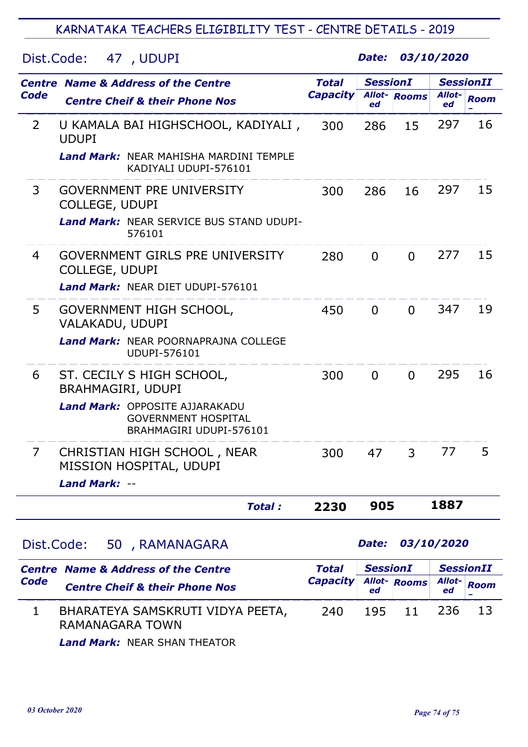## KARNATAKA TEACHERS ELIGIBILITY TEST - CENTRE DETAILS - 2019

**Dist.Code: 47 , UDUPI** **Date: 03/10/2020**

| Centre Code | Name & Address of the Centre / Centre Cheif & their Phone Nos | Total Capacity | SessionI | | SessionII | |
|---|---|---|---|---|---|---|
| | | | Allot-ed | Rooms | Allot-ed | Room |
| 2 | U KAMALA BAI HIGHSCHOOL, KADIYALI , UDUPI<br>**Land Mark:** NEAR MAHISHA MARDINI TEMPLE KADIYALI UDUPI-576101 | 300 | 286 | 15 | 297 | 16 |
| 3 | GOVERNMENT PRE UNIVERSITY COLLEGE, UDUPI<br>**Land Mark:** NEAR SERVICE BUS STAND UDUPI-576101 | 300 | 286 | 16 | 297 | 15 |
| 4 | GOVERNMENT GIRLS PRE UNIVERSITY COLLEGE, UDUPI<br>**Land Mark:** NEAR DIET UDUPI-576101 | 280 | 0 | 0 | 277 | 15 |
| 5 | GOVERNMENT HIGH SCHOOL, VALAKADU, UDUPI<br>**Land Mark:** NEAR POORNAPRAJNA COLLEGE UDUPI-576101 | 450 | 0 | 0 | 347 | 19 |
| 6 | ST. CECILY S HIGH SCHOOL, BRAHMAGIRI, UDUPI<br>**Land Mark:** OPPOSITE AJJARAKADU GOVERNMENT HOSPITAL BRAHMAGIRI UDUPI-576101 | 300 | 0 | 0 | 295 | 16 |
| 7 | CHRISTIAN HIGH SCHOOL , NEAR MISSION HOSPITAL, UDUPI<br>**Land Mark:** -- | 300 | 47 | 3 | 77 | 5 |
| | **Total :** | **2230** | **905** | | **1887** | |

**Dist.Code: 50 , RAMANAGARA** **Date: 03/10/2020**

| Centre Code | Name & Address of the Centre / Centre Cheif & their Phone Nos | Total Capacity | SessionI | | SessionII | |
|---|---|---|---|---|---|---|
| | | | Allot-ed | Rooms | Allot-ed | Room |
| 1 | BHARATEYA SAMSKRUTI VIDYA PEETA, RAMANAGARA TOWN<br>**Land Mark:** NEAR SHAN THEATOR | 240 | 195 | 11 | 236 | 13 |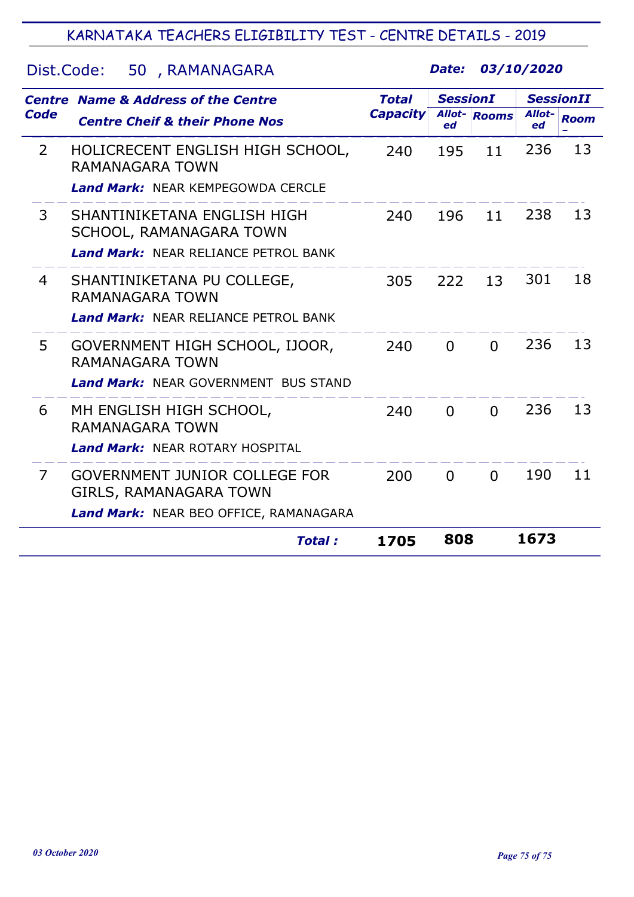# KARNATAKA TEACHERS ELIGIBILITY TEST - CENTRE DETAILS - 2019

Dist.Code: 50 , RAMANAGARA

**Date: 03/10/2020**

| Centre Code | Name & Address of the Centre / Centre Cheif & their Phone Nos | Total Capacity | SessionI | | SessionII | |
|---|---|---|---|---|---|---|
| | | | Allot-ed | Rooms | Allot-ed | Room |
| 2 | HOLICRECENT ENGLISH HIGH SCHOOL, RAMANAGARA TOWN<br>**Land Mark:** NEAR KEMPEGOWDA CERCLE | 240 | 195 | 11 | 236 | 13 |
| 3 | SHANTINIKETANA ENGLISH HIGH SCHOOL, RAMANAGARA TOWN<br>**Land Mark:** NEAR RELIANCE PETROL BANK | 240 | 196 | 11 | 238 | 13 |
| 4 | SHANTINIKETANA PU COLLEGE, RAMANAGARA TOWN<br>**Land Mark:** NEAR RELIANCE PETROL BANK | 305 | 222 | 13 | 301 | 18 |
| 5 | GOVERNMENT HIGH SCHOOL, IJOOR, RAMANAGARA TOWN<br>**Land Mark:** NEAR GOVERNMENT BUS STAND | 240 | 0 | 0 | 236 | 13 |
| 6 | MH ENGLISH HIGH SCHOOL, RAMANAGARA TOWN<br>**Land Mark:** NEAR ROTARY HOSPITAL | 240 | 0 | 0 | 236 | 13 |
| 7 | GOVERNMENT JUNIOR COLLEGE FOR GIRLS, RAMANAGARA TOWN<br>**Land Mark:** NEAR BEO OFFICE, RAMANAGARA | 200 | 0 | 0 | 190 | 11 |
| | **Total :** | **1705** | **808** | | **1673** | |